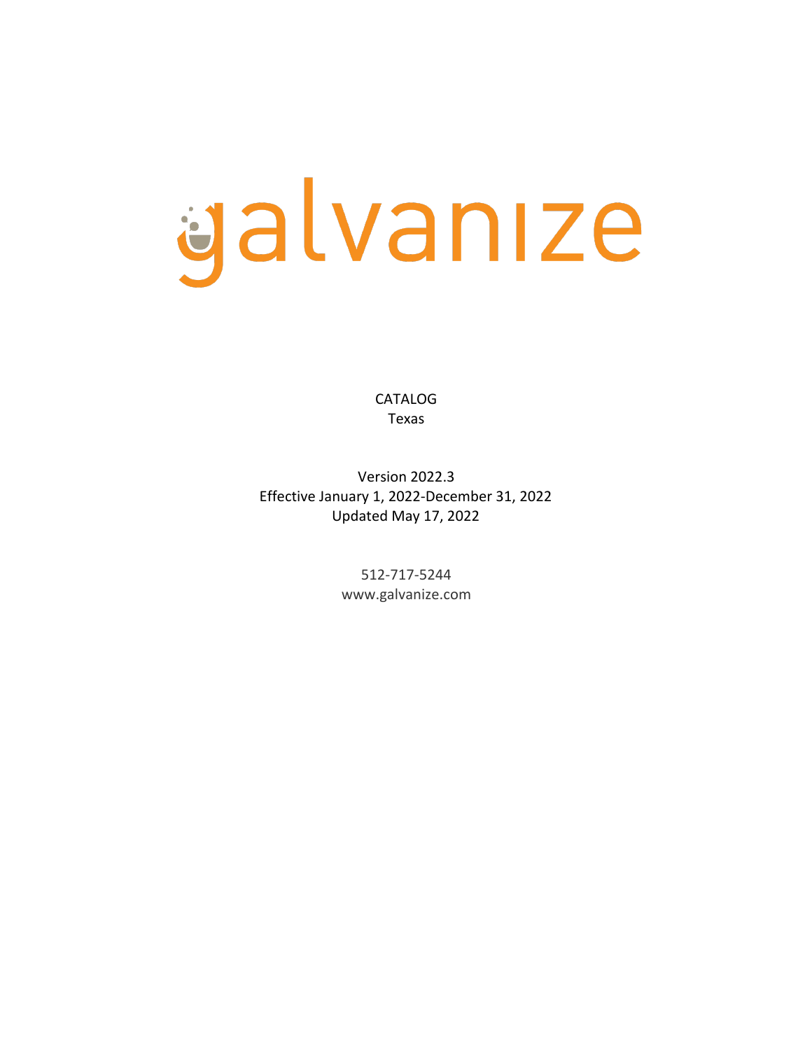# galvanize

CATALOG
Texas

Version 2022.3
Effective January 1, 2022-December 31, 2022
Updated May 17, 2022

512-717-5244
www.galvanize.com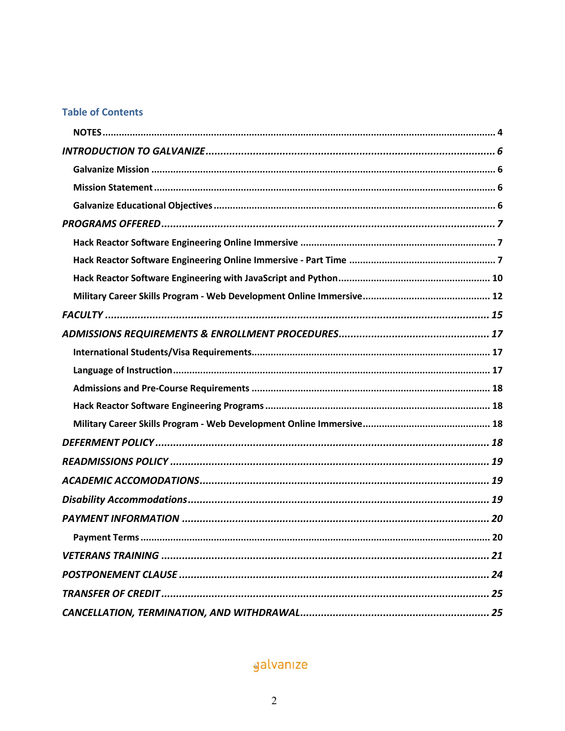## Table of Contents

- **NOTES** ........ 4
- ***INTRODUCTION TO GALVANIZE*** ........ *6*
  - **Galvanize Mission** ........ 6
  - **Mission Statement** ........ 6
  - **Galvanize Educational Objectives** ........ 6
- ***PROGRAMS OFFERED*** ........ *7*
  - **Hack Reactor Software Engineering Online Immersive** ........ 7
  - **Hack Reactor Software Engineering Online Immersive - Part Time** ........ 7
  - **Hack Reactor Software Engineering with JavaScript and Python** ........ 10
  - **Military Career Skills Program - Web Development Online Immersive** ........ 12
- ***FACULTY*** ........ *15*
- ***ADMISSIONS REQUIREMENTS & ENROLLMENT PROCEDURES*** ........ *17*
  - **International Students/Visa Requirements** ........ 17
  - **Language of Instruction** ........ 17
  - **Admissions and Pre-Course Requirements** ........ 18
  - **Hack Reactor Software Engineering Programs** ........ 18
  - **Military Career Skills Program - Web Development Online Immersive** ........ 18
- ***DEFERMENT POLICY*** ........ *18*
- ***READMISSIONS POLICY*** ........ *19*
- ***ACADEMIC ACCOMODATIONS*** ........ *19*
- ***Disability Accommodations*** ........ *19*
- ***PAYMENT INFORMATION*** ........ *20*
  - **Payment Terms** ........ 20
- ***VETERANS TRAINING*** ........ *21*
- ***POSTPONEMENT CLAUSE*** ........ *24*
- ***TRANSFER OF CREDIT*** ........ *25*
- ***CANCELLATION, TERMINATION, AND WITHDRAWAL*** ........ *25*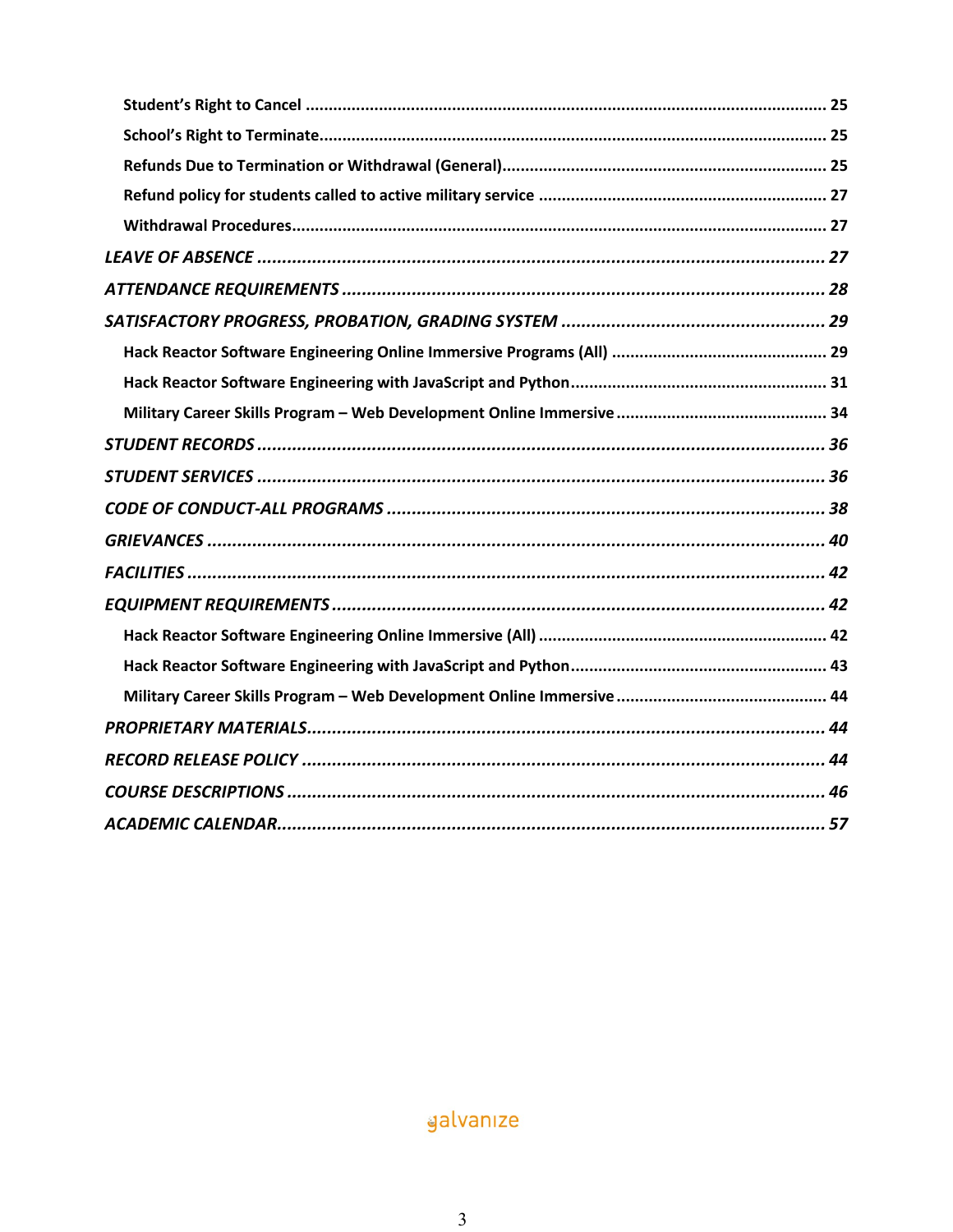**Student's Right to Cancel** ... 25

**School's Right to Terminate** ... 25

**Refunds Due to Termination or Withdrawal (General)** ... 25

**Refund policy for students called to active military service** ... 27

**Withdrawal Procedures** ... 27

***LEAVE OF ABSENCE*** ... 27

***ATTENDANCE REQUIREMENTS*** ... 28

***SATISFACTORY PROGRESS, PROBATION, GRADING SYSTEM*** ... 29

**Hack Reactor Software Engineering Online Immersive Programs (All)** ... 29

**Hack Reactor Software Engineering with JavaScript and Python** ... 31

**Military Career Skills Program – Web Development Online Immersive** ... 34

***STUDENT RECORDS*** ... 36

***STUDENT SERVICES*** ... 36

***CODE OF CONDUCT-ALL PROGRAMS*** ... 38

***GRIEVANCES*** ... 40

***FACILITIES*** ... 42

***EQUIPMENT REQUIREMENTS*** ... 42

**Hack Reactor Software Engineering Online Immersive (All)** ... 42

**Hack Reactor Software Engineering with JavaScript and Python** ... 43

**Military Career Skills Program – Web Development Online Immersive** ... 44

***PROPRIETARY MATERIALS*** ... 44

***RECORD RELEASE POLICY*** ... 44

***COURSE DESCRIPTIONS*** ... 46

***ACADEMIC CALENDAR*** ... 57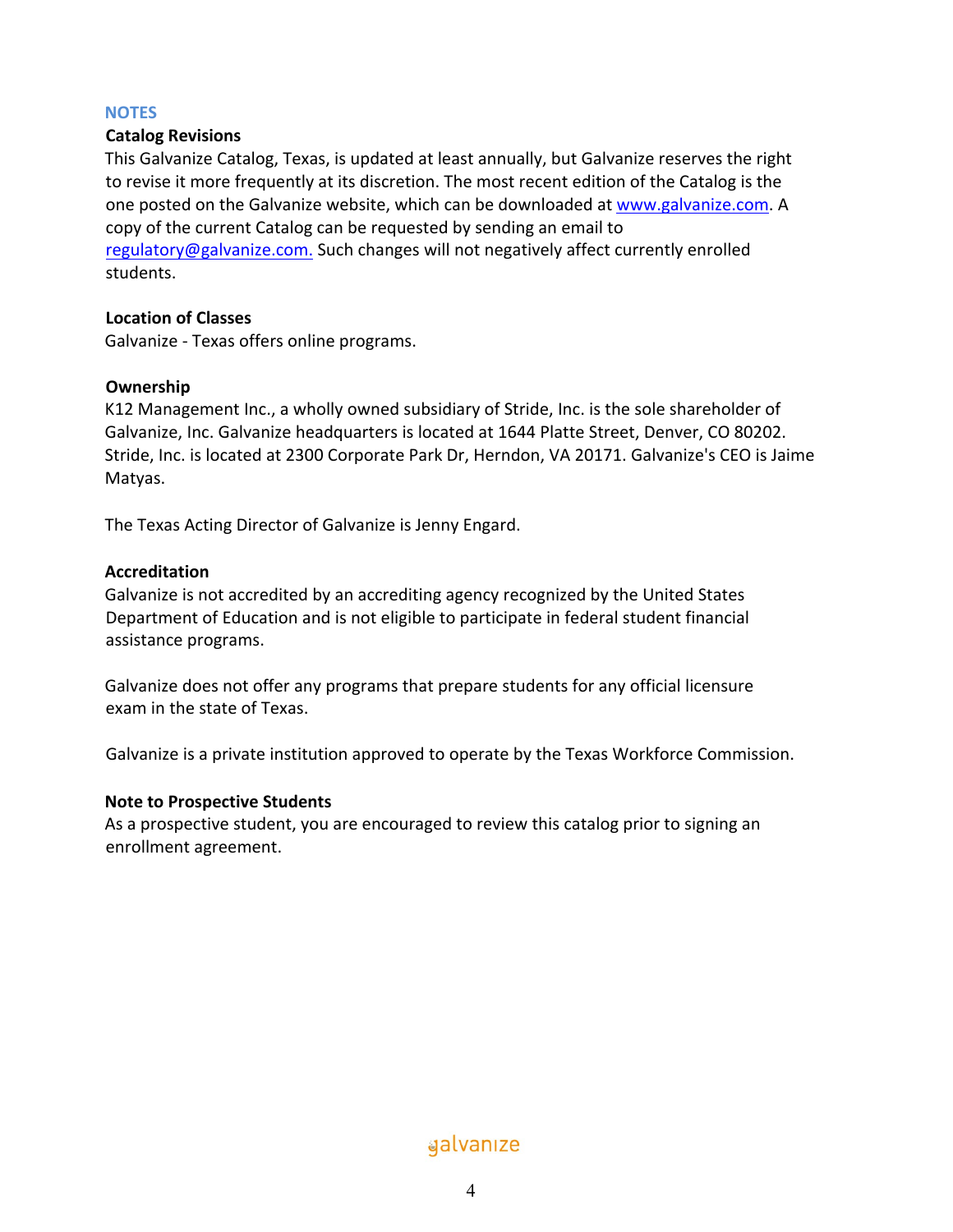## NOTES

### Catalog Revisions

This Galvanize Catalog, Texas, is updated at least annually, but Galvanize reserves the right to revise it more frequently at its discretion. The most recent edition of the Catalog is the one posted on the Galvanize website, which can be downloaded at [www.galvanize.com](http://www.galvanize.com). A copy of the current Catalog can be requested by sending an email to [regulatory@galvanize.com.](mailto:regulatory@galvanize.com) Such changes will not negatively affect currently enrolled students.

### Location of Classes

Galvanize - Texas offers online programs.

### Ownership

K12 Management Inc., a wholly owned subsidiary of Stride, Inc. is the sole shareholder of Galvanize, Inc. Galvanize headquarters is located at 1644 Platte Street, Denver, CO 80202. Stride, Inc. is located at 2300 Corporate Park Dr, Herndon, VA 20171. Galvanize's CEO is Jaime Matyas.

The Texas Acting Director of Galvanize is Jenny Engard.

### Accreditation

Galvanize is not accredited by an accrediting agency recognized by the United States Department of Education and is not eligible to participate in federal student financial assistance programs.

Galvanize does not offer any programs that prepare students for any official licensure exam in the state of Texas.

Galvanize is a private institution approved to operate by the Texas Workforce Commission.

### Note to Prospective Students

As a prospective student, you are encouraged to review this catalog prior to signing an enrollment agreement.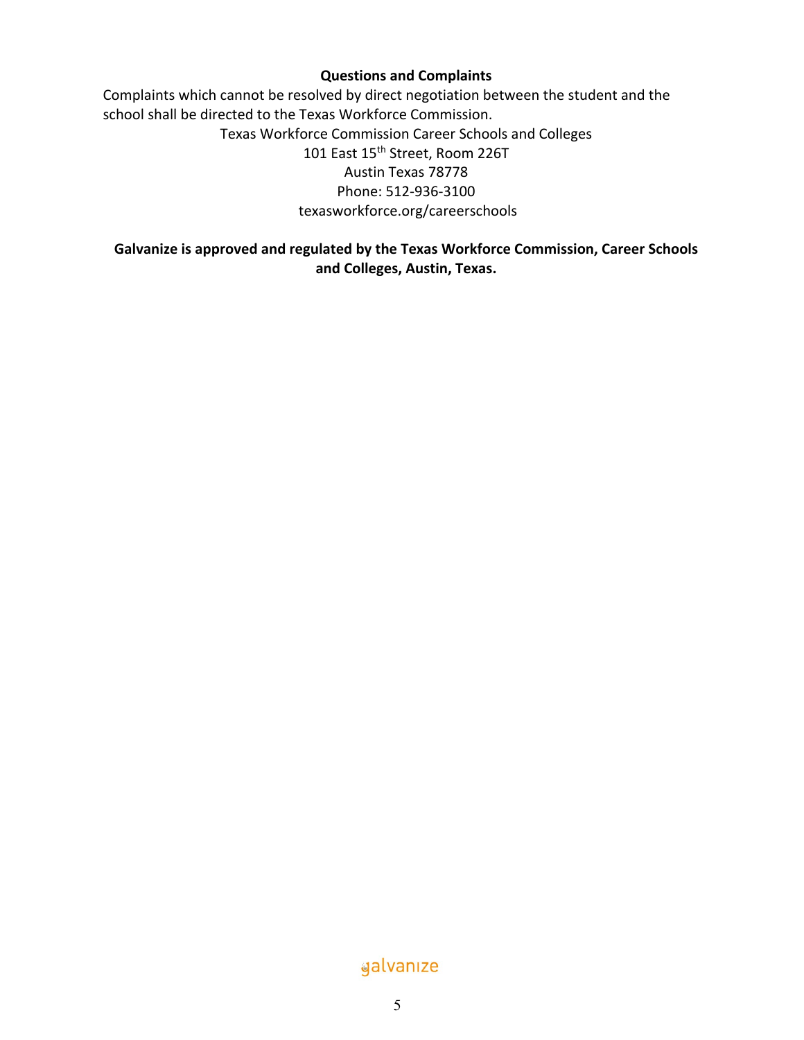**Questions and Complaints**

Complaints which cannot be resolved by direct negotiation between the student and the school shall be directed to the Texas Workforce Commission.

Texas Workforce Commission Career Schools and Colleges
101 East 15th Street, Room 226T
Austin Texas 78778
Phone: 512-936-3100
texasworkforce.org/careerschools

**Galvanize is approved and regulated by the Texas Workforce Commission, Career Schools and Colleges, Austin, Texas.**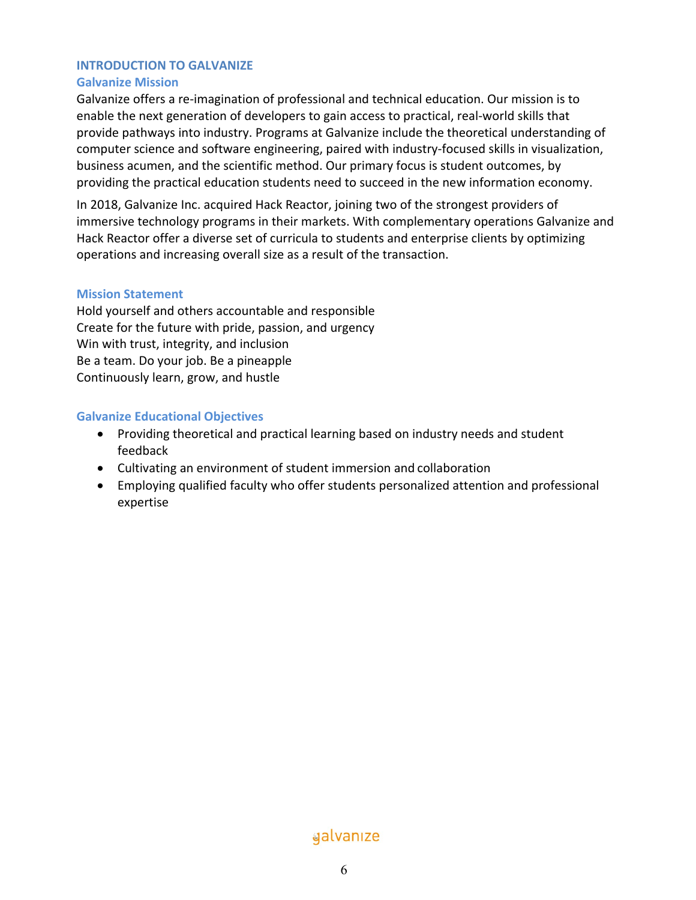# INTRODUCTION TO GALVANIZE

## Galvanize Mission

Galvanize offers a re-imagination of professional and technical education. Our mission is to enable the next generation of developers to gain access to practical, real-world skills that provide pathways into industry. Programs at Galvanize include the theoretical understanding of computer science and software engineering, paired with industry-focused skills in visualization, business acumen, and the scientific method. Our primary focus is student outcomes, by providing the practical education students need to succeed in the new information economy.

In 2018, Galvanize Inc. acquired Hack Reactor, joining two of the strongest providers of immersive technology programs in their markets. With complementary operations Galvanize and Hack Reactor offer a diverse set of curricula to students and enterprise clients by optimizing operations and increasing overall size as a result of the transaction.

## Mission Statement

Hold yourself and others accountable and responsible
Create for the future with pride, passion, and urgency
Win with trust, integrity, and inclusion
Be a team. Do your job. Be a pineapple
Continuously learn, grow, and hustle

## Galvanize Educational Objectives

- Providing theoretical and practical learning based on industry needs and student feedback
- Cultivating an environment of student immersion and collaboration
- Employing qualified faculty who offer students personalized attention and professional expertise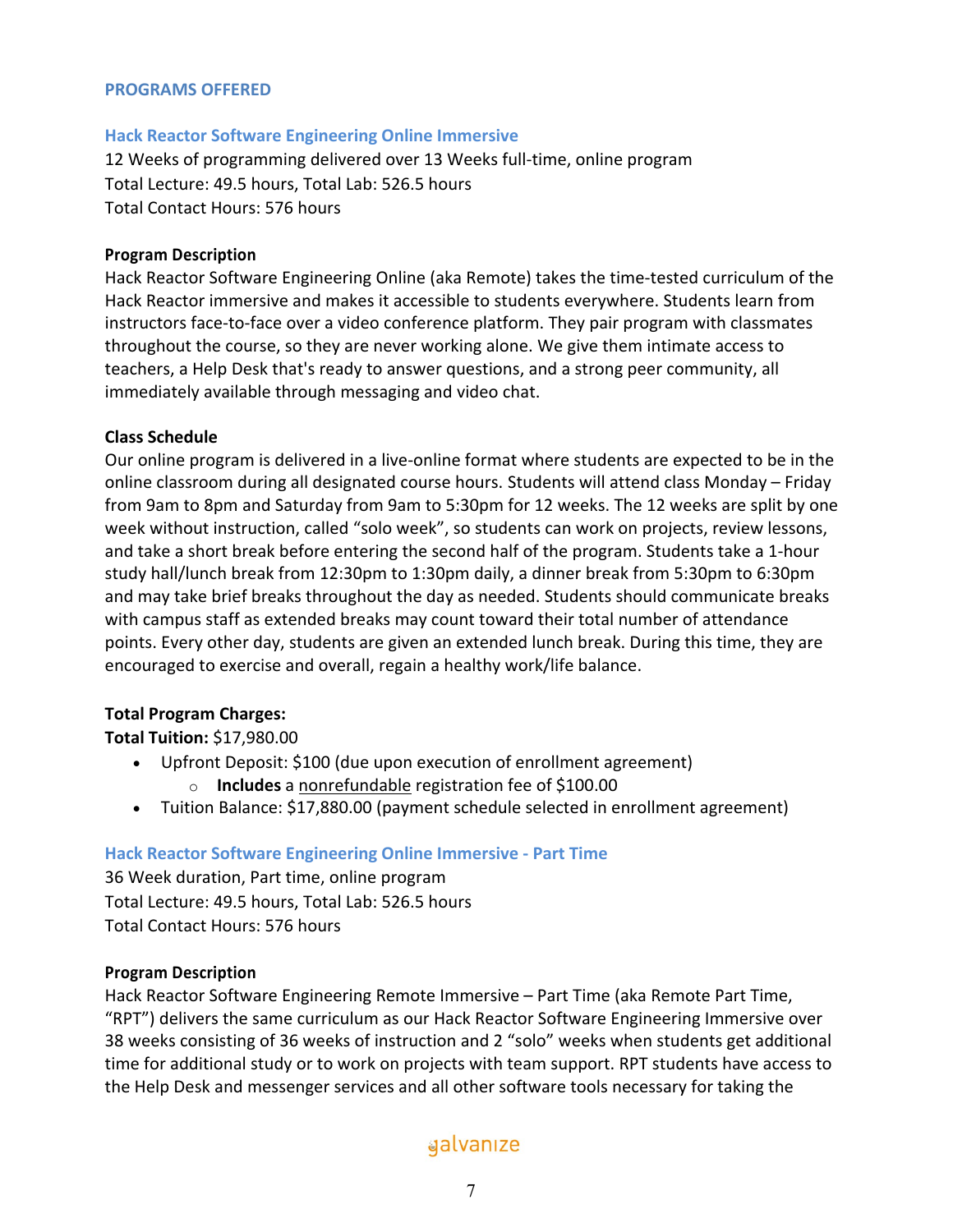## PROGRAMS OFFERED

### Hack Reactor Software Engineering Online Immersive

12 Weeks of programming delivered over 13 Weeks full-time, online program
Total Lecture: 49.5 hours, Total Lab: 526.5 hours
Total Contact Hours: 576 hours

**Program Description**

Hack Reactor Software Engineering Online (aka Remote) takes the time-tested curriculum of the Hack Reactor immersive and makes it accessible to students everywhere. Students learn from instructors face-to-face over a video conference platform. They pair program with classmates throughout the course, so they are never working alone. We give them intimate access to teachers, a Help Desk that's ready to answer questions, and a strong peer community, all immediately available through messaging and video chat.

**Class Schedule**

Our online program is delivered in a live-online format where students are expected to be in the online classroom during all designated course hours. Students will attend class Monday – Friday from 9am to 8pm and Saturday from 9am to 5:30pm for 12 weeks. The 12 weeks are split by one week without instruction, called "solo week", so students can work on projects, review lessons, and take a short break before entering the second half of the program. Students take a 1-hour study hall/lunch break from 12:30pm to 1:30pm daily, a dinner break from 5:30pm to 6:30pm and may take brief breaks throughout the day as needed. Students should communicate breaks with campus staff as extended breaks may count toward their total number of attendance points. Every other day, students are given an extended lunch break. During this time, they are encouraged to exercise and overall, regain a healthy work/life balance.

**Total Program Charges:**

**Total Tuition:** $17,980.00

- Upfront Deposit: $100 (due upon execution of enrollment agreement)
  - **Includes** a nonrefundable registration fee of $100.00
- Tuition Balance: $17,880.00 (payment schedule selected in enrollment agreement)

### Hack Reactor Software Engineering Online Immersive - Part Time

36 Week duration, Part time, online program
Total Lecture: 49.5 hours, Total Lab: 526.5 hours
Total Contact Hours: 576 hours

**Program Description**

Hack Reactor Software Engineering Remote Immersive – Part Time (aka Remote Part Time, "RPT") delivers the same curriculum as our Hack Reactor Software Engineering Immersive over 38 weeks consisting of 36 weeks of instruction and 2 "solo" weeks when students get additional time for additional study or to work on projects with team support. RPT students have access to the Help Desk and messenger services and all other software tools necessary for taking the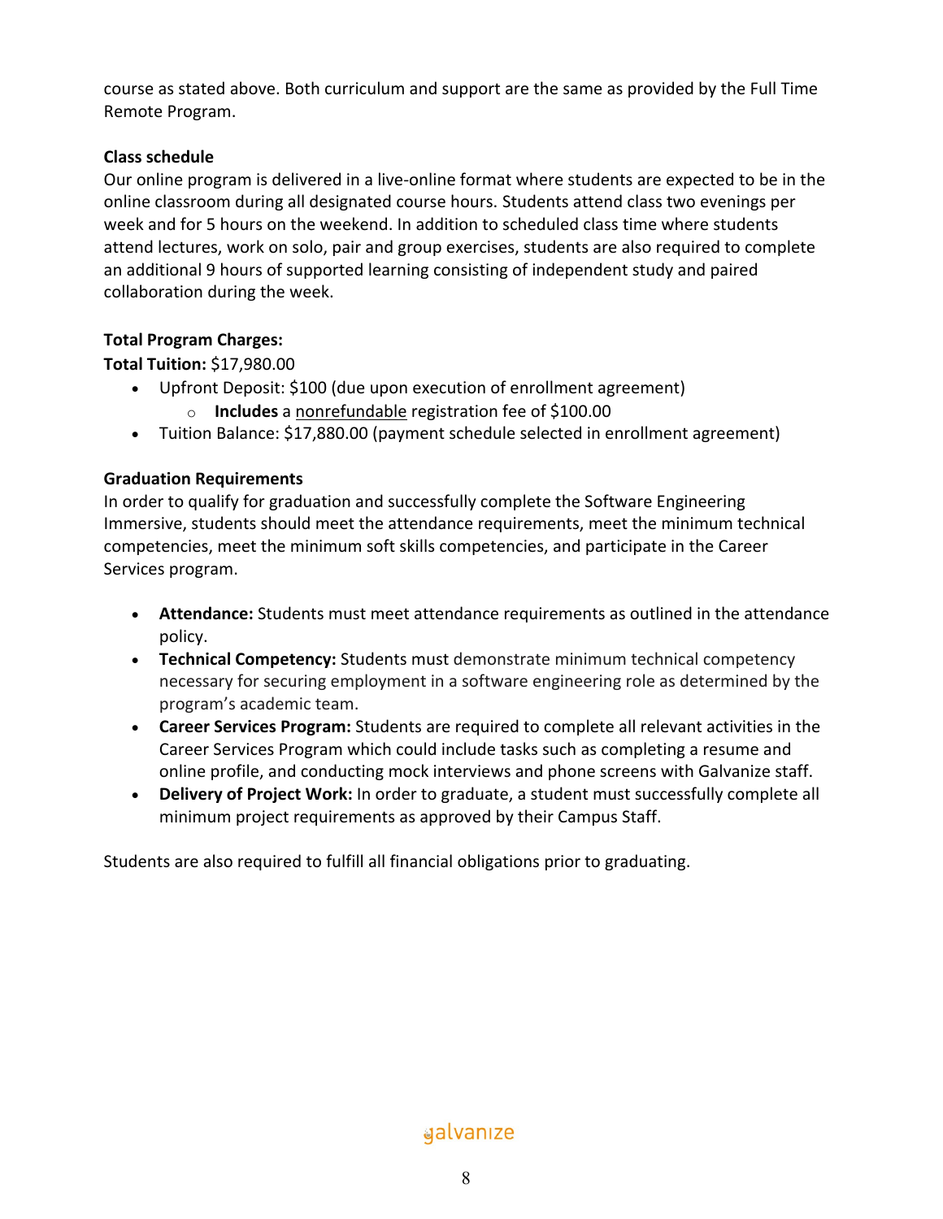course as stated above. Both curriculum and support are the same as provided by the Full Time Remote Program.

**Class schedule**

Our online program is delivered in a live-online format where students are expected to be in the online classroom during all designated course hours. Students attend class two evenings per week and for 5 hours on the weekend. In addition to scheduled class time where students attend lectures, work on solo, pair and group exercises, students are also required to complete an additional 9 hours of supported learning consisting of independent study and paired collaboration during the week.

**Total Program Charges:**

**Total Tuition:** $17,980.00

- Upfront Deposit: $100 (due upon execution of enrollment agreement)
    - **Includes** a <u>nonrefundable</u> registration fee of $100.00
- Tuition Balance: $17,880.00 (payment schedule selected in enrollment agreement)

**Graduation Requirements**

In order to qualify for graduation and successfully complete the Software Engineering Immersive, students should meet the attendance requirements, meet the minimum technical competencies, meet the minimum soft skills competencies, and participate in the Career Services program.

- **Attendance:** Students must meet attendance requirements as outlined in the attendance policy.
- **Technical Competency:** Students must demonstrate minimum technical competency necessary for securing employment in a software engineering role as determined by the program's academic team.
- **Career Services Program:** Students are required to complete all relevant activities in the Career Services Program which could include tasks such as completing a resume and online profile, and conducting mock interviews and phone screens with Galvanize staff.
- **Delivery of Project Work:** In order to graduate, a student must successfully complete all minimum project requirements as approved by their Campus Staff.

Students are also required to fulfill all financial obligations prior to graduating.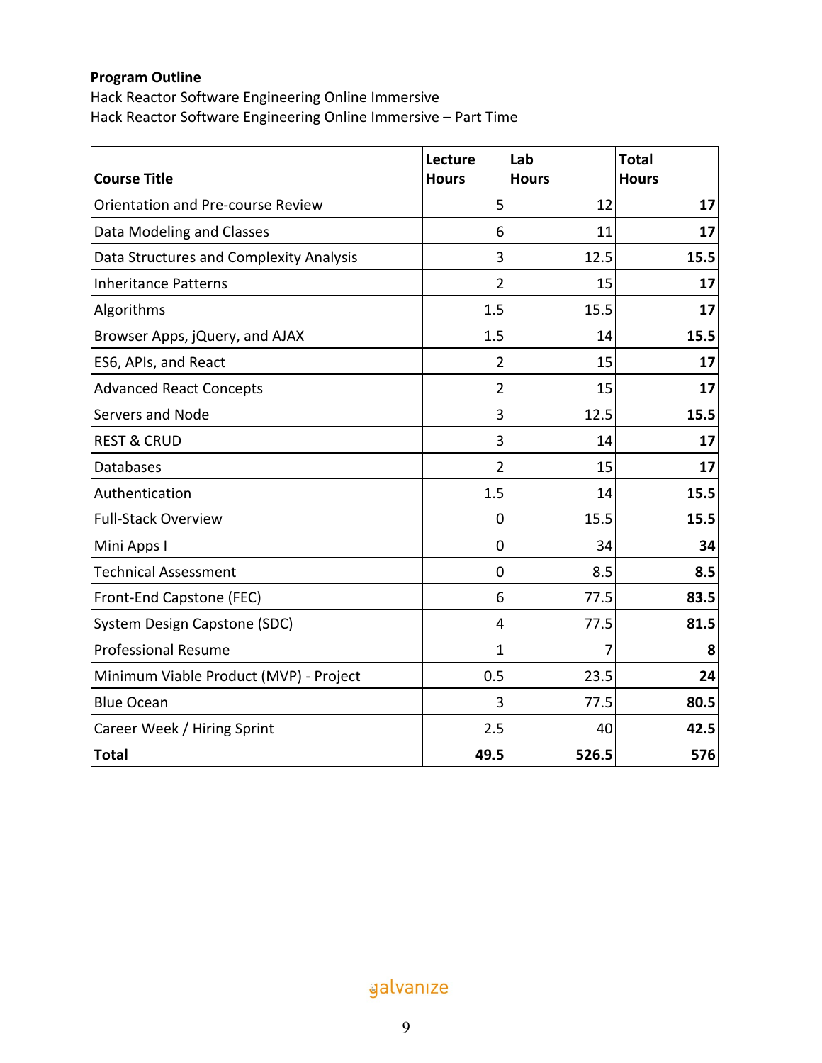**Program Outline**

Hack Reactor Software Engineering Online Immersive

Hack Reactor Software Engineering Online Immersive – Part Time

| **Course Title** | **Lecture Hours** | **Lab Hours** | **Total Hours** |
|---|---|---|---|
| Orientation and Pre-course Review | 5 | 12 | **17** |
| Data Modeling and Classes | 6 | 11 | **17** |
| Data Structures and Complexity Analysis | 3 | 12.5 | **15.5** |
| Inheritance Patterns | 2 | 15 | **17** |
| Algorithms | 1.5 | 15.5 | **17** |
| Browser Apps, jQuery, and AJAX | 1.5 | 14 | **15.5** |
| ES6, APIs, and React | 2 | 15 | **17** |
| Advanced React Concepts | 2 | 15 | **17** |
| Servers and Node | 3 | 12.5 | **15.5** |
| REST & CRUD | 3 | 14 | **17** |
| Databases | 2 | 15 | **17** |
| Authentication | 1.5 | 14 | **15.5** |
| Full-Stack Overview | 0 | 15.5 | **15.5** |
| Mini Apps I | 0 | 34 | **34** |
| Technical Assessment | 0 | 8.5 | **8.5** |
| Front-End Capstone (FEC) | 6 | 77.5 | **83.5** |
| System Design Capstone (SDC) | 4 | 77.5 | **81.5** |
| Professional Resume | 1 | 7 | **8** |
| Minimum Viable Product (MVP) - Project | 0.5 | 23.5 | **24** |
| Blue Ocean | 3 | 77.5 | **80.5** |
| Career Week / Hiring Sprint | 2.5 | 40 | **42.5** |
| **Total** | **49.5** | **526.5** | **576** |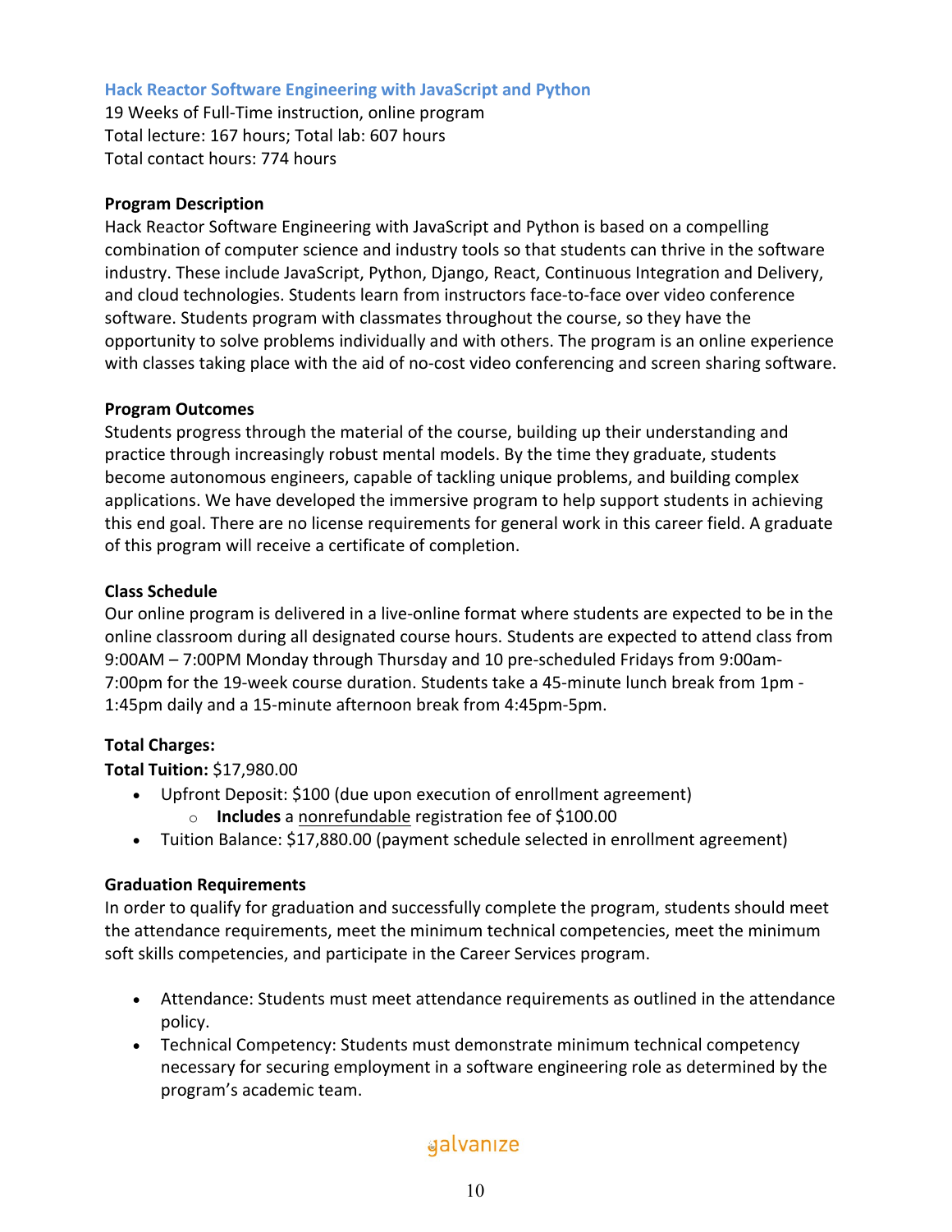### Hack Reactor Software Engineering with JavaScript and Python

19 Weeks of Full-Time instruction, online program
Total lecture: 167 hours; Total lab: 607 hours
Total contact hours: 774 hours

**Program Description**

Hack Reactor Software Engineering with JavaScript and Python is based on a compelling combination of computer science and industry tools so that students can thrive in the software industry. These include JavaScript, Python, Django, React, Continuous Integration and Delivery, and cloud technologies. Students learn from instructors face-to-face over video conference software. Students program with classmates throughout the course, so they have the opportunity to solve problems individually and with others. The program is an online experience with classes taking place with the aid of no-cost video conferencing and screen sharing software.

**Program Outcomes**

Students progress through the material of the course, building up their understanding and practice through increasingly robust mental models. By the time they graduate, students become autonomous engineers, capable of tackling unique problems, and building complex applications. We have developed the immersive program to help support students in achieving this end goal. There are no license requirements for general work in this career field. A graduate of this program will receive a certificate of completion.

**Class Schedule**

Our online program is delivered in a live-online format where students are expected to be in the online classroom during all designated course hours. Students are expected to attend class from 9:00AM – 7:00PM Monday through Thursday and 10 pre-scheduled Fridays from 9:00am-7:00pm for the 19-week course duration. Students take a 45-minute lunch break from 1pm - 1:45pm daily and a 15-minute afternoon break from 4:45pm-5pm.

**Total Charges:**

**Total Tuition:** $17,980.00

- Upfront Deposit: $100 (due upon execution of enrollment agreement)
  - **Includes** a <u>nonrefundable</u> registration fee of $100.00
- Tuition Balance: $17,880.00 (payment schedule selected in enrollment agreement)

**Graduation Requirements**

In order to qualify for graduation and successfully complete the program, students should meet the attendance requirements, meet the minimum technical competencies, meet the minimum soft skills competencies, and participate in the Career Services program.

- Attendance: Students must meet attendance requirements as outlined in the attendance policy.
- Technical Competency: Students must demonstrate minimum technical competency necessary for securing employment in a software engineering role as determined by the program's academic team.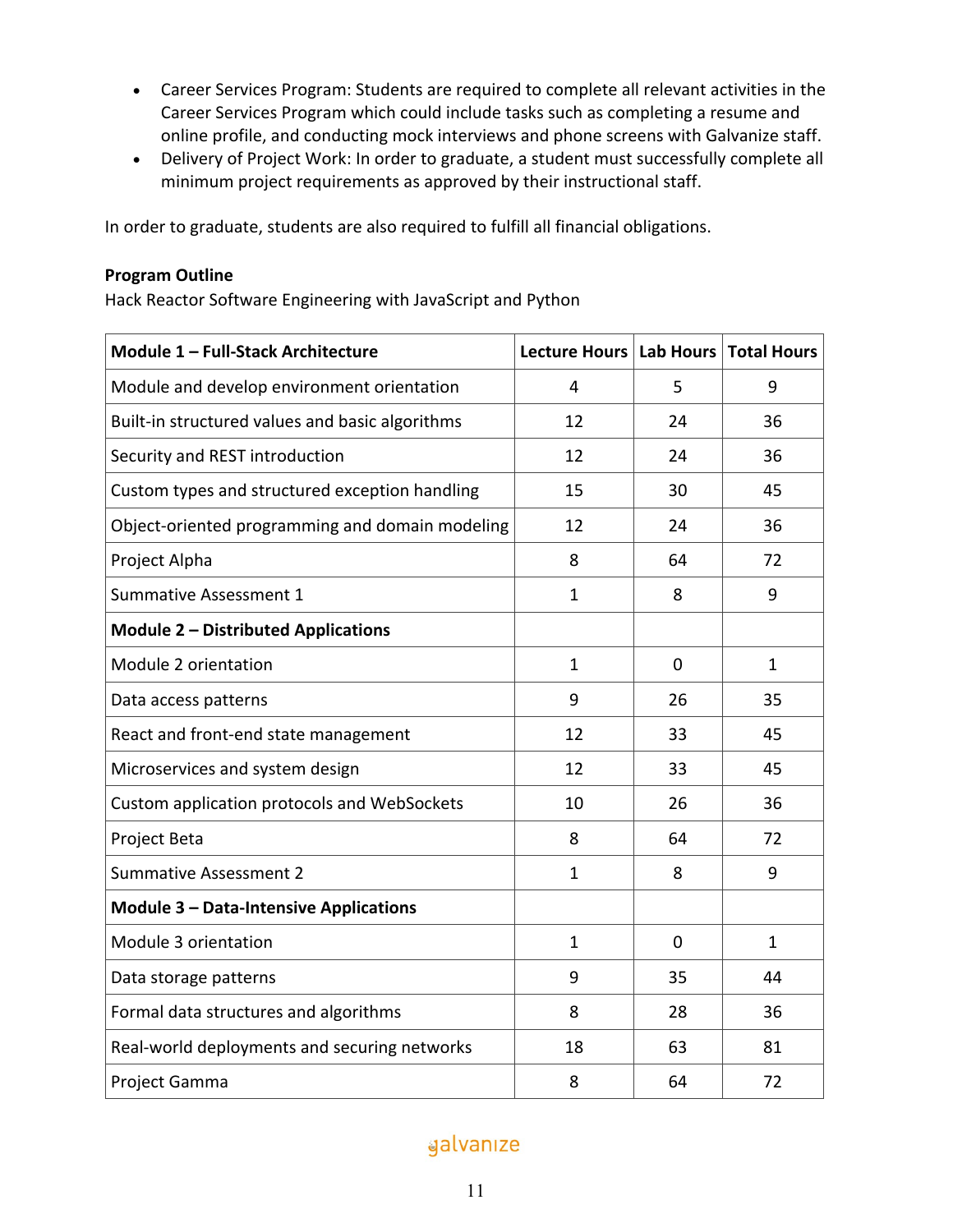- Career Services Program: Students are required to complete all relevant activities in the Career Services Program which could include tasks such as completing a resume and online profile, and conducting mock interviews and phone screens with Galvanize staff.
- Delivery of Project Work: In order to graduate, a student must successfully complete all minimum project requirements as approved by their instructional staff.

In order to graduate, students are also required to fulfill all financial obligations.

**Program Outline**

Hack Reactor Software Engineering with JavaScript and Python

| **Module 1 – Full-Stack Architecture** | **Lecture Hours** | **Lab Hours** | **Total Hours** |
|---|---|---|---|
| Module and develop environment orientation | 4 | 5 | 9 |
| Built-in structured values and basic algorithms | 12 | 24 | 36 |
| Security and REST introduction | 12 | 24 | 36 |
| Custom types and structured exception handling | 15 | 30 | 45 |
| Object-oriented programming and domain modeling | 12 | 24 | 36 |
| Project Alpha | 8 | 64 | 72 |
| Summative Assessment 1 | 1 | 8 | 9 |
| **Module 2 – Distributed Applications** | | | |
| Module 2 orientation | 1 | 0 | 1 |
| Data access patterns | 9 | 26 | 35 |
| React and front-end state management | 12 | 33 | 45 |
| Microservices and system design | 12 | 33 | 45 |
| Custom application protocols and WebSockets | 10 | 26 | 36 |
| Project Beta | 8 | 64 | 72 |
| Summative Assessment 2 | 1 | 8 | 9 |
| **Module 3 – Data-Intensive Applications** | | | |
| Module 3 orientation | 1 | 0 | 1 |
| Data storage patterns | 9 | 35 | 44 |
| Formal data structures and algorithms | 8 | 28 | 36 |
| Real-world deployments and securing networks | 18 | 63 | 81 |
| Project Gamma | 8 | 64 | 72 |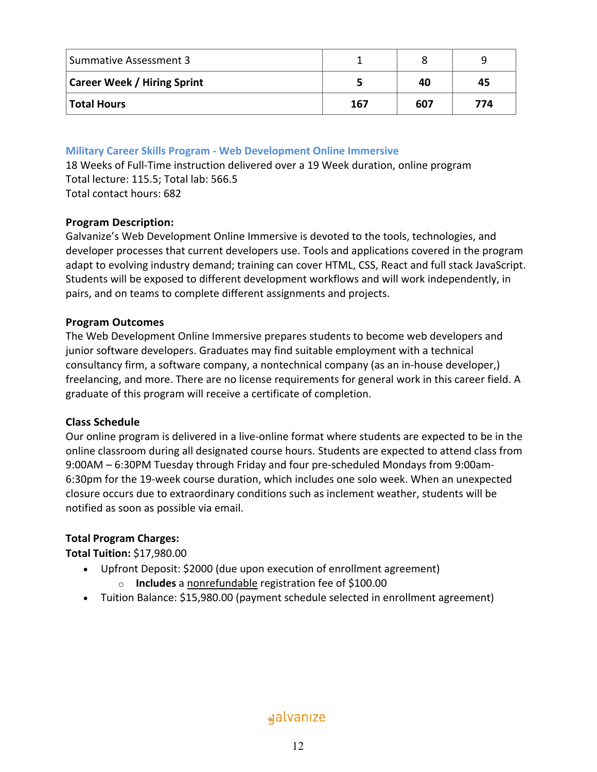| Summative Assessment 3 | 1 | 8 | 9 |
| --- | --- | --- | --- |
| **Career Week / Hiring Sprint** | **5** | **40** | **45** |
| **Total Hours** | **167** | **607** | **774** |

### Military Career Skills Program - Web Development Online Immersive

18 Weeks of Full-Time instruction delivered over a 19 Week duration, online program
Total lecture: 115.5; Total lab: 566.5
Total contact hours: 682

**Program Description:**
Galvanize's Web Development Online Immersive is devoted to the tools, technologies, and developer processes that current developers use. Tools and applications covered in the program adapt to evolving industry demand; training can cover HTML, CSS, React and full stack JavaScript. Students will be exposed to different development workflows and will work independently, in pairs, and on teams to complete different assignments and projects.

**Program Outcomes**
The Web Development Online Immersive prepares students to become web developers and junior software developers. Graduates may find suitable employment with a technical consultancy firm, a software company, a nontechnical company (as an in-house developer,) freelancing, and more. There are no license requirements for general work in this career field. A graduate of this program will receive a certificate of completion.

**Class Schedule**
Our online program is delivered in a live-online format where students are expected to be in the online classroom during all designated course hours. Students are expected to attend class from 9:00AM – 6:30PM Tuesday through Friday and four pre-scheduled Mondays from 9:00am-6:30pm for the 19-week course duration, which includes one solo week. When an unexpected closure occurs due to extraordinary conditions such as inclement weather, students will be notified as soon as possible via email.

**Total Program Charges:**
**Total Tuition:** $17,980.00

- Upfront Deposit: $2000 (due upon execution of enrollment agreement)
  - **Includes** a nonrefundable registration fee of $100.00
- Tuition Balance: $15,980.00 (payment schedule selected in enrollment agreement)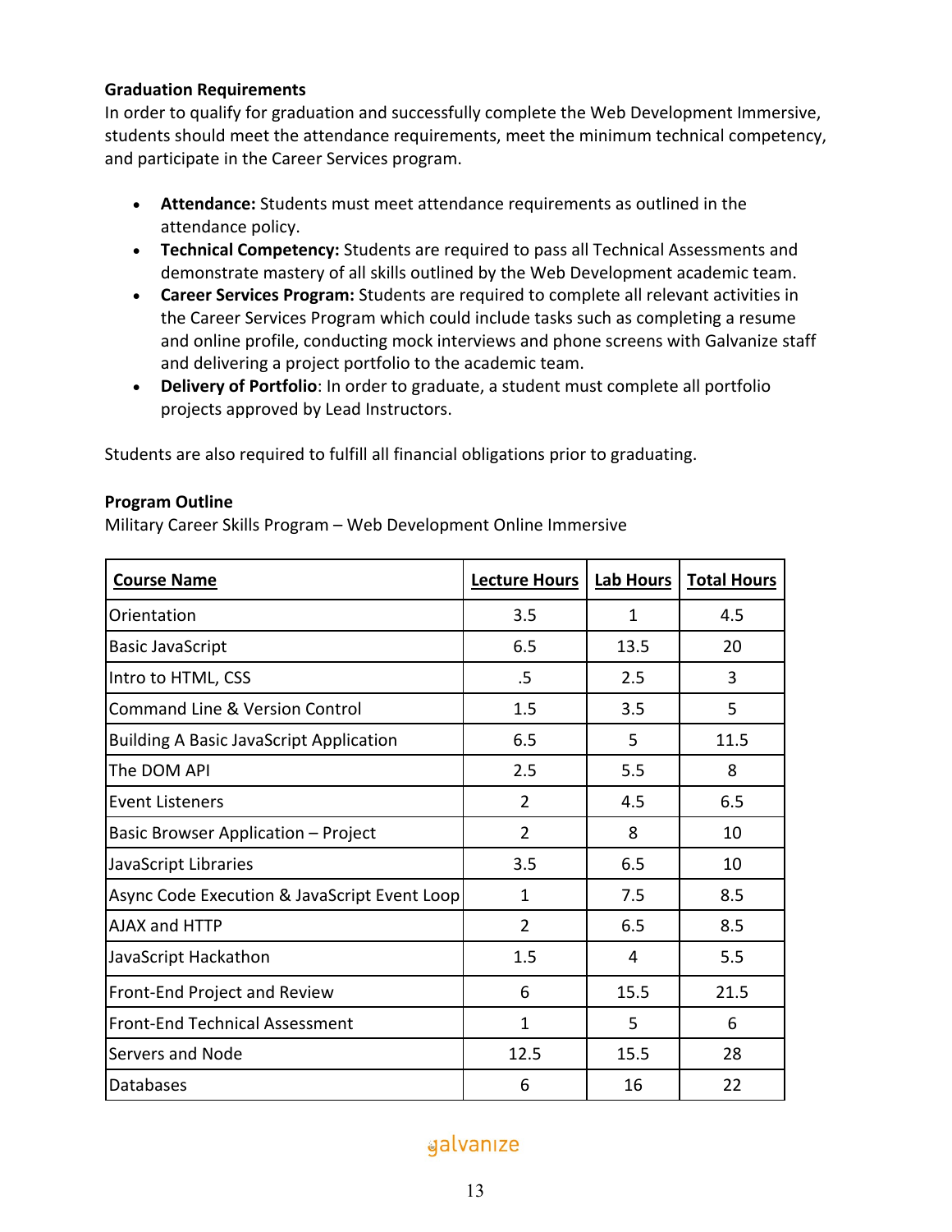**Graduation Requirements**

In order to qualify for graduation and successfully complete the Web Development Immersive, students should meet the attendance requirements, meet the minimum technical competency, and participate in the Career Services program.

- **Attendance:** Students must meet attendance requirements as outlined in the attendance policy.
- **Technical Competency:** Students are required to pass all Technical Assessments and demonstrate mastery of all skills outlined by the Web Development academic team.
- **Career Services Program:** Students are required to complete all relevant activities in the Career Services Program which could include tasks such as completing a resume and online profile, conducting mock interviews and phone screens with Galvanize staff and delivering a project portfolio to the academic team.
- **Delivery of Portfolio**: In order to graduate, a student must complete all portfolio projects approved by Lead Instructors.

Students are also required to fulfill all financial obligations prior to graduating.

**Program Outline**

Military Career Skills Program – Web Development Online Immersive

| Course Name | Lecture Hours | Lab Hours | Total Hours |
|---|---|---|---|
| Orientation | 3.5 | 1 | 4.5 |
| Basic JavaScript | 6.5 | 13.5 | 20 |
| Intro to HTML, CSS | .5 | 2.5 | 3 |
| Command Line & Version Control | 1.5 | 3.5 | 5 |
| Building A Basic JavaScript Application | 6.5 | 5 | 11.5 |
| The DOM API | 2.5 | 5.5 | 8 |
| Event Listeners | 2 | 4.5 | 6.5 |
| Basic Browser Application – Project | 2 | 8 | 10 |
| JavaScript Libraries | 3.5 | 6.5 | 10 |
| Async Code Execution & JavaScript Event Loop | 1 | 7.5 | 8.5 |
| AJAX and HTTP | 2 | 6.5 | 8.5 |
| JavaScript Hackathon | 1.5 | 4 | 5.5 |
| Front-End Project and Review | 6 | 15.5 | 21.5 |
| Front-End Technical Assessment | 1 | 5 | 6 |
| Servers and Node | 12.5 | 15.5 | 28 |
| Databases | 6 | 16 | 22 |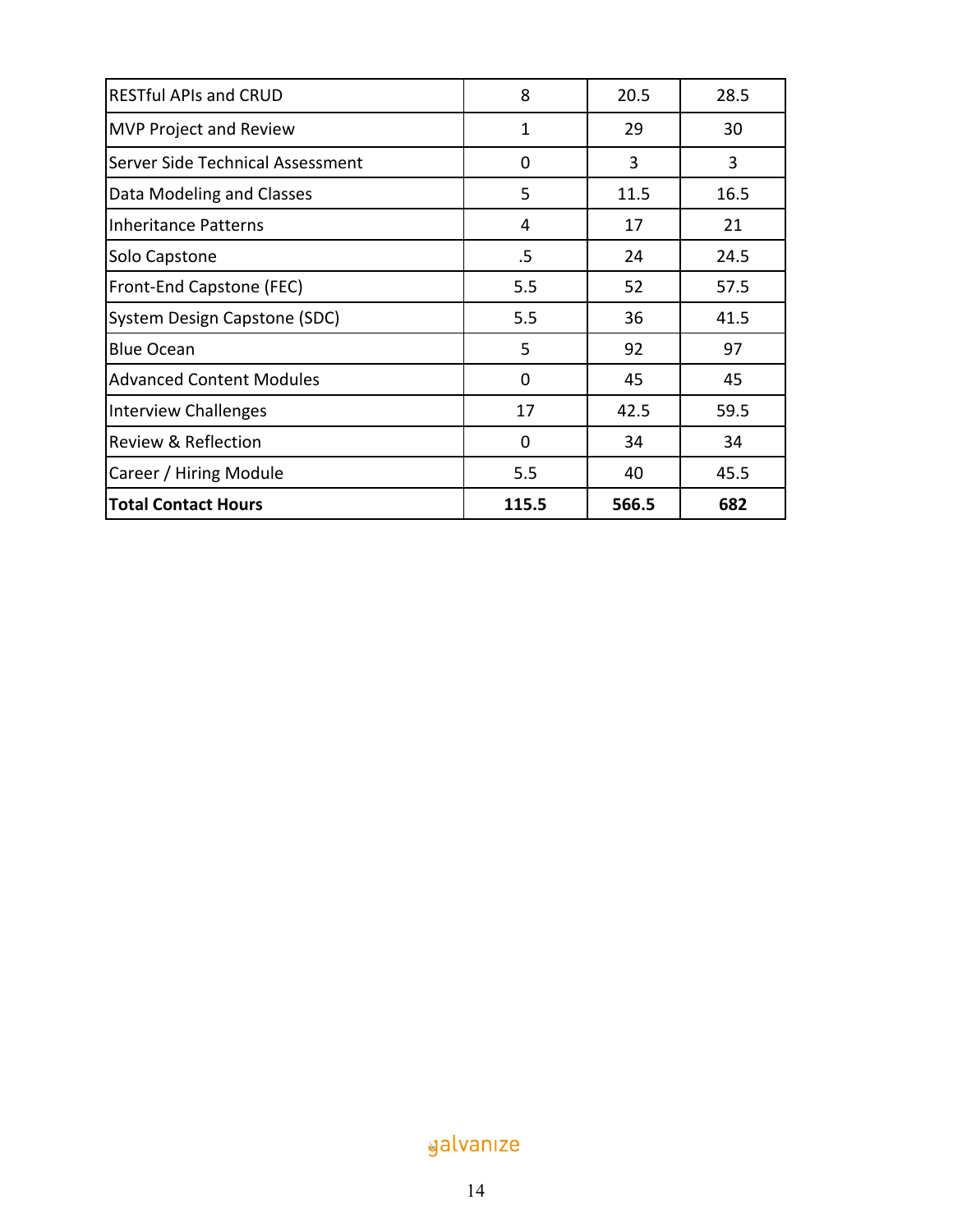| RESTful APIs and CRUD | 8 | 20.5 | 28.5 |
|---|---|---|---|
| MVP Project and Review | 1 | 29 | 30 |
| Server Side Technical Assessment | 0 | 3 | 3 |
| Data Modeling and Classes | 5 | 11.5 | 16.5 |
| Inheritance Patterns | 4 | 17 | 21 |
| Solo Capstone | .5 | 24 | 24.5 |
| Front-End Capstone (FEC) | 5.5 | 52 | 57.5 |
| System Design Capstone (SDC) | 5.5 | 36 | 41.5 |
| Blue Ocean | 5 | 92 | 97 |
| Advanced Content Modules | 0 | 45 | 45 |
| Interview Challenges | 17 | 42.5 | 59.5 |
| Review & Reflection | 0 | 34 | 34 |
| Career / Hiring Module | 5.5 | 40 | 45.5 |
| **Total Contact Hours** | **115.5** | **566.5** | **682** |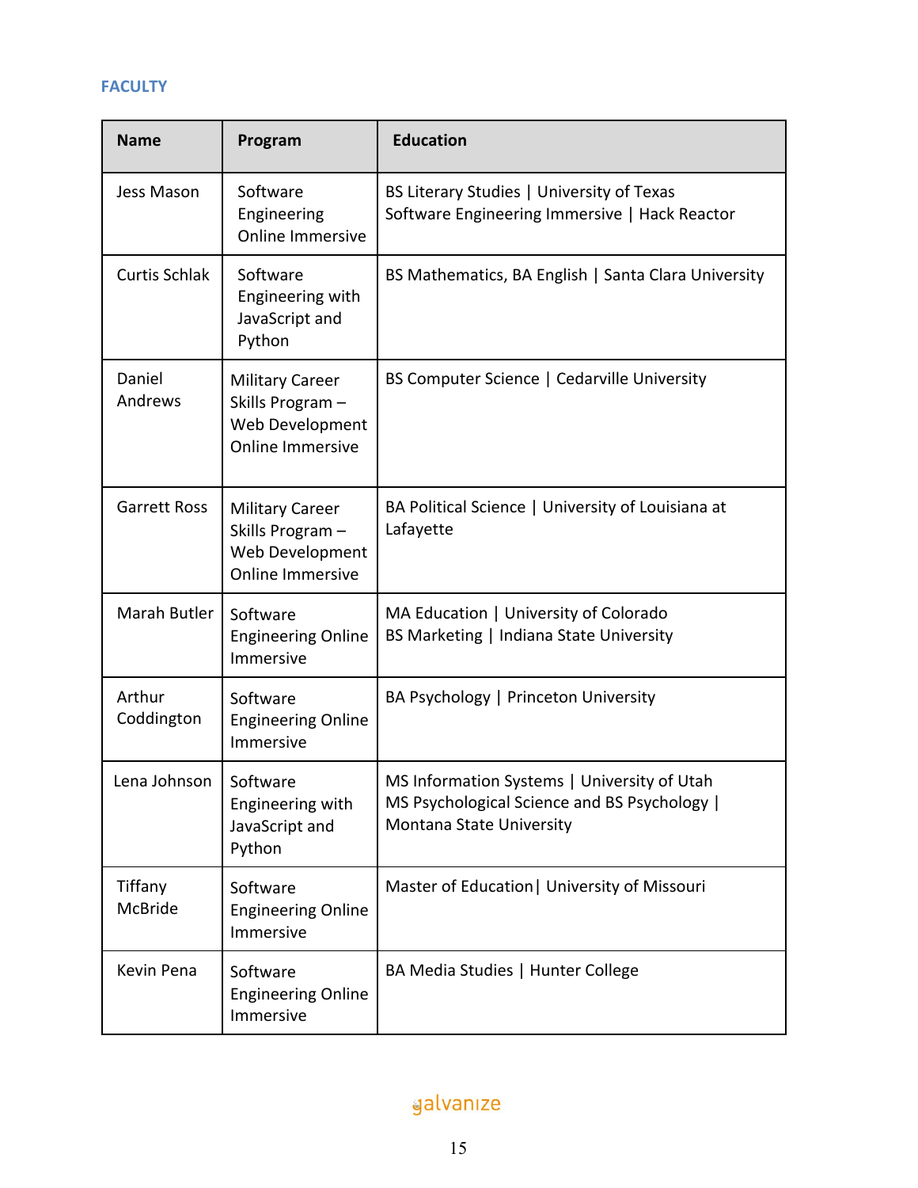### FACULTY

| Name | Program | Education |
|---|---|---|
| Jess Mason | Software Engineering Online Immersive | BS Literary Studies &#124; University of Texas<br>Software Engineering Immersive &#124; Hack Reactor |
| Curtis Schlak | Software Engineering with JavaScript and Python | BS Mathematics, BA English &#124; Santa Clara University |
| Daniel Andrews | Military Career Skills Program – Web Development Online Immersive | BS Computer Science &#124; Cedarville University |
| Garrett Ross | Military Career Skills Program – Web Development Online Immersive | BA Political Science &#124; University of Louisiana at Lafayette |
| Marah Butler | Software Engineering Online Immersive | MA Education &#124; University of Colorado<br>BS Marketing &#124; Indiana State University |
| Arthur Coddington | Software Engineering Online Immersive | BA Psychology &#124; Princeton University |
| Lena Johnson | Software Engineering with JavaScript and Python | MS Information Systems &#124; University of Utah<br>MS Psychological Science and BS Psychology &#124; Montana State University |
| Tiffany McBride | Software Engineering Online Immersive | Master of Education&#124; University of Missouri |
| Kevin Pena | Software Engineering Online Immersive | BA Media Studies &#124; Hunter College |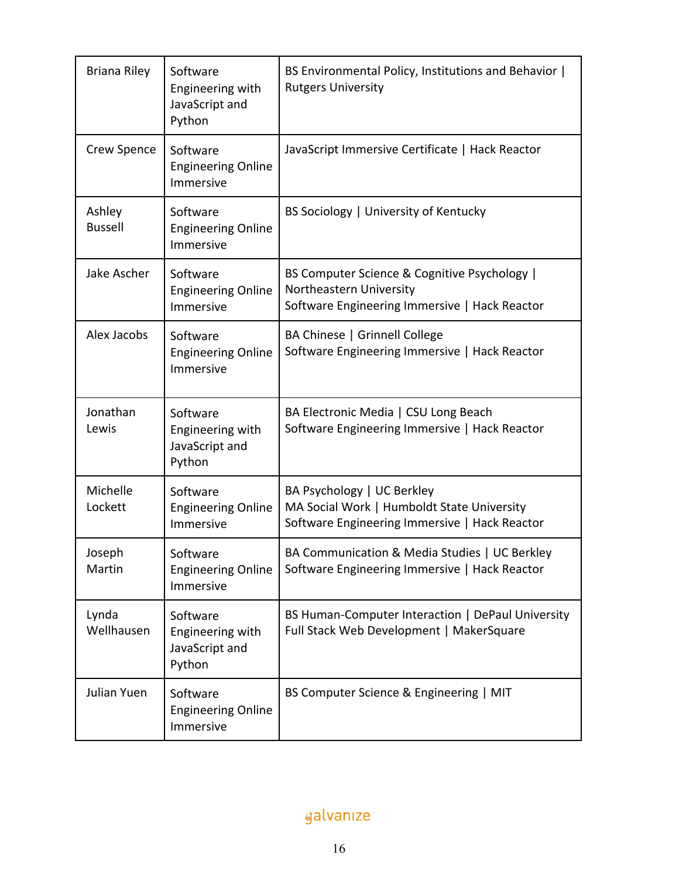| Briana Riley | Software Engineering with JavaScript and Python | BS Environmental Policy, Institutions and Behavior \| Rutgers University |
|---|---|---|
| Crew Spence | Software Engineering Online Immersive | JavaScript Immersive Certificate \| Hack Reactor |
| Ashley Bussell | Software Engineering Online Immersive | BS Sociology \| University of Kentucky |
| Jake Ascher | Software Engineering Online Immersive | BS Computer Science & Cognitive Psychology \| Northeastern University<br>Software Engineering Immersive \| Hack Reactor |
| Alex Jacobs | Software Engineering Online Immersive | BA Chinese \| Grinnell College<br>Software Engineering Immersive \| Hack Reactor |
| Jonathan Lewis | Software Engineering with JavaScript and Python | BA Electronic Media \| CSU Long Beach<br>Software Engineering Immersive \| Hack Reactor |
| Michelle Lockett | Software Engineering Online Immersive | BA Psychology \| UC Berkley<br>MA Social Work \| Humboldt State University<br>Software Engineering Immersive \| Hack Reactor |
| Joseph Martin | Software Engineering Online Immersive | BA Communication & Media Studies \| UC Berkley<br>Software Engineering Immersive \| Hack Reactor |
| Lynda Wellhausen | Software Engineering with JavaScript and Python | BS Human-Computer Interaction \| DePaul University<br>Full Stack Web Development \| MakerSquare |
| Julian Yuen | Software Engineering Online Immersive | BS Computer Science & Engineering \| MIT |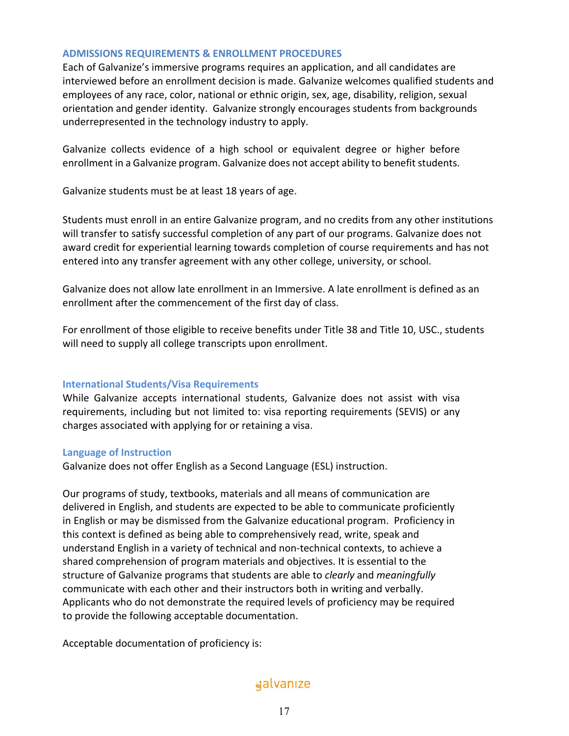## ADMISSIONS REQUIREMENTS & ENROLLMENT PROCEDURES

Each of Galvanize's immersive programs requires an application, and all candidates are interviewed before an enrollment decision is made. Galvanize welcomes qualified students and employees of any race, color, national or ethnic origin, sex, age, disability, religion, sexual orientation and gender identity. Galvanize strongly encourages students from backgrounds underrepresented in the technology industry to apply.

Galvanize collects evidence of a high school or equivalent degree or higher before enrollment in a Galvanize program. Galvanize does not accept ability to benefit students.

Galvanize students must be at least 18 years of age.

Students must enroll in an entire Galvanize program, and no credits from any other institutions will transfer to satisfy successful completion of any part of our programs. Galvanize does not award credit for experiential learning towards completion of course requirements and has not entered into any transfer agreement with any other college, university, or school.

Galvanize does not allow late enrollment in an Immersive. A late enrollment is defined as an enrollment after the commencement of the first day of class.

For enrollment of those eligible to receive benefits under Title 38 and Title 10, USC., students will need to supply all college transcripts upon enrollment.

### International Students/Visa Requirements

While Galvanize accepts international students, Galvanize does not assist with visa requirements, including but not limited to: visa reporting requirements (SEVIS) or any charges associated with applying for or retaining a visa.

### Language of Instruction

Galvanize does not offer English as a Second Language (ESL) instruction.

Our programs of study, textbooks, materials and all means of communication are delivered in English, and students are expected to be able to communicate proficiently in English or may be dismissed from the Galvanize educational program. Proficiency in this context is defined as being able to comprehensively read, write, speak and understand English in a variety of technical and non-technical contexts, to achieve a shared comprehension of program materials and objectives. It is essential to the structure of Galvanize programs that students are able to *clearly* and *meaningfully* communicate with each other and their instructors both in writing and verbally. Applicants who do not demonstrate the required levels of proficiency may be required to provide the following acceptable documentation.

Acceptable documentation of proficiency is: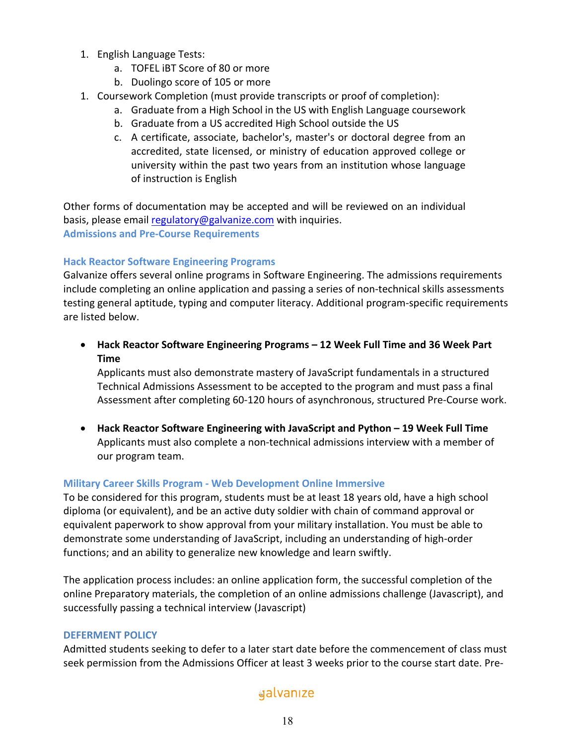1. English Language Tests:
    a. TOFEL iBT Score of 80 or more
    b. Duolingo score of 105 or more
1. Coursework Completion (must provide transcripts or proof of completion):
    a. Graduate from a High School in the US with English Language coursework
    b. Graduate from a US accredited High School outside the US
    c. A certificate, associate, bachelor's, master's or doctoral degree from an accredited, state licensed, or ministry of education approved college or university within the past two years from an institution whose language of instruction is English

Other forms of documentation may be accepted and will be reviewed on an individual basis, please email regulatory@galvanize.com with inquiries.

### Admissions and Pre-Course Requirements

#### Hack Reactor Software Engineering Programs

Galvanize offers several online programs in Software Engineering. The admissions requirements include completing an online application and passing a series of non-technical skills assessments testing general aptitude, typing and computer literacy. Additional program-specific requirements are listed below.

- **Hack Reactor Software Engineering Programs – 12 Week Full Time and 36 Week Part Time**
  Applicants must also demonstrate mastery of JavaScript fundamentals in a structured Technical Admissions Assessment to be accepted to the program and must pass a final Assessment after completing 60-120 hours of asynchronous, structured Pre-Course work.

- **Hack Reactor Software Engineering with JavaScript and Python – 19 Week Full Time**
  Applicants must also complete a non-technical admissions interview with a member of our program team.

#### Military Career Skills Program - Web Development Online Immersive

To be considered for this program, students must be at least 18 years old, have a high school diploma (or equivalent), and be an active duty soldier with chain of command approval or equivalent paperwork to show approval from your military installation. You must be able to demonstrate some understanding of JavaScript, including an understanding of high-order functions; and an ability to generalize new knowledge and learn swiftly.

The application process includes: an online application form, the successful completion of the online Preparatory materials, the completion of an online admissions challenge (Javascript), and successfully passing a technical interview (Javascript)

#### DEFERMENT POLICY

Admitted students seeking to defer to a later start date before the commencement of class must seek permission from the Admissions Officer at least 3 weeks prior to the course start date. Pre-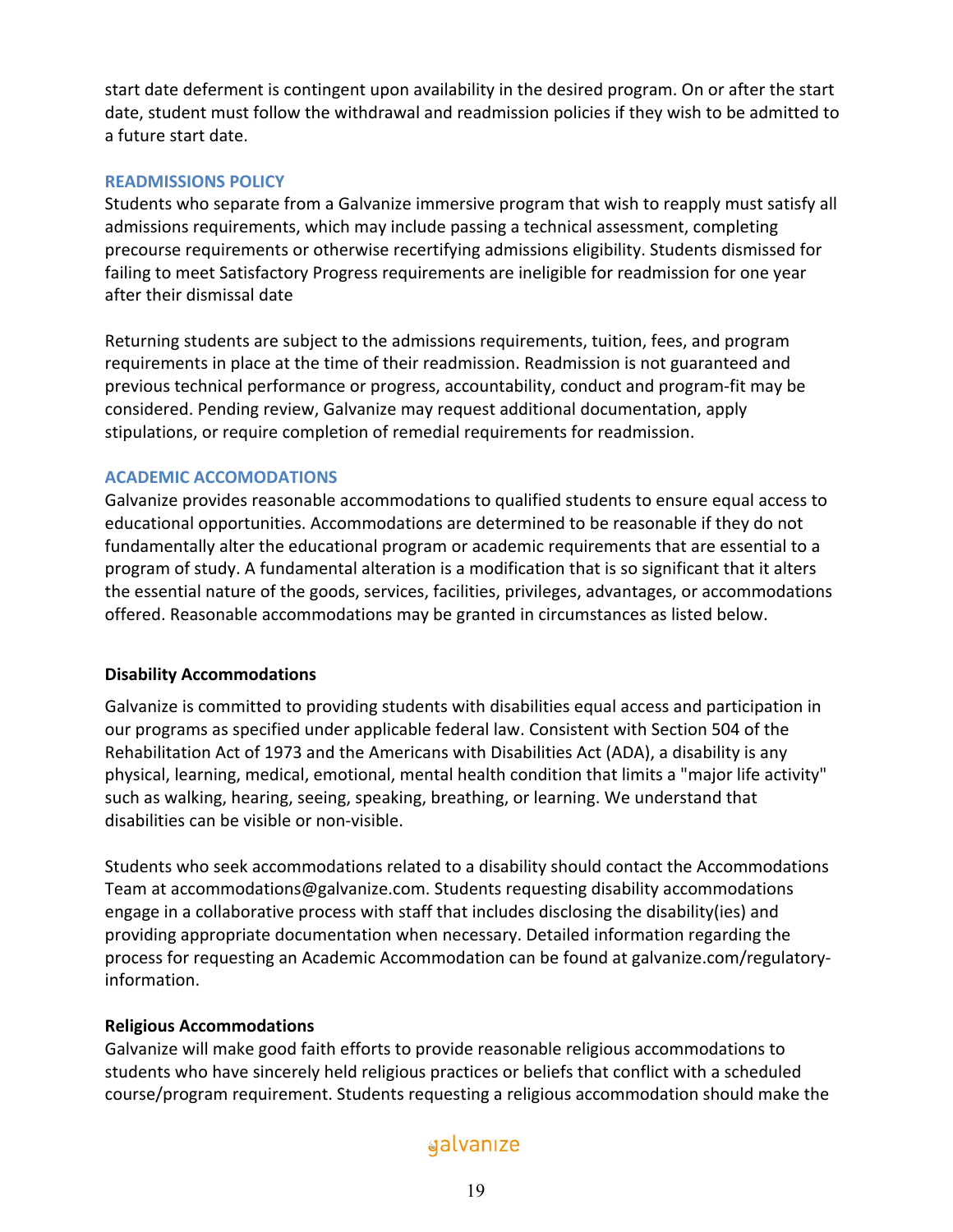start date deferment is contingent upon availability in the desired program. On or after the start date, student must follow the withdrawal and readmission policies if they wish to be admitted to a future start date.

## READMISSIONS POLICY

Students who separate from a Galvanize immersive program that wish to reapply must satisfy all admissions requirements, which may include passing a technical assessment, completing precourse requirements or otherwise recertifying admissions eligibility. Students dismissed for failing to meet Satisfactory Progress requirements are ineligible for readmission for one year after their dismissal date

Returning students are subject to the admissions requirements, tuition, fees, and program requirements in place at the time of their readmission. Readmission is not guaranteed and previous technical performance or progress, accountability, conduct and program-fit may be considered. Pending review, Galvanize may request additional documentation, apply stipulations, or require completion of remedial requirements for readmission.

## ACADEMIC ACCOMODATIONS

Galvanize provides reasonable accommodations to qualified students to ensure equal access to educational opportunities. Accommodations are determined to be reasonable if they do not fundamentally alter the educational program or academic requirements that are essential to a program of study. A fundamental alteration is a modification that is so significant that it alters the essential nature of the goods, services, facilities, privileges, advantages, or accommodations offered. Reasonable accommodations may be granted in circumstances as listed below.

### Disability Accommodations

Galvanize is committed to providing students with disabilities equal access and participation in our programs as specified under applicable federal law. Consistent with Section 504 of the Rehabilitation Act of 1973 and the Americans with Disabilities Act (ADA), a disability is any physical, learning, medical, emotional, mental health condition that limits a "major life activity" such as walking, hearing, seeing, speaking, breathing, or learning. We understand that disabilities can be visible or non-visible.

Students who seek accommodations related to a disability should contact the Accommodations Team at accommodations@galvanize.com. Students requesting disability accommodations engage in a collaborative process with staff that includes disclosing the disability(ies) and providing appropriate documentation when necessary. Detailed information regarding the process for requesting an Academic Accommodation can be found at galvanize.com/regulatory-information.

### Religious Accommodations

Galvanize will make good faith efforts to provide reasonable religious accommodations to students who have sincerely held religious practices or beliefs that conflict with a scheduled course/program requirement. Students requesting a religious accommodation should make the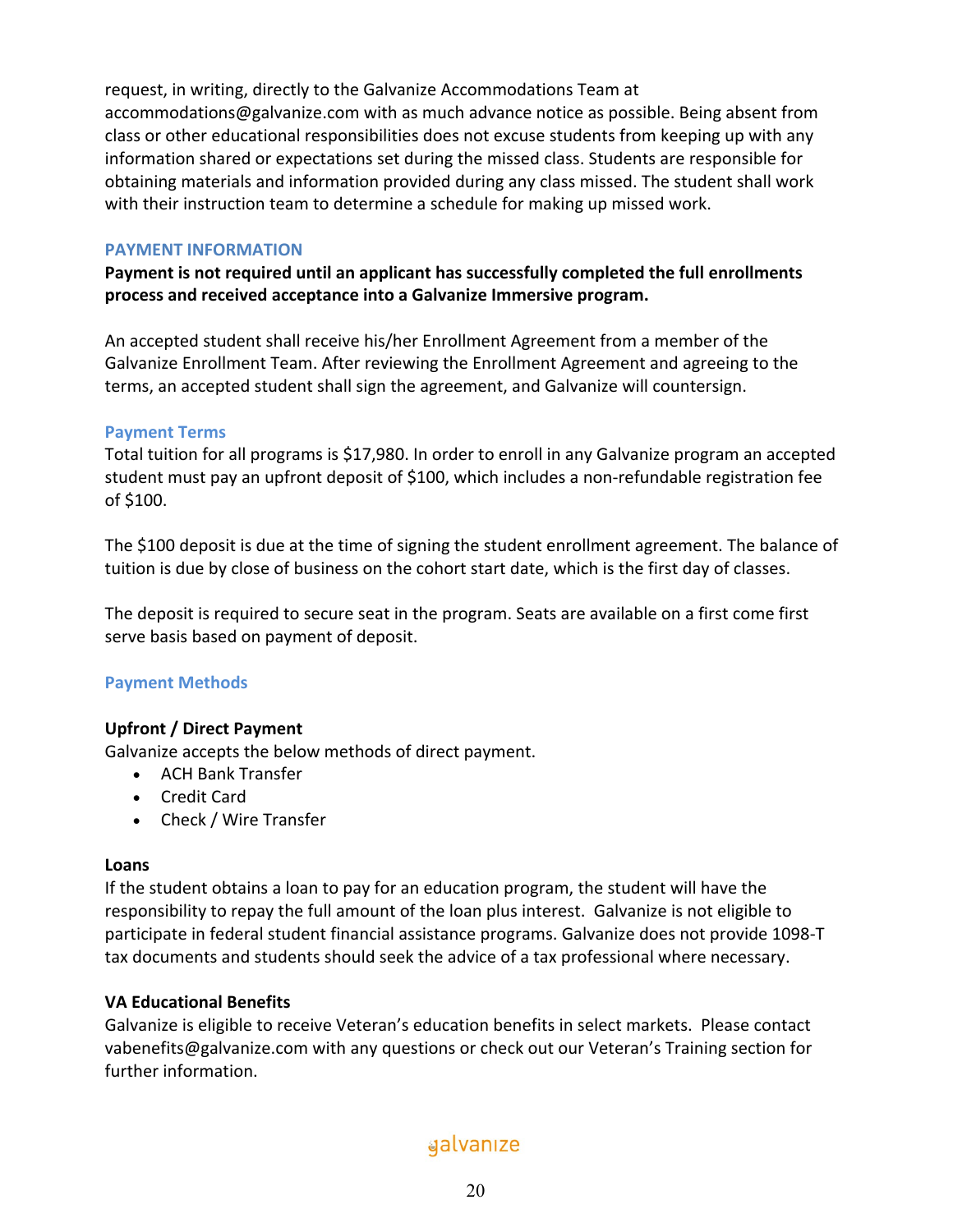request, in writing, directly to the Galvanize Accommodations Team at accommodations@galvanize.com with as much advance notice as possible. Being absent from class or other educational responsibilities does not excuse students from keeping up with any information shared or expectations set during the missed class. Students are responsible for obtaining materials and information provided during any class missed. The student shall work with their instruction team to determine a schedule for making up missed work.

## PAYMENT INFORMATION

**Payment is not required until an applicant has successfully completed the full enrollments process and received acceptance into a Galvanize Immersive program.**

An accepted student shall receive his/her Enrollment Agreement from a member of the Galvanize Enrollment Team. After reviewing the Enrollment Agreement and agreeing to the terms, an accepted student shall sign the agreement, and Galvanize will countersign.

### Payment Terms

Total tuition for all programs is $17,980. In order to enroll in any Galvanize program an accepted student must pay an upfront deposit of $100, which includes a non-refundable registration fee of $100.

The $100 deposit is due at the time of signing the student enrollment agreement. The balance of tuition is due by close of business on the cohort start date, which is the first day of classes.

The deposit is required to secure seat in the program. Seats are available on a first come first serve basis based on payment of deposit.

### Payment Methods

**Upfront / Direct Payment**

Galvanize accepts the below methods of direct payment.

- ACH Bank Transfer
- Credit Card
- Check / Wire Transfer

**Loans**

If the student obtains a loan to pay for an education program, the student will have the responsibility to repay the full amount of the loan plus interest. Galvanize is not eligible to participate in federal student financial assistance programs. Galvanize does not provide 1098-T tax documents and students should seek the advice of a tax professional where necessary.

**VA Educational Benefits**

Galvanize is eligible to receive Veteran's education benefits in select markets. Please contact vabenefits@galvanize.com with any questions or check out our Veteran's Training section for further information.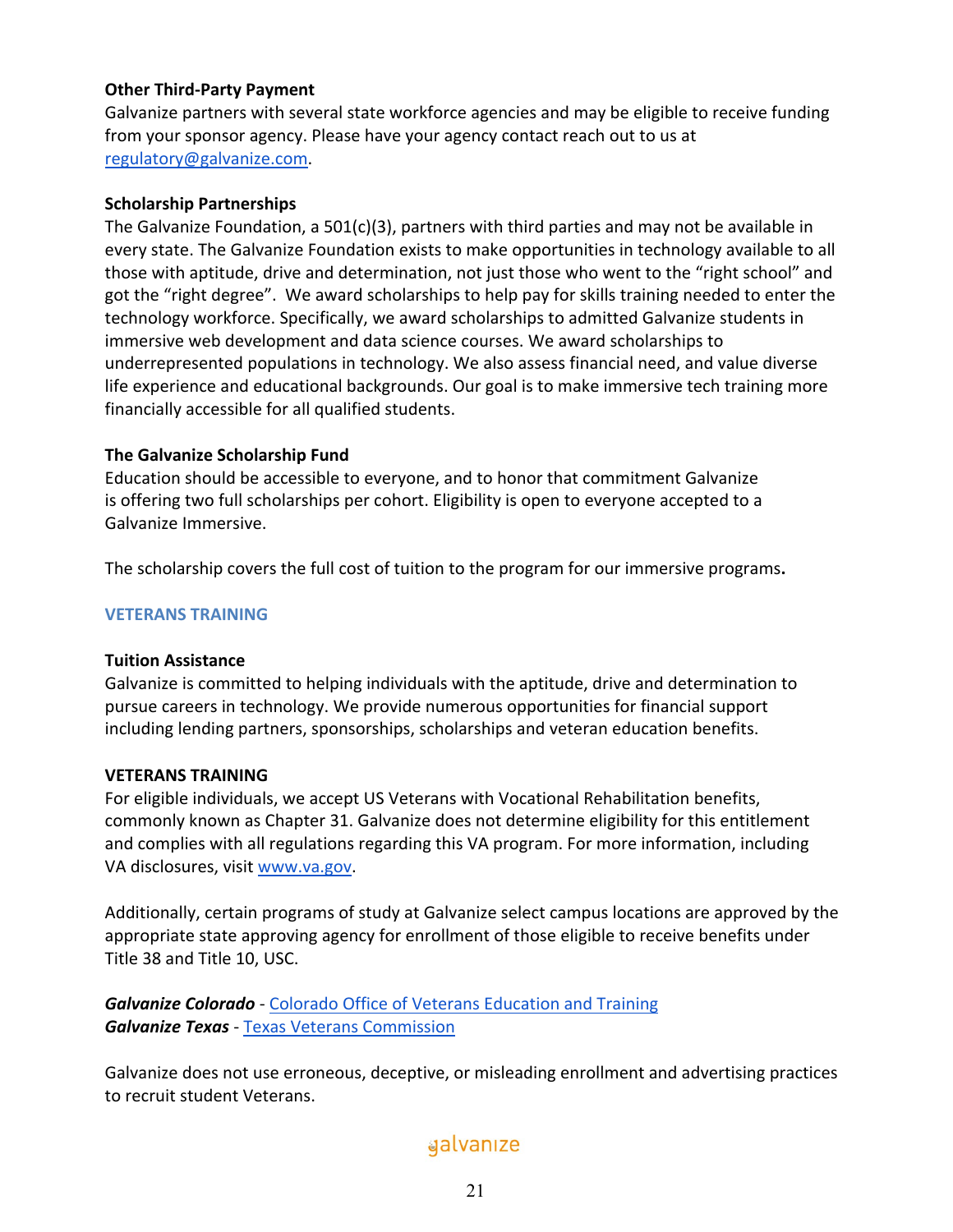**Other Third-Party Payment**
Galvanize partners with several state workforce agencies and may be eligible to receive funding from your sponsor agency. Please have your agency contact reach out to us at [regulatory@galvanize.com](mailto:regulatory@galvanize.com).

**Scholarship Partnerships**
The Galvanize Foundation, a 501(c)(3), partners with third parties and may not be available in every state. The Galvanize Foundation exists to make opportunities in technology available to all those with aptitude, drive and determination, not just those who went to the "right school" and got the "right degree". We award scholarships to help pay for skills training needed to enter the technology workforce. Specifically, we award scholarships to admitted Galvanize students in immersive web development and data science courses. We award scholarships to underrepresented populations in technology. We also assess financial need, and value diverse life experience and educational backgrounds. Our goal is to make immersive tech training more financially accessible for all qualified students.

**The Galvanize Scholarship Fund**
Education should be accessible to everyone, and to honor that commitment Galvanize is offering two full scholarships per cohort. Eligibility is open to everyone accepted to a Galvanize Immersive.

The scholarship covers the full cost of tuition to the program for our immersive programs**.**

## VETERANS TRAINING

**Tuition Assistance**
Galvanize is committed to helping individuals with the aptitude, drive and determination to pursue careers in technology. We provide numerous opportunities for financial support including lending partners, sponsorships, scholarships and veteran education benefits.

**VETERANS TRAINING**
For eligible individuals, we accept US Veterans with Vocational Rehabilitation benefits, commonly known as Chapter 31. Galvanize does not determine eligibility for this entitlement and complies with all regulations regarding this VA program. For more information, including VA disclosures, visit [www.va.gov](http://www.va.gov).

Additionally, certain programs of study at Galvanize select campus locations are approved by the appropriate state approving agency for enrollment of those eligible to receive benefits under Title 38 and Title 10, USC.

***Galvanize Colorado*** - Colorado Office of Veterans Education and Training
***Galvanize Texas*** - Texas Veterans Commission

Galvanize does not use erroneous, deceptive, or misleading enrollment and advertising practices to recruit student Veterans.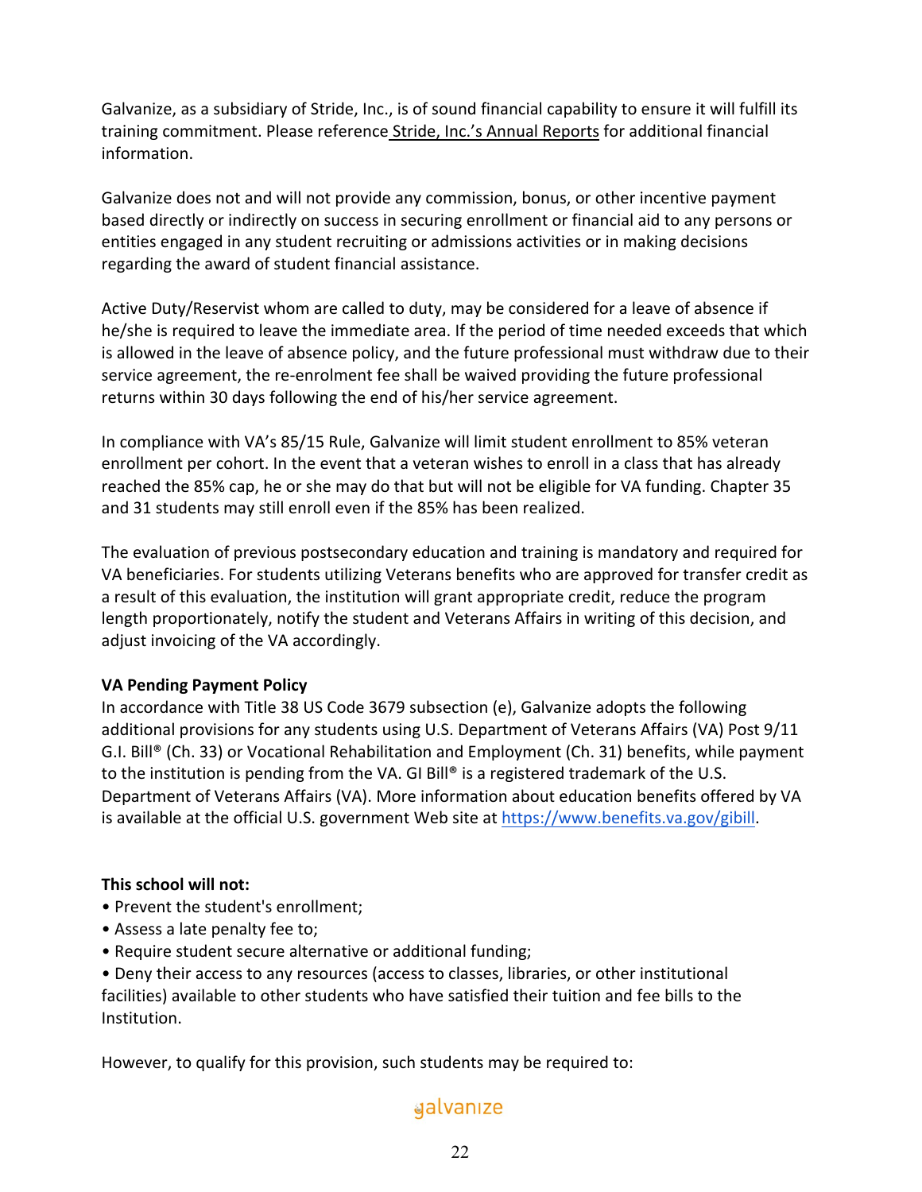Galvanize, as a subsidiary of Stride, Inc., is of sound financial capability to ensure it will fulfill its training commitment. Please reference Stride, Inc.'s Annual Reports for additional financial information.

Galvanize does not and will not provide any commission, bonus, or other incentive payment based directly or indirectly on success in securing enrollment or financial aid to any persons or entities engaged in any student recruiting or admissions activities or in making decisions regarding the award of student financial assistance.

Active Duty/Reservist whom are called to duty, may be considered for a leave of absence if he/she is required to leave the immediate area. If the period of time needed exceeds that which is allowed in the leave of absence policy, and the future professional must withdraw due to their service agreement, the re-enrolment fee shall be waived providing the future professional returns within 30 days following the end of his/her service agreement.

In compliance with VA's 85/15 Rule, Galvanize will limit student enrollment to 85% veteran enrollment per cohort. In the event that a veteran wishes to enroll in a class that has already reached the 85% cap, he or she may do that but will not be eligible for VA funding. Chapter 35 and 31 students may still enroll even if the 85% has been realized.

The evaluation of previous postsecondary education and training is mandatory and required for VA beneficiaries. For students utilizing Veterans benefits who are approved for transfer credit as a result of this evaluation, the institution will grant appropriate credit, reduce the program length proportionately, notify the student and Veterans Affairs in writing of this decision, and adjust invoicing of the VA accordingly.

**VA Pending Payment Policy**
In accordance with Title 38 US Code 3679 subsection (e), Galvanize adopts the following additional provisions for any students using U.S. Department of Veterans Affairs (VA) Post 9/11 G.I. Bill® (Ch. 33) or Vocational Rehabilitation and Employment (Ch. 31) benefits, while payment to the institution is pending from the VA. GI Bill® is a registered trademark of the U.S. Department of Veterans Affairs (VA). More information about education benefits offered by VA is available at the official U.S. government Web site at https://www.benefits.va.gov/gibill.

**This school will not:**

- Prevent the student's enrollment;
- Assess a late penalty fee to;
- Require student secure alternative or additional funding;
- Deny their access to any resources (access to classes, libraries, or other institutional facilities) available to other students who have satisfied their tuition and fee bills to the Institution.

However, to qualify for this provision, such students may be required to: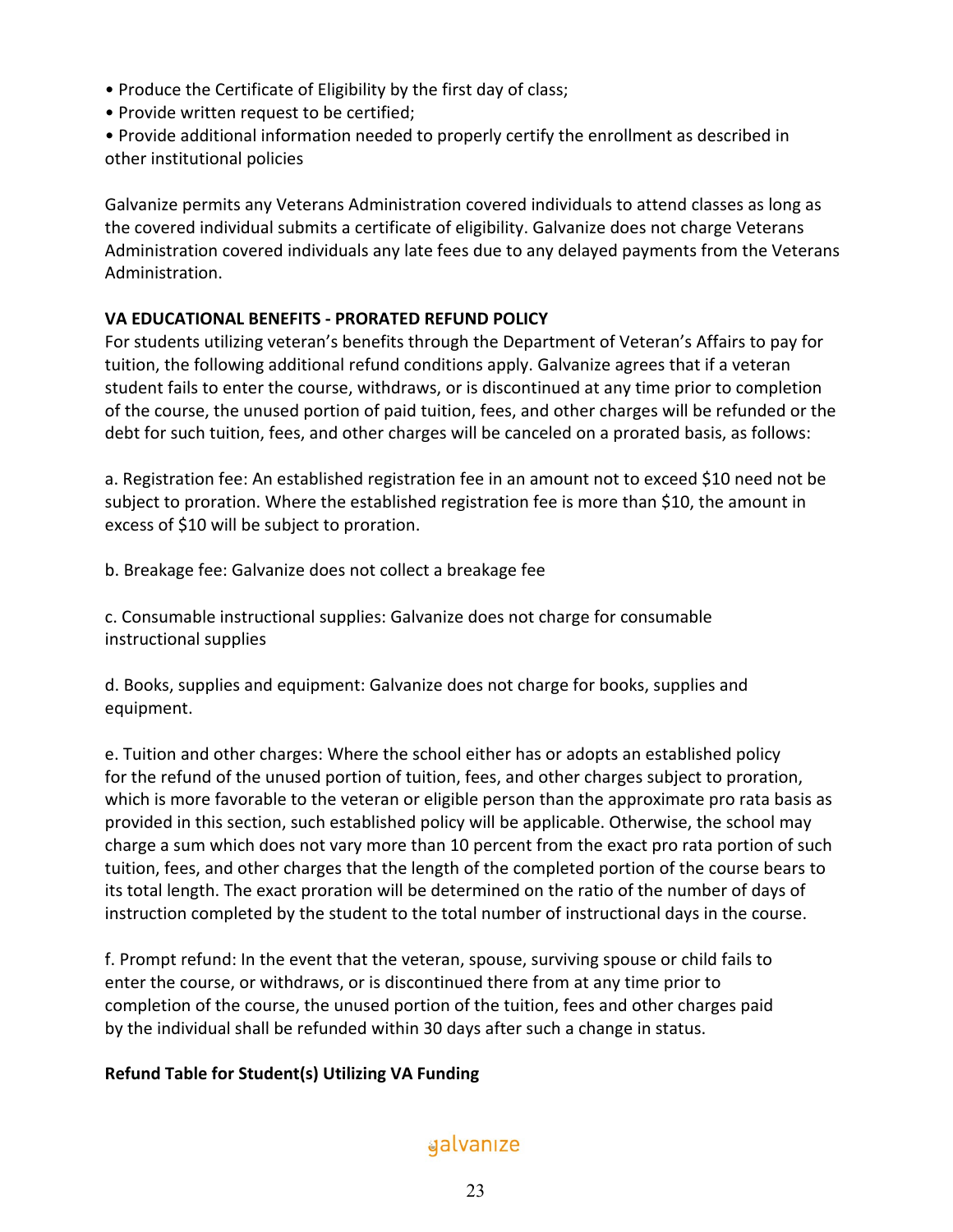- Produce the Certificate of Eligibility by the first day of class;
- Provide written request to be certified;
- Provide additional information needed to properly certify the enrollment as described in other institutional policies

Galvanize permits any Veterans Administration covered individuals to attend classes as long as the covered individual submits a certificate of eligibility. Galvanize does not charge Veterans Administration covered individuals any late fees due to any delayed payments from the Veterans Administration.

**VA EDUCATIONAL BENEFITS - PRORATED REFUND POLICY**

For students utilizing veteran's benefits through the Department of Veteran's Affairs to pay for tuition, the following additional refund conditions apply. Galvanize agrees that if a veteran student fails to enter the course, withdraws, or is discontinued at any time prior to completion of the course, the unused portion of paid tuition, fees, and other charges will be refunded or the debt for such tuition, fees, and other charges will be canceled on a prorated basis, as follows:

a. Registration fee: An established registration fee in an amount not to exceed $10 need not be subject to proration. Where the established registration fee is more than $10, the amount in excess of $10 will be subject to proration.

b. Breakage fee: Galvanize does not collect a breakage fee

c. Consumable instructional supplies: Galvanize does not charge for consumable instructional supplies

d. Books, supplies and equipment: Galvanize does not charge for books, supplies and equipment.

e. Tuition and other charges: Where the school either has or adopts an established policy for the refund of the unused portion of tuition, fees, and other charges subject to proration, which is more favorable to the veteran or eligible person than the approximate pro rata basis as provided in this section, such established policy will be applicable. Otherwise, the school may charge a sum which does not vary more than 10 percent from the exact pro rata portion of such tuition, fees, and other charges that the length of the completed portion of the course bears to its total length. The exact proration will be determined on the ratio of the number of days of instruction completed by the student to the total number of instructional days in the course.

f. Prompt refund: In the event that the veteran, spouse, surviving spouse or child fails to enter the course, or withdraws, or is discontinued there from at any time prior to completion of the course, the unused portion of the tuition, fees and other charges paid by the individual shall be refunded within 30 days after such a change in status.

**Refund Table for Student(s) Utilizing VA Funding**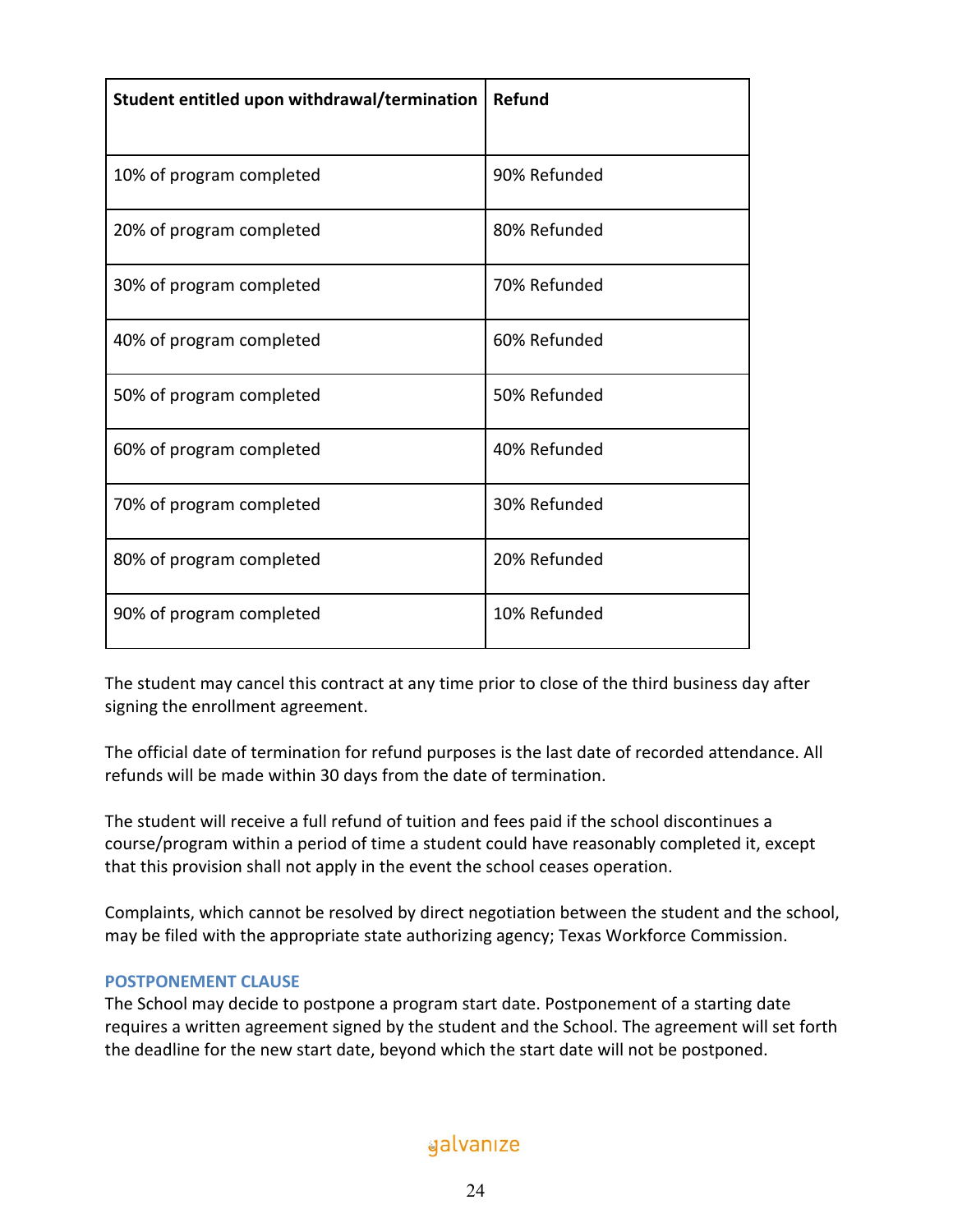| Student entitled upon withdrawal/termination | Refund |
|---|---|
| 10% of program completed | 90% Refunded |
| 20% of program completed | 80% Refunded |
| 30% of program completed | 70% Refunded |
| 40% of program completed | 60% Refunded |
| 50% of program completed | 50% Refunded |
| 60% of program completed | 40% Refunded |
| 70% of program completed | 30% Refunded |
| 80% of program completed | 20% Refunded |
| 90% of program completed | 10% Refunded |

The student may cancel this contract at any time prior to close of the third business day after signing the enrollment agreement.

The official date of termination for refund purposes is the last date of recorded attendance. All refunds will be made within 30 days from the date of termination.

The student will receive a full refund of tuition and fees paid if the school discontinues a course/program within a period of time a student could have reasonably completed it, except that this provision shall not apply in the event the school ceases operation.

Complaints, which cannot be resolved by direct negotiation between the student and the school, may be filed with the appropriate state authorizing agency; Texas Workforce Commission.

#### POSTPONEMENT CLAUSE

The School may decide to postpone a program start date. Postponement of a starting date requires a written agreement signed by the student and the School. The agreement will set forth the deadline for the new start date, beyond which the start date will not be postponed.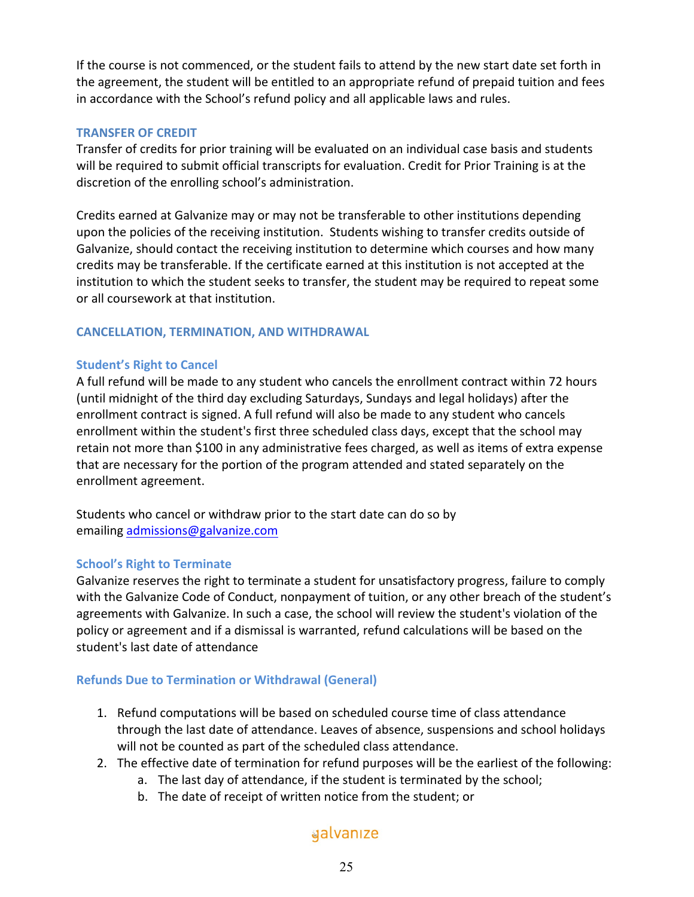If the course is not commenced, or the student fails to attend by the new start date set forth in the agreement, the student will be entitled to an appropriate refund of prepaid tuition and fees in accordance with the School's refund policy and all applicable laws and rules.

## TRANSFER OF CREDIT

Transfer of credits for prior training will be evaluated on an individual case basis and students will be required to submit official transcripts for evaluation. Credit for Prior Training is at the discretion of the enrolling school's administration.

Credits earned at Galvanize may or may not be transferable to other institutions depending upon the policies of the receiving institution. Students wishing to transfer credits outside of Galvanize, should contact the receiving institution to determine which courses and how many credits may be transferable. If the certificate earned at this institution is not accepted at the institution to which the student seeks to transfer, the student may be required to repeat some or all coursework at that institution.

## CANCELLATION, TERMINATION, AND WITHDRAWAL

### Student's Right to Cancel

A full refund will be made to any student who cancels the enrollment contract within 72 hours (until midnight of the third day excluding Saturdays, Sundays and legal holidays) after the enrollment contract is signed. A full refund will also be made to any student who cancels enrollment within the student's first three scheduled class days, except that the school may retain not more than $100 in any administrative fees charged, as well as items of extra expense that are necessary for the portion of the program attended and stated separately on the enrollment agreement.

Students who cancel or withdraw prior to the start date can do so by emailing [admissions@galvanize.com](mailto:admissions@galvanize.com)

### School's Right to Terminate

Galvanize reserves the right to terminate a student for unsatisfactory progress, failure to comply with the Galvanize Code of Conduct, nonpayment of tuition, or any other breach of the student's agreements with Galvanize. In such a case, the school will review the student's violation of the policy or agreement and if a dismissal is warranted, refund calculations will be based on the student's last date of attendance

### Refunds Due to Termination or Withdrawal (General)

1. Refund computations will be based on scheduled course time of class attendance through the last date of attendance. Leaves of absence, suspensions and school holidays will not be counted as part of the scheduled class attendance.
2. The effective date of termination for refund purposes will be the earliest of the following:
    a. The last day of attendance, if the student is terminated by the school;
    b. The date of receipt of written notice from the student; or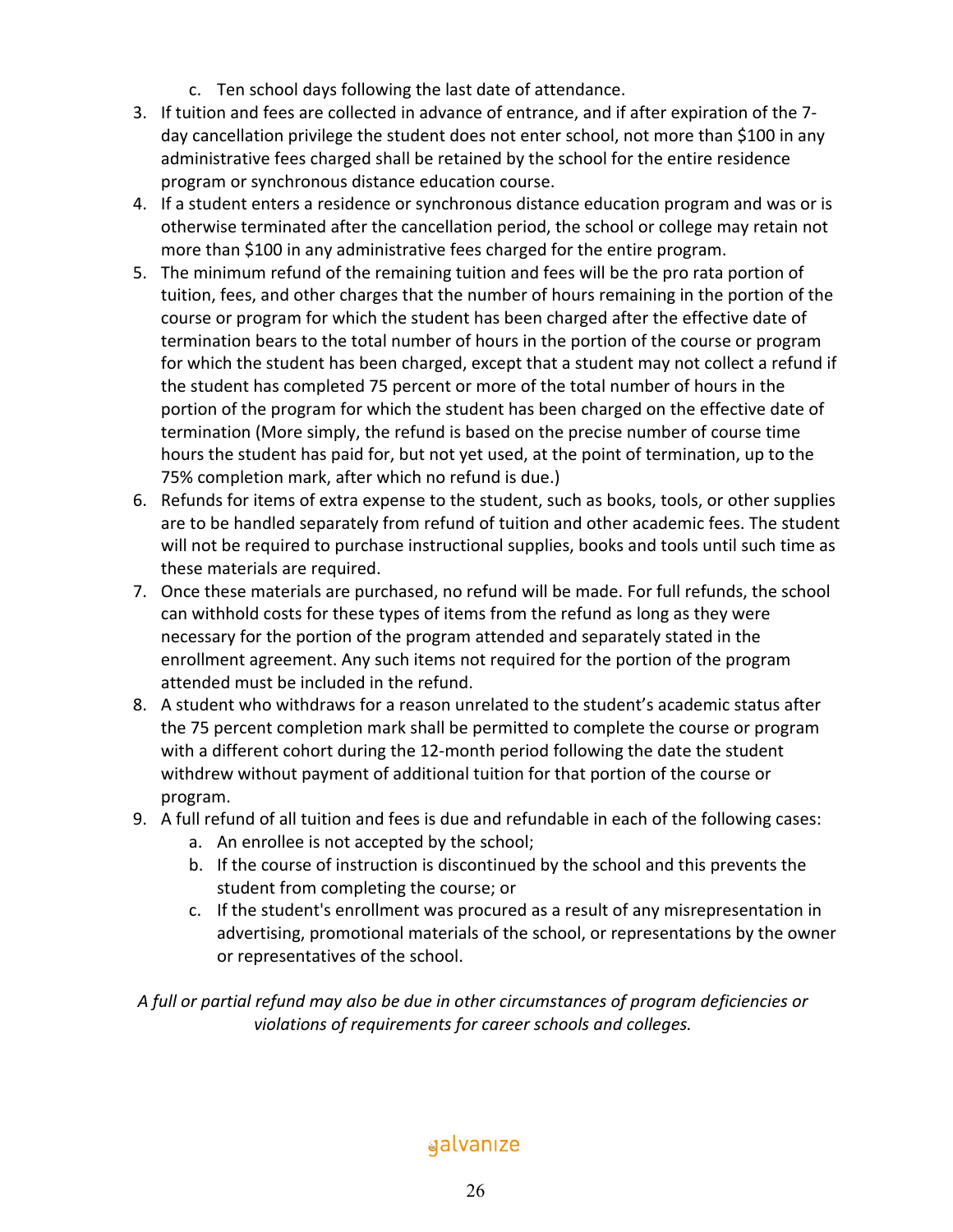c. Ten school days following the last date of attendance.

3. If tuition and fees are collected in advance of entrance, and if after expiration of the 7-day cancellation privilege the student does not enter school, not more than $100 in any administrative fees charged shall be retained by the school for the entire residence program or synchronous distance education course.
4. If a student enters a residence or synchronous distance education program and was or is otherwise terminated after the cancellation period, the school or college may retain not more than $100 in any administrative fees charged for the entire program.
5. The minimum refund of the remaining tuition and fees will be the pro rata portion of tuition, fees, and other charges that the number of hours remaining in the portion of the course or program for which the student has been charged after the effective date of termination bears to the total number of hours in the portion of the course or program for which the student has been charged, except that a student may not collect a refund if the student has completed 75 percent or more of the total number of hours in the portion of the program for which the student has been charged on the effective date of termination (More simply, the refund is based on the precise number of course time hours the student has paid for, but not yet used, at the point of termination, up to the 75% completion mark, after which no refund is due.)
6. Refunds for items of extra expense to the student, such as books, tools, or other supplies are to be handled separately from refund of tuition and other academic fees. The student will not be required to purchase instructional supplies, books and tools until such time as these materials are required.
7. Once these materials are purchased, no refund will be made. For full refunds, the school can withhold costs for these types of items from the refund as long as they were necessary for the portion of the program attended and separately stated in the enrollment agreement. Any such items not required for the portion of the program attended must be included in the refund.
8. A student who withdraws for a reason unrelated to the student's academic status after the 75 percent completion mark shall be permitted to complete the course or program with a different cohort during the 12-month period following the date the student withdrew without payment of additional tuition for that portion of the course or program.
9. A full refund of all tuition and fees is due and refundable in each of the following cases:
   a. An enrollee is not accepted by the school;
   b. If the course of instruction is discontinued by the school and this prevents the student from completing the course; or
   c. If the student's enrollment was procured as a result of any misrepresentation in advertising, promotional materials of the school, or representations by the owner or representatives of the school.

*A full or partial refund may also be due in other circumstances of program deficiencies or violations of requirements for career schools and colleges.*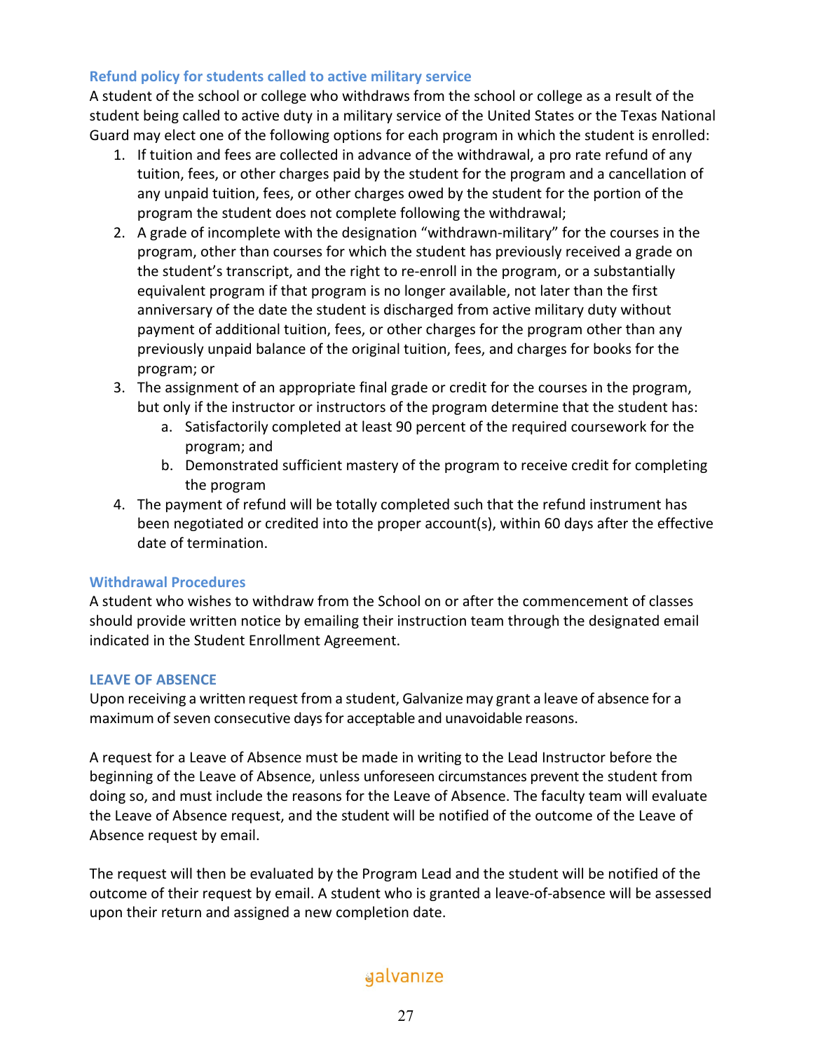### Refund policy for students called to active military service

A student of the school or college who withdraws from the school or college as a result of the student being called to active duty in a military service of the United States or the Texas National Guard may elect one of the following options for each program in which the student is enrolled:

1. If tuition and fees are collected in advance of the withdrawal, a pro rate refund of any tuition, fees, or other charges paid by the student for the program and a cancellation of any unpaid tuition, fees, or other charges owed by the student for the portion of the program the student does not complete following the withdrawal;
2. A grade of incomplete with the designation "withdrawn-military" for the courses in the program, other than courses for which the student has previously received a grade on the student's transcript, and the right to re-enroll in the program, or a substantially equivalent program if that program is no longer available, not later than the first anniversary of the date the student is discharged from active military duty without payment of additional tuition, fees, or other charges for the program other than any previously unpaid balance of the original tuition, fees, and charges for books for the program; or
3. The assignment of an appropriate final grade or credit for the courses in the program, but only if the instructor or instructors of the program determine that the student has:
   a. Satisfactorily completed at least 90 percent of the required coursework for the program; and
   b. Demonstrated sufficient mastery of the program to receive credit for completing the program
4. The payment of refund will be totally completed such that the refund instrument has been negotiated or credited into the proper account(s), within 60 days after the effective date of termination.

### Withdrawal Procedures

A student who wishes to withdraw from the School on or after the commencement of classes should provide written notice by emailing their instruction team through the designated email indicated in the Student Enrollment Agreement.

### LEAVE OF ABSENCE

Upon receiving a written request from a student, Galvanize may grant a leave of absence for a maximum of seven consecutive days for acceptable and unavoidable reasons.

A request for a Leave of Absence must be made in writing to the Lead Instructor before the beginning of the Leave of Absence, unless unforeseen circumstances prevent the student from doing so, and must include the reasons for the Leave of Absence. The faculty team will evaluate the Leave of Absence request, and the student will be notified of the outcome of the Leave of Absence request by email.

The request will then be evaluated by the Program Lead and the student will be notified of the outcome of their request by email. A student who is granted a leave-of-absence will be assessed upon their return and assigned a new completion date.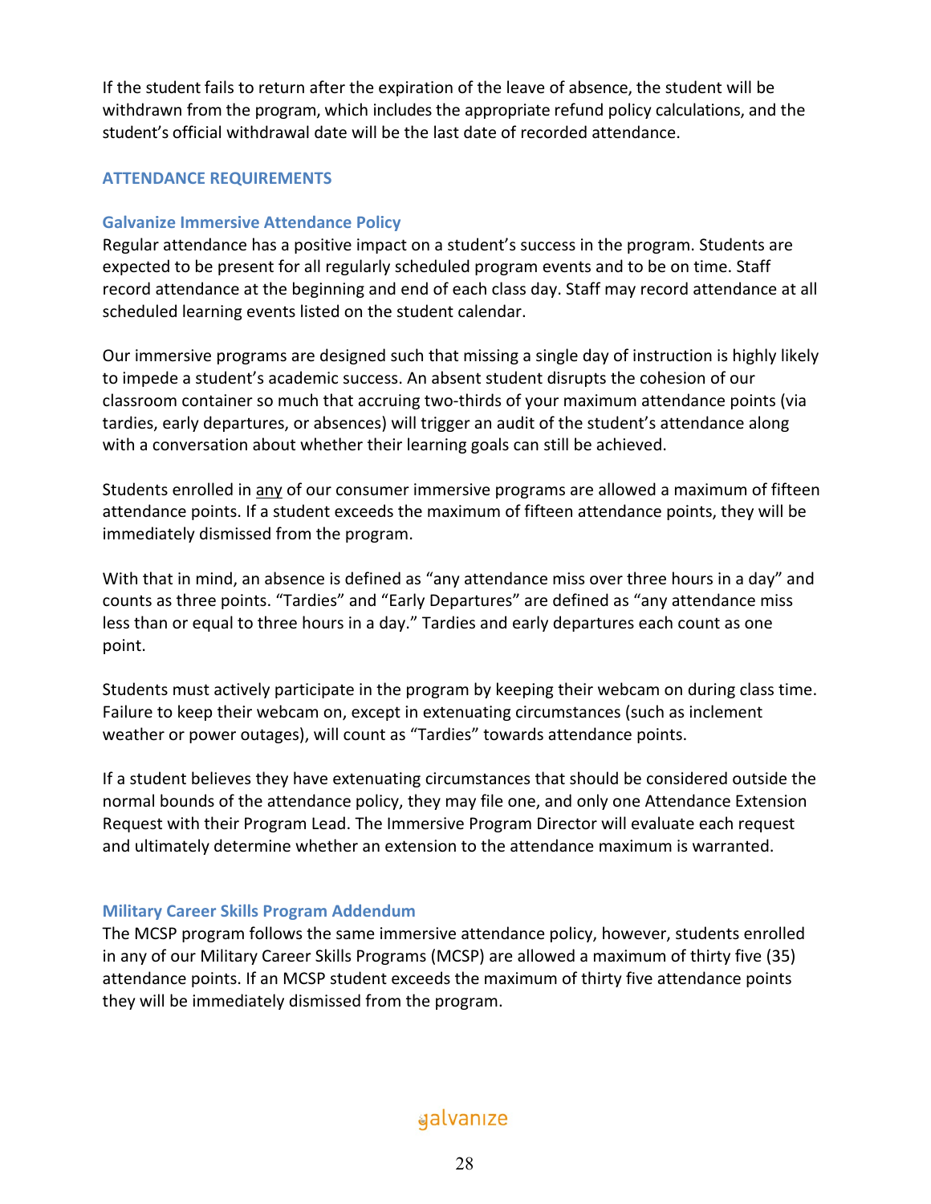If the student fails to return after the expiration of the leave of absence, the student will be withdrawn from the program, which includes the appropriate refund policy calculations, and the student's official withdrawal date will be the last date of recorded attendance.

## ATTENDANCE REQUIREMENTS

### Galvanize Immersive Attendance Policy

Regular attendance has a positive impact on a student's success in the program. Students are expected to be present for all regularly scheduled program events and to be on time. Staff record attendance at the beginning and end of each class day. Staff may record attendance at all scheduled learning events listed on the student calendar.

Our immersive programs are designed such that missing a single day of instruction is highly likely to impede a student's academic success. An absent student disrupts the cohesion of our classroom container so much that accruing two-thirds of your maximum attendance points (via tardies, early departures, or absences) will trigger an audit of the student's attendance along with a conversation about whether their learning goals can still be achieved.

Students enrolled in <u>any</u> of our consumer immersive programs are allowed a maximum of fifteen attendance points. If a student exceeds the maximum of fifteen attendance points, they will be immediately dismissed from the program.

With that in mind, an absence is defined as "any attendance miss over three hours in a day" and counts as three points. "Tardies" and "Early Departures" are defined as "any attendance miss less than or equal to three hours in a day." Tardies and early departures each count as one point.

Students must actively participate in the program by keeping their webcam on during class time. Failure to keep their webcam on, except in extenuating circumstances (such as inclement weather or power outages), will count as "Tardies" towards attendance points.

If a student believes they have extenuating circumstances that should be considered outside the normal bounds of the attendance policy, they may file one, and only one Attendance Extension Request with their Program Lead. The Immersive Program Director will evaluate each request and ultimately determine whether an extension to the attendance maximum is warranted.

### Military Career Skills Program Addendum

The MCSP program follows the same immersive attendance policy, however, students enrolled in any of our Military Career Skills Programs (MCSP) are allowed a maximum of thirty five (35) attendance points. If an MCSP student exceeds the maximum of thirty five attendance points they will be immediately dismissed from the program.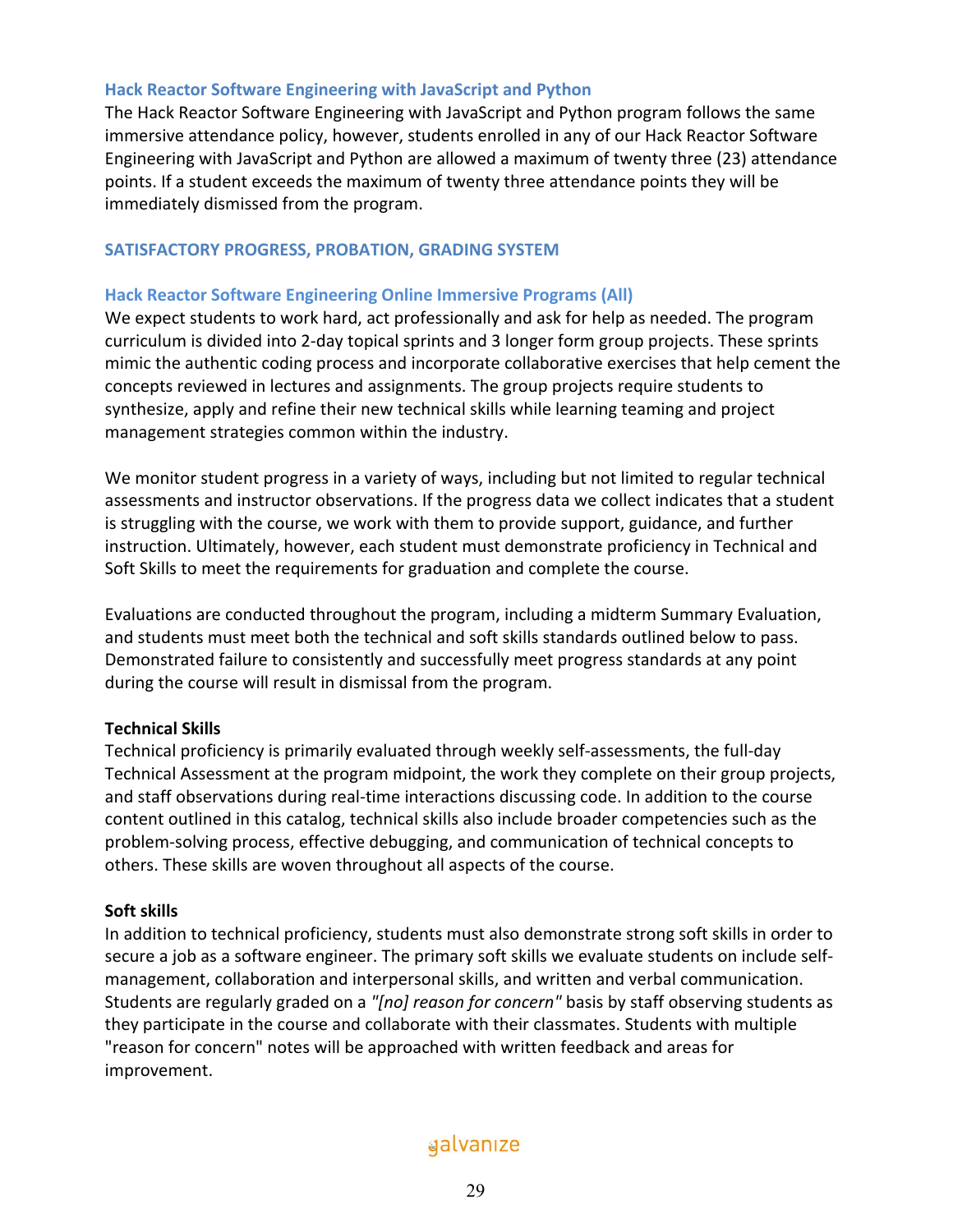### Hack Reactor Software Engineering with JavaScript and Python

The Hack Reactor Software Engineering with JavaScript and Python program follows the same immersive attendance policy, however, students enrolled in any of our Hack Reactor Software Engineering with JavaScript and Python are allowed a maximum of twenty three (23) attendance points. If a student exceeds the maximum of twenty three attendance points they will be immediately dismissed from the program.

## SATISFACTORY PROGRESS, PROBATION, GRADING SYSTEM

### Hack Reactor Software Engineering Online Immersive Programs (All)

We expect students to work hard, act professionally and ask for help as needed. The program curriculum is divided into 2-day topical sprints and 3 longer form group projects. These sprints mimic the authentic coding process and incorporate collaborative exercises that help cement the concepts reviewed in lectures and assignments. The group projects require students to synthesize, apply and refine their new technical skills while learning teaming and project management strategies common within the industry.

We monitor student progress in a variety of ways, including but not limited to regular technical assessments and instructor observations. If the progress data we collect indicates that a student is struggling with the course, we work with them to provide support, guidance, and further instruction. Ultimately, however, each student must demonstrate proficiency in Technical and Soft Skills to meet the requirements for graduation and complete the course.

Evaluations are conducted throughout the program, including a midterm Summary Evaluation, and students must meet both the technical and soft skills standards outlined below to pass. Demonstrated failure to consistently and successfully meet progress standards at any point during the course will result in dismissal from the program.

**Technical Skills**

Technical proficiency is primarily evaluated through weekly self-assessments, the full-day Technical Assessment at the program midpoint, the work they complete on their group projects, and staff observations during real-time interactions discussing code. In addition to the course content outlined in this catalog, technical skills also include broader competencies such as the problem-solving process, effective debugging, and communication of technical concepts to others. These skills are woven throughout all aspects of the course.

**Soft skills**

In addition to technical proficiency, students must also demonstrate strong soft skills in order to secure a job as a software engineer. The primary soft skills we evaluate students on include self-management, collaboration and interpersonal skills, and written and verbal communication. Students are regularly graded on a *"[no] reason for concern"* basis by staff observing students as they participate in the course and collaborate with their classmates. Students with multiple "reason for concern" notes will be approached with written feedback and areas for improvement.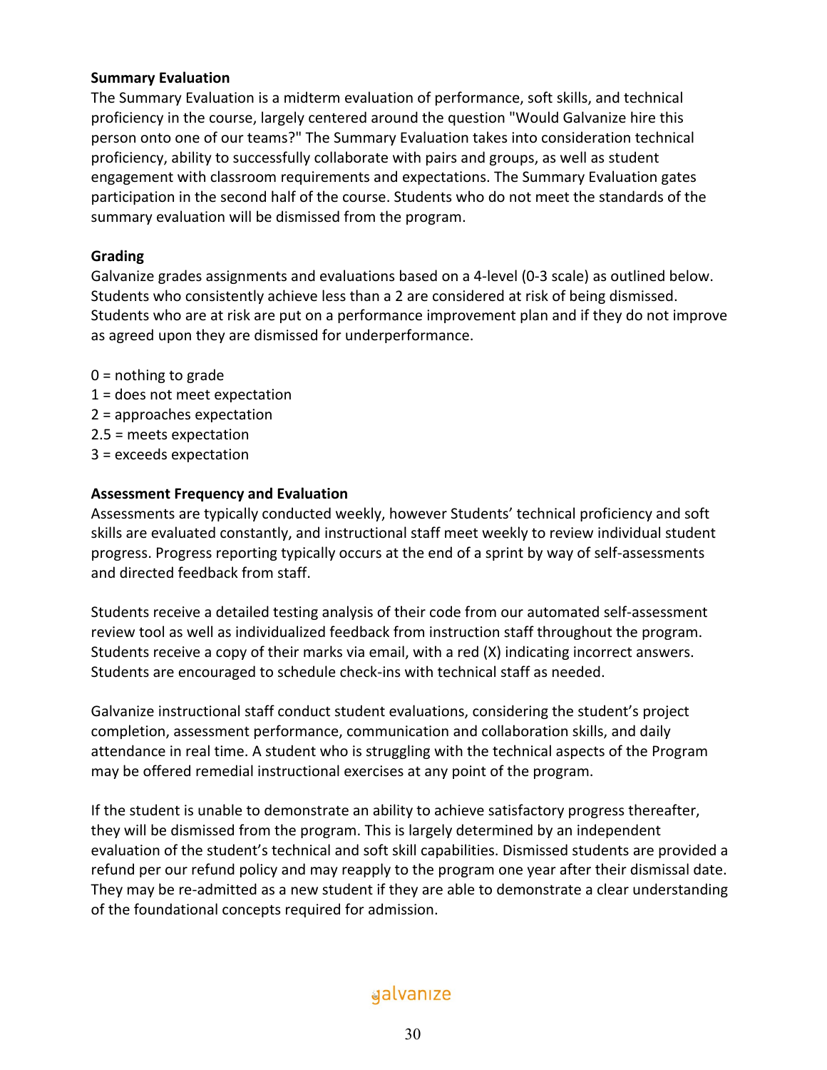**Summary Evaluation**

The Summary Evaluation is a midterm evaluation of performance, soft skills, and technical proficiency in the course, largely centered around the question "Would Galvanize hire this person onto one of our teams?" The Summary Evaluation takes into consideration technical proficiency, ability to successfully collaborate with pairs and groups, as well as student engagement with classroom requirements and expectations. The Summary Evaluation gates participation in the second half of the course. Students who do not meet the standards of the summary evaluation will be dismissed from the program.

**Grading**

Galvanize grades assignments and evaluations based on a 4-level (0-3 scale) as outlined below. Students who consistently achieve less than a 2 are considered at risk of being dismissed. Students who are at risk are put on a performance improvement plan and if they do not improve as agreed upon they are dismissed for underperformance.

0 = nothing to grade
1 = does not meet expectation
2 = approaches expectation
2.5 = meets expectation
3 = exceeds expectation

**Assessment Frequency and Evaluation**

Assessments are typically conducted weekly, however Students' technical proficiency and soft skills are evaluated constantly, and instructional staff meet weekly to review individual student progress. Progress reporting typically occurs at the end of a sprint by way of self-assessments and directed feedback from staff.

Students receive a detailed testing analysis of their code from our automated self-assessment review tool as well as individualized feedback from instruction staff throughout the program. Students receive a copy of their marks via email, with a red (X) indicating incorrect answers. Students are encouraged to schedule check-ins with technical staff as needed.

Galvanize instructional staff conduct student evaluations, considering the student's project completion, assessment performance, communication and collaboration skills, and daily attendance in real time. A student who is struggling with the technical aspects of the Program may be offered remedial instructional exercises at any point of the program.

If the student is unable to demonstrate an ability to achieve satisfactory progress thereafter, they will be dismissed from the program. This is largely determined by an independent evaluation of the student's technical and soft skill capabilities. Dismissed students are provided a refund per our refund policy and may reapply to the program one year after their dismissal date. They may be re-admitted as a new student if they are able to demonstrate a clear understanding of the foundational concepts required for admission.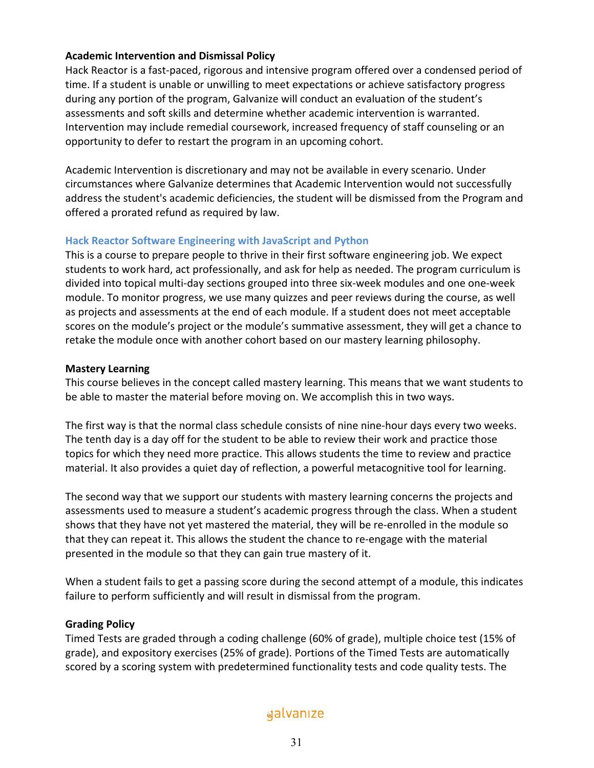**Academic Intervention and Dismissal Policy**

Hack Reactor is a fast-paced, rigorous and intensive program offered over a condensed period of time. If a student is unable or unwilling to meet expectations or achieve satisfactory progress during any portion of the program, Galvanize will conduct an evaluation of the student's assessments and soft skills and determine whether academic intervention is warranted. Intervention may include remedial coursework, increased frequency of staff counseling or an opportunity to defer to restart the program in an upcoming cohort.

Academic Intervention is discretionary and may not be available in every scenario. Under circumstances where Galvanize determines that Academic Intervention would not successfully address the student's academic deficiencies, the student will be dismissed from the Program and offered a prorated refund as required by law.

## Hack Reactor Software Engineering with JavaScript and Python

This is a course to prepare people to thrive in their first software engineering job. We expect students to work hard, act professionally, and ask for help as needed. The program curriculum is divided into topical multi-day sections grouped into three six-week modules and one one-week module. To monitor progress, we use many quizzes and peer reviews during the course, as well as projects and assessments at the end of each module. If a student does not meet acceptable scores on the module's project or the module's summative assessment, they will get a chance to retake the module once with another cohort based on our mastery learning philosophy.

**Mastery Learning**

This course believes in the concept called mastery learning. This means that we want students to be able to master the material before moving on. We accomplish this in two ways.

The first way is that the normal class schedule consists of nine nine-hour days every two weeks. The tenth day is a day off for the student to be able to review their work and practice those topics for which they need more practice. This allows students the time to review and practice material. It also provides a quiet day of reflection, a powerful metacognitive tool for learning.

The second way that we support our students with mastery learning concerns the projects and assessments used to measure a student's academic progress through the class. When a student shows that they have not yet mastered the material, they will be re-enrolled in the module so that they can repeat it. This allows the student the chance to re-engage with the material presented in the module so that they can gain true mastery of it.

When a student fails to get a passing score during the second attempt of a module, this indicates failure to perform sufficiently and will result in dismissal from the program.

**Grading Policy**

Timed Tests are graded through a coding challenge (60% of grade), multiple choice test (15% of grade), and expository exercises (25% of grade). Portions of the Timed Tests are automatically scored by a scoring system with predetermined functionality tests and code quality tests. The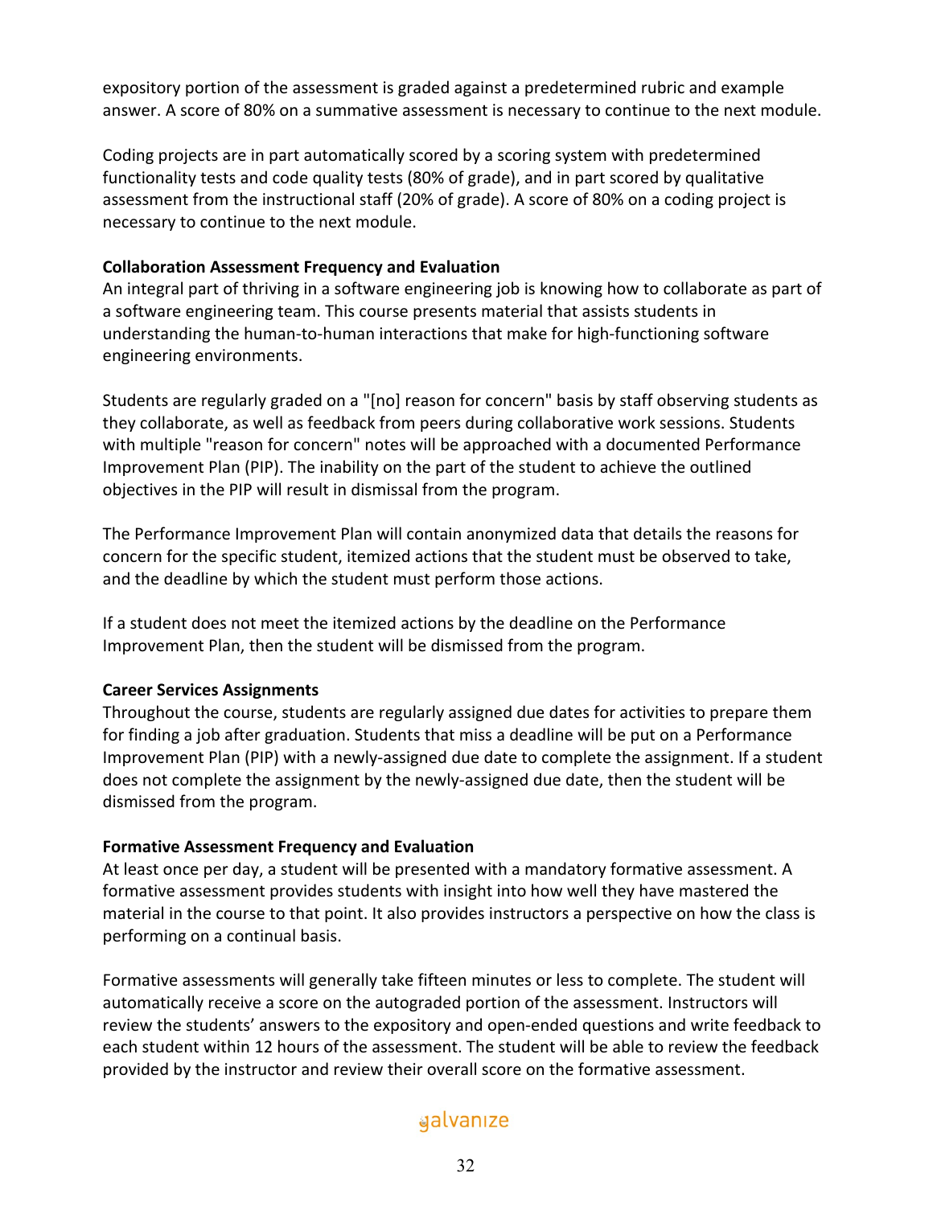expository portion of the assessment is graded against a predetermined rubric and example answer. A score of 80% on a summative assessment is necessary to continue to the next module.

Coding projects are in part automatically scored by a scoring system with predetermined functionality tests and code quality tests (80% of grade), and in part scored by qualitative assessment from the instructional staff (20% of grade). A score of 80% on a coding project is necessary to continue to the next module.

**Collaboration Assessment Frequency and Evaluation**

An integral part of thriving in a software engineering job is knowing how to collaborate as part of a software engineering team. This course presents material that assists students in understanding the human-to-human interactions that make for high-functioning software engineering environments.

Students are regularly graded on a "[no] reason for concern" basis by staff observing students as they collaborate, as well as feedback from peers during collaborative work sessions. Students with multiple "reason for concern" notes will be approached with a documented Performance Improvement Plan (PIP). The inability on the part of the student to achieve the outlined objectives in the PIP will result in dismissal from the program.

The Performance Improvement Plan will contain anonymized data that details the reasons for concern for the specific student, itemized actions that the student must be observed to take, and the deadline by which the student must perform those actions.

If a student does not meet the itemized actions by the deadline on the Performance Improvement Plan, then the student will be dismissed from the program.

**Career Services Assignments**

Throughout the course, students are regularly assigned due dates for activities to prepare them for finding a job after graduation. Students that miss a deadline will be put on a Performance Improvement Plan (PIP) with a newly-assigned due date to complete the assignment. If a student does not complete the assignment by the newly-assigned due date, then the student will be dismissed from the program.

**Formative Assessment Frequency and Evaluation**

At least once per day, a student will be presented with a mandatory formative assessment. A formative assessment provides students with insight into how well they have mastered the material in the course to that point. It also provides instructors a perspective on how the class is performing on a continual basis.

Formative assessments will generally take fifteen minutes or less to complete. The student will automatically receive a score on the autograded portion of the assessment. Instructors will review the students' answers to the expository and open-ended questions and write feedback to each student within 12 hours of the assessment. The student will be able to review the feedback provided by the instructor and review their overall score on the formative assessment.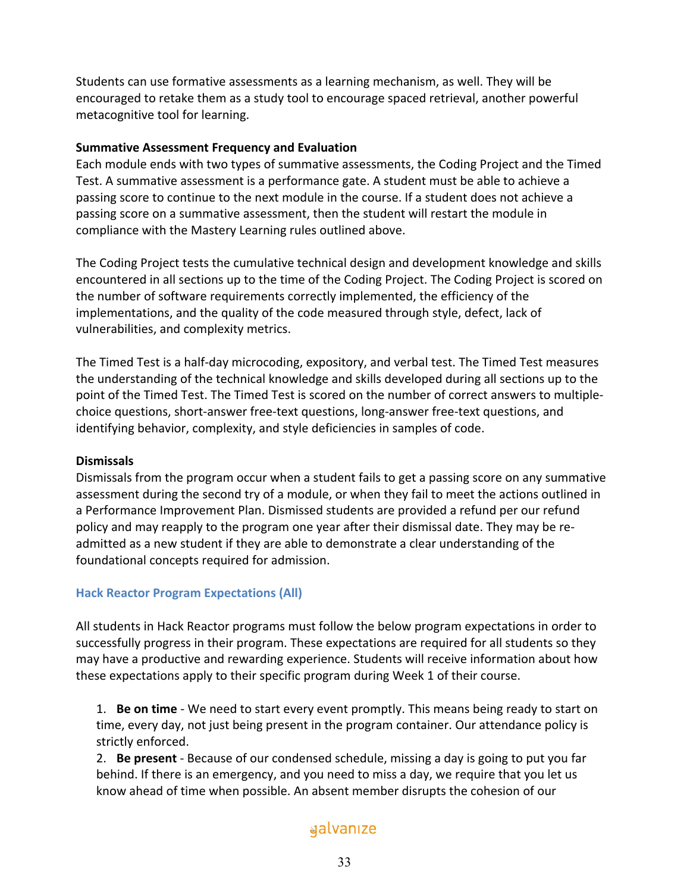Students can use formative assessments as a learning mechanism, as well. They will be encouraged to retake them as a study tool to encourage spaced retrieval, another powerful metacognitive tool for learning.

**Summative Assessment Frequency and Evaluation**
Each module ends with two types of summative assessments, the Coding Project and the Timed Test. A summative assessment is a performance gate. A student must be able to achieve a passing score to continue to the next module in the course. If a student does not achieve a passing score on a summative assessment, then the student will restart the module in compliance with the Mastery Learning rules outlined above.

The Coding Project tests the cumulative technical design and development knowledge and skills encountered in all sections up to the time of the Coding Project. The Coding Project is scored on the number of software requirements correctly implemented, the efficiency of the implementations, and the quality of the code measured through style, defect, lack of vulnerabilities, and complexity metrics.

The Timed Test is a half-day microcoding, expository, and verbal test. The Timed Test measures the understanding of the technical knowledge and skills developed during all sections up to the point of the Timed Test. The Timed Test is scored on the number of correct answers to multiple-choice questions, short-answer free-text questions, long-answer free-text questions, and identifying behavior, complexity, and style deficiencies in samples of code.

**Dismissals**
Dismissals from the program occur when a student fails to get a passing score on any summative assessment during the second try of a module, or when they fail to meet the actions outlined in a Performance Improvement Plan. Dismissed students are provided a refund per our refund policy and may reapply to the program one year after their dismissal date. They may be re-admitted as a new student if they are able to demonstrate a clear understanding of the foundational concepts required for admission.

### Hack Reactor Program Expectations (All)

All students in Hack Reactor programs must follow the below program expectations in order to successfully progress in their program. These expectations are required for all students so they may have a productive and rewarding experience. Students will receive information about how these expectations apply to their specific program during Week 1 of their course.

1. **Be on time** - We need to start every event promptly. This means being ready to start on time, every day, not just being present in the program container. Our attendance policy is strictly enforced.
2. **Be present** - Because of our condensed schedule, missing a day is going to put you far behind. If there is an emergency, and you need to miss a day, we require that you let us know ahead of time when possible. An absent member disrupts the cohesion of our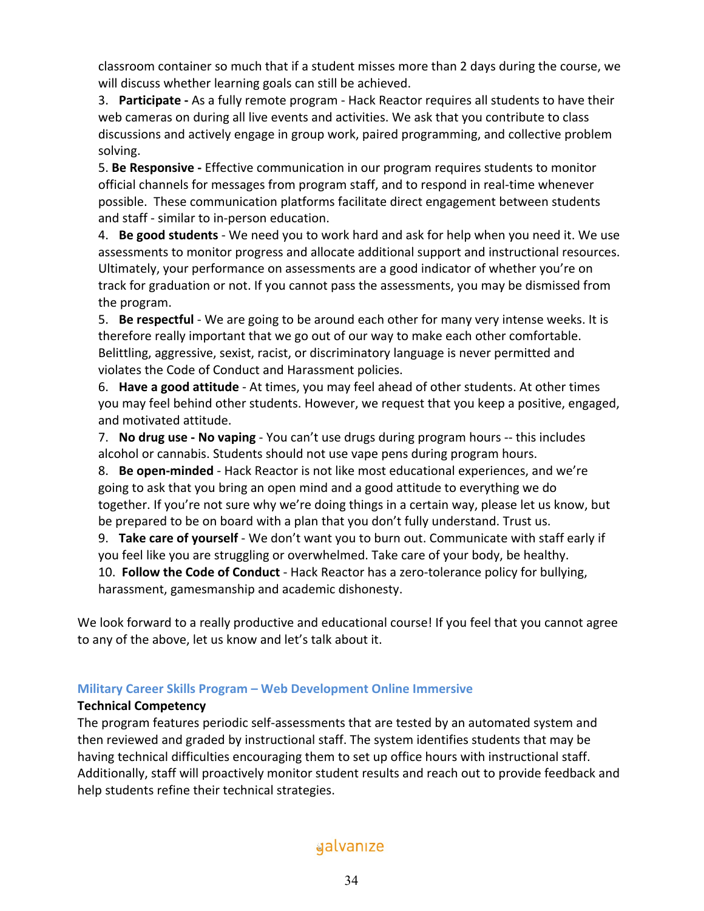classroom container so much that if a student misses more than 2 days during the course, we will discuss whether learning goals can still be achieved.

3. **Participate -** As a fully remote program - Hack Reactor requires all students to have their web cameras on during all live events and activities. We ask that you contribute to class discussions and actively engage in group work, paired programming, and collective problem solving.

5. **Be Responsive -** Effective communication in our program requires students to monitor official channels for messages from program staff, and to respond in real-time whenever possible. These communication platforms facilitate direct engagement between students and staff - similar to in-person education.

4. **Be good students** - We need you to work hard and ask for help when you need it. We use assessments to monitor progress and allocate additional support and instructional resources. Ultimately, your performance on assessments are a good indicator of whether you're on track for graduation or not. If you cannot pass the assessments, you may be dismissed from the program.

5. **Be respectful** - We are going to be around each other for many very intense weeks. It is therefore really important that we go out of our way to make each other comfortable. Belittling, aggressive, sexist, racist, or discriminatory language is never permitted and violates the Code of Conduct and Harassment policies.

6. **Have a good attitude** - At times, you may feel ahead of other students. At other times you may feel behind other students. However, we request that you keep a positive, engaged, and motivated attitude.

7. **No drug use - No vaping** - You can't use drugs during program hours -- this includes alcohol or cannabis. Students should not use vape pens during program hours.

8. **Be open-minded** - Hack Reactor is not like most educational experiences, and we're going to ask that you bring an open mind and a good attitude to everything we do together. If you're not sure why we're doing things in a certain way, please let us know, but be prepared to be on board with a plan that you don't fully understand. Trust us.

9. **Take care of yourself** - We don't want you to burn out. Communicate with staff early if you feel like you are struggling or overwhelmed. Take care of your body, be healthy.

10. **Follow the Code of Conduct** - Hack Reactor has a zero-tolerance policy for bullying, harassment, gamesmanship and academic dishonesty.

We look forward to a really productive and educational course! If you feel that you cannot agree to any of the above, let us know and let's talk about it.

### Military Career Skills Program – Web Development Online Immersive

**Technical Competency**

The program features periodic self-assessments that are tested by an automated system and then reviewed and graded by instructional staff. The system identifies students that may be having technical difficulties encouraging them to set up office hours with instructional staff. Additionally, staff will proactively monitor student results and reach out to provide feedback and help students refine their technical strategies.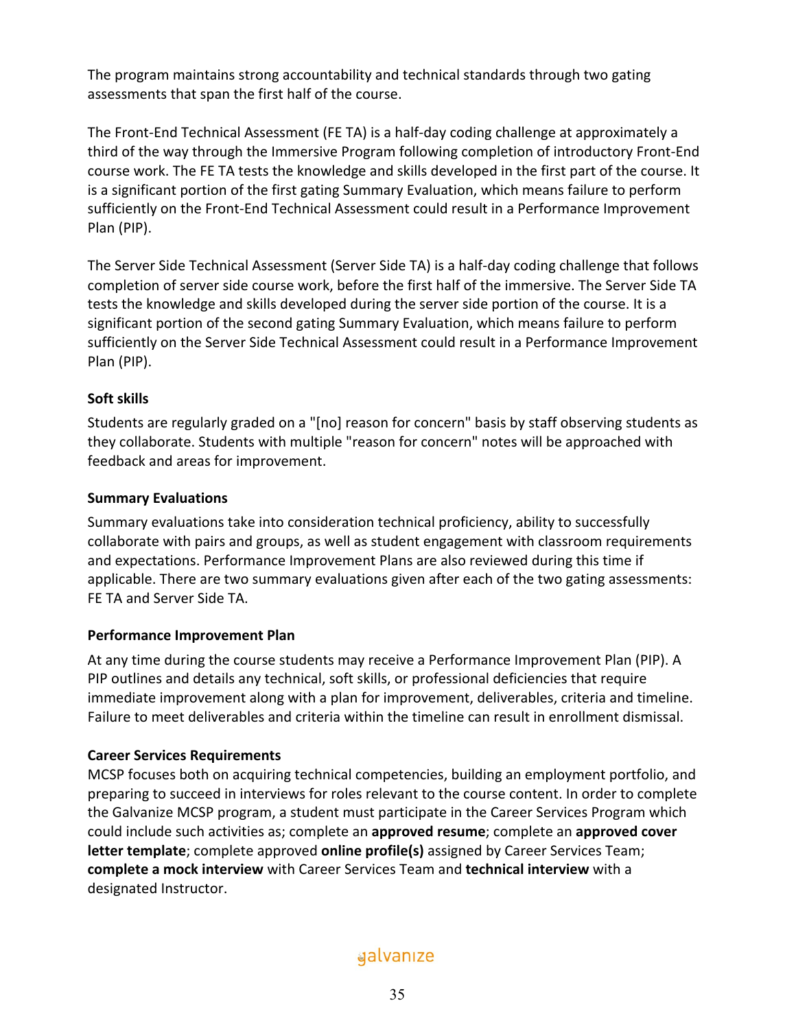The program maintains strong accountability and technical standards through two gating assessments that span the first half of the course.

The Front-End Technical Assessment (FE TA) is a half-day coding challenge at approximately a third of the way through the Immersive Program following completion of introductory Front-End course work. The FE TA tests the knowledge and skills developed in the first part of the course. It is a significant portion of the first gating Summary Evaluation, which means failure to perform sufficiently on the Front-End Technical Assessment could result in a Performance Improvement Plan (PIP).

The Server Side Technical Assessment (Server Side TA) is a half-day coding challenge that follows completion of server side course work, before the first half of the immersive. The Server Side TA tests the knowledge and skills developed during the server side portion of the course. It is a significant portion of the second gating Summary Evaluation, which means failure to perform sufficiently on the Server Side Technical Assessment could result in a Performance Improvement Plan (PIP).

**Soft skills**

Students are regularly graded on a "[no] reason for concern" basis by staff observing students as they collaborate. Students with multiple "reason for concern" notes will be approached with feedback and areas for improvement.

**Summary Evaluations**

Summary evaluations take into consideration technical proficiency, ability to successfully collaborate with pairs and groups, as well as student engagement with classroom requirements and expectations. Performance Improvement Plans are also reviewed during this time if applicable. There are two summary evaluations given after each of the two gating assessments: FE TA and Server Side TA.

**Performance Improvement Plan**

At any time during the course students may receive a Performance Improvement Plan (PIP). A PIP outlines and details any technical, soft skills, or professional deficiencies that require immediate improvement along with a plan for improvement, deliverables, criteria and timeline. Failure to meet deliverables and criteria within the timeline can result in enrollment dismissal.

**Career Services Requirements**

MCSP focuses both on acquiring technical competencies, building an employment portfolio, and preparing to succeed in interviews for roles relevant to the course content. In order to complete the Galvanize MCSP program, a student must participate in the Career Services Program which could include such activities as; complete an **approved resume**; complete an **approved cover letter template**; complete approved **online profile(s)** assigned by Career Services Team; **complete a mock interview** with Career Services Team and **technical interview** with a designated Instructor.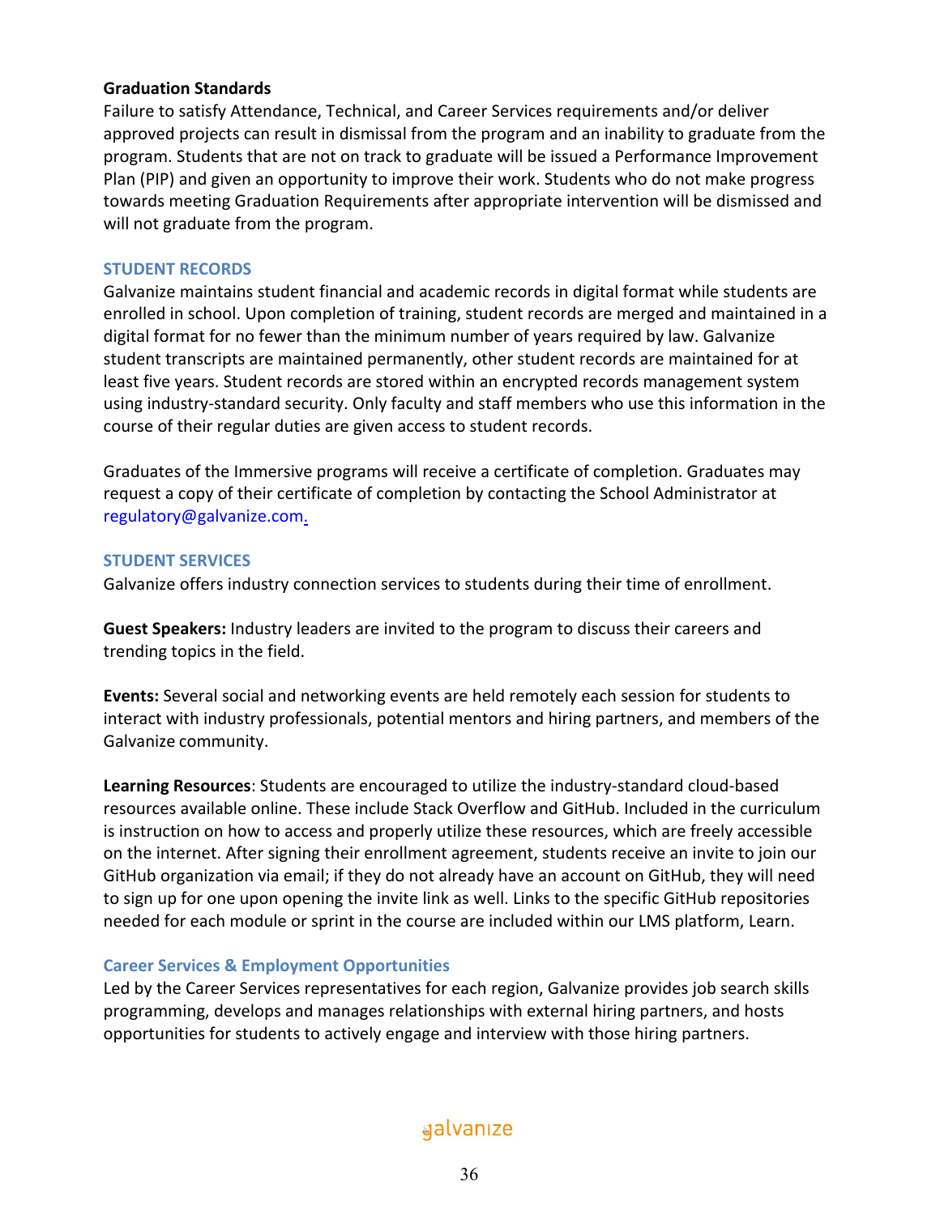**Graduation Standards**

Failure to satisfy Attendance, Technical, and Career Services requirements and/or deliver approved projects can result in dismissal from the program and an inability to graduate from the program. Students that are not on track to graduate will be issued a Performance Improvement Plan (PIP) and given an opportunity to improve their work. Students who do not make progress towards meeting Graduation Requirements after appropriate intervention will be dismissed and will not graduate from the program.

## STUDENT RECORDS

Galvanize maintains student financial and academic records in digital format while students are enrolled in school. Upon completion of training, student records are merged and maintained in a digital format for no fewer than the minimum number of years required by law. Galvanize student transcripts are maintained permanently, other student records are maintained for at least five years. Student records are stored within an encrypted records management system using industry-standard security. Only faculty and staff members who use this information in the course of their regular duties are given access to student records.

Graduates of the Immersive programs will receive a certificate of completion. Graduates may request a copy of their certificate of completion by contacting the School Administrator at regulatory@galvanize.com.

## STUDENT SERVICES

Galvanize offers industry connection services to students during their time of enrollment.

**Guest Speakers:** Industry leaders are invited to the program to discuss their careers and trending topics in the field.

**Events:** Several social and networking events are held remotely each session for students to interact with industry professionals, potential mentors and hiring partners, and members of the Galvanize community.

**Learning Resources**: Students are encouraged to utilize the industry-standard cloud-based resources available online. These include Stack Overflow and GitHub. Included in the curriculum is instruction on how to access and properly utilize these resources, which are freely accessible on the internet. After signing their enrollment agreement, students receive an invite to join our GitHub organization via email; if they do not already have an account on GitHub, they will need to sign up for one upon opening the invite link as well. Links to the specific GitHub repositories needed for each module or sprint in the course are included within our LMS platform, Learn.

### Career Services & Employment Opportunities

Led by the Career Services representatives for each region, Galvanize provides job search skills programming, develops and manages relationships with external hiring partners, and hosts opportunities for students to actively engage and interview with those hiring partners.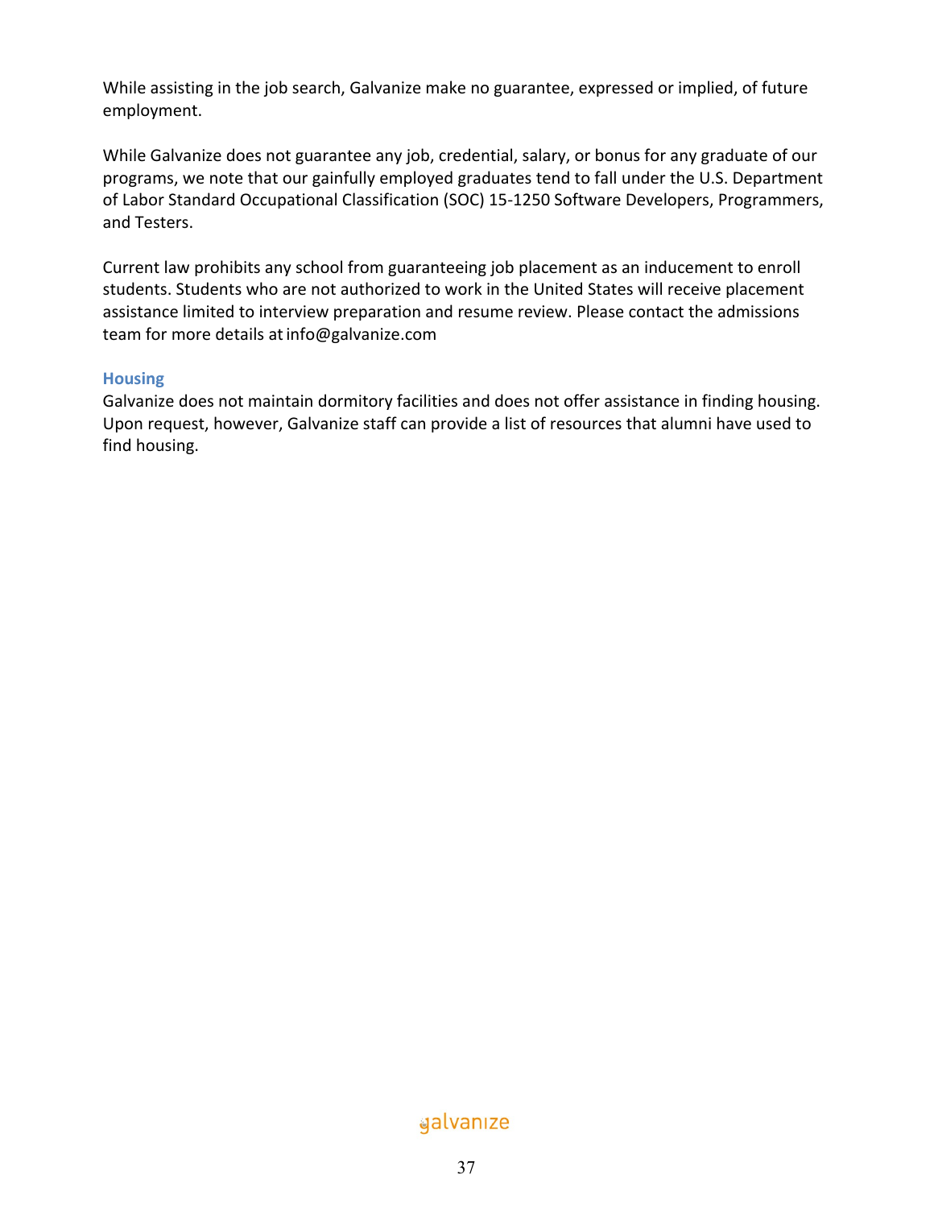While assisting in the job search, Galvanize make no guarantee, expressed or implied, of future employment.

While Galvanize does not guarantee any job, credential, salary, or bonus for any graduate of our programs, we note that our gainfully employed graduates tend to fall under the U.S. Department of Labor Standard Occupational Classification (SOC) 15-1250 Software Developers, Programmers, and Testers.

Current law prohibits any school from guaranteeing job placement as an inducement to enroll students. Students who are not authorized to work in the United States will receive placement assistance limited to interview preparation and resume review. Please contact the admissions team for more details at info@galvanize.com

### Housing

Galvanize does not maintain dormitory facilities and does not offer assistance in finding housing. Upon request, however, Galvanize staff can provide a list of resources that alumni have used to find housing.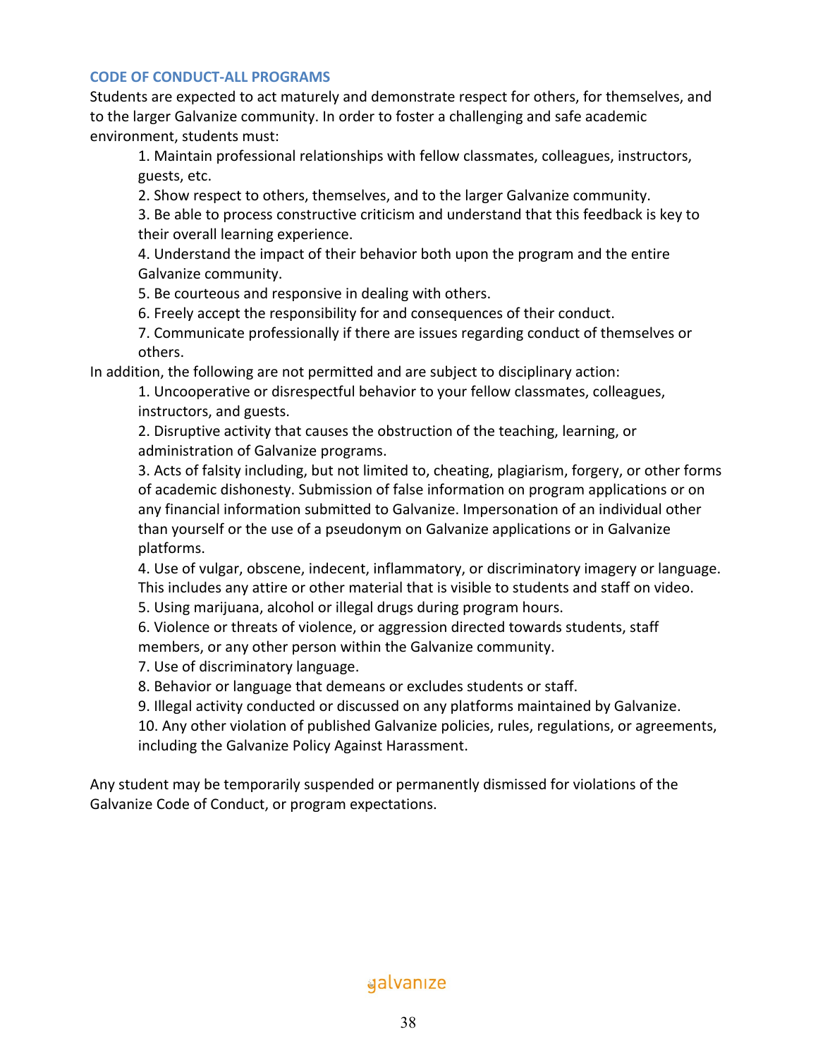## CODE OF CONDUCT-ALL PROGRAMS

Students are expected to act maturely and demonstrate respect for others, for themselves, and to the larger Galvanize community. In order to foster a challenging and safe academic environment, students must:

1. Maintain professional relationships with fellow classmates, colleagues, instructors, guests, etc.
2. Show respect to others, themselves, and to the larger Galvanize community.
3. Be able to process constructive criticism and understand that this feedback is key to their overall learning experience.
4. Understand the impact of their behavior both upon the program and the entire Galvanize community.
5. Be courteous and responsive in dealing with others.
6. Freely accept the responsibility for and consequences of their conduct.
7. Communicate professionally if there are issues regarding conduct of themselves or others.

In addition, the following are not permitted and are subject to disciplinary action:

1. Uncooperative or disrespectful behavior to your fellow classmates, colleagues, instructors, and guests.
2. Disruptive activity that causes the obstruction of the teaching, learning, or administration of Galvanize programs.
3. Acts of falsity including, but not limited to, cheating, plagiarism, forgery, or other forms of academic dishonesty. Submission of false information on program applications or on any financial information submitted to Galvanize. Impersonation of an individual other than yourself or the use of a pseudonym on Galvanize applications or in Galvanize platforms.
4. Use of vulgar, obscene, indecent, inflammatory, or discriminatory imagery or language. This includes any attire or other material that is visible to students and staff on video.
5. Using marijuana, alcohol or illegal drugs during program hours.
6. Violence or threats of violence, or aggression directed towards students, staff members, or any other person within the Galvanize community.
7. Use of discriminatory language.
8. Behavior or language that demeans or excludes students or staff.
9. Illegal activity conducted or discussed on any platforms maintained by Galvanize.
10. Any other violation of published Galvanize policies, rules, regulations, or agreements, including the Galvanize Policy Against Harassment.

Any student may be temporarily suspended or permanently dismissed for violations of the Galvanize Code of Conduct, or program expectations.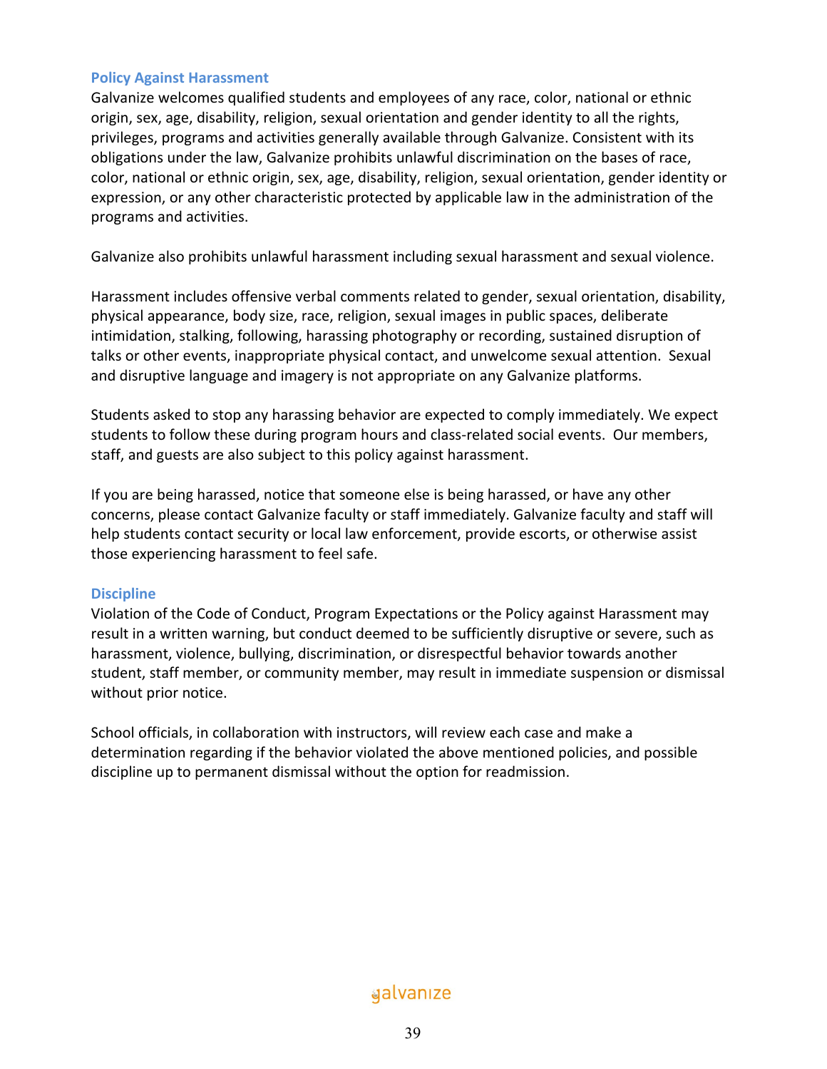### Policy Against Harassment

Galvanize welcomes qualified students and employees of any race, color, national or ethnic origin, sex, age, disability, religion, sexual orientation and gender identity to all the rights, privileges, programs and activities generally available through Galvanize. Consistent with its obligations under the law, Galvanize prohibits unlawful discrimination on the bases of race, color, national or ethnic origin, sex, age, disability, religion, sexual orientation, gender identity or expression, or any other characteristic protected by applicable law in the administration of the programs and activities.

Galvanize also prohibits unlawful harassment including sexual harassment and sexual violence.

Harassment includes offensive verbal comments related to gender, sexual orientation, disability, physical appearance, body size, race, religion, sexual images in public spaces, deliberate intimidation, stalking, following, harassing photography or recording, sustained disruption of talks or other events, inappropriate physical contact, and unwelcome sexual attention. Sexual and disruptive language and imagery is not appropriate on any Galvanize platforms.

Students asked to stop any harassing behavior are expected to comply immediately. We expect students to follow these during program hours and class-related social events. Our members, staff, and guests are also subject to this policy against harassment.

If you are being harassed, notice that someone else is being harassed, or have any other concerns, please contact Galvanize faculty or staff immediately. Galvanize faculty and staff will help students contact security or local law enforcement, provide escorts, or otherwise assist those experiencing harassment to feel safe.

### Discipline

Violation of the Code of Conduct, Program Expectations or the Policy against Harassment may result in a written warning, but conduct deemed to be sufficiently disruptive or severe, such as harassment, violence, bullying, discrimination, or disrespectful behavior towards another student, staff member, or community member, may result in immediate suspension or dismissal without prior notice.

School officials, in collaboration with instructors, will review each case and make a determination regarding if the behavior violated the above mentioned policies, and possible discipline up to permanent dismissal without the option for readmission.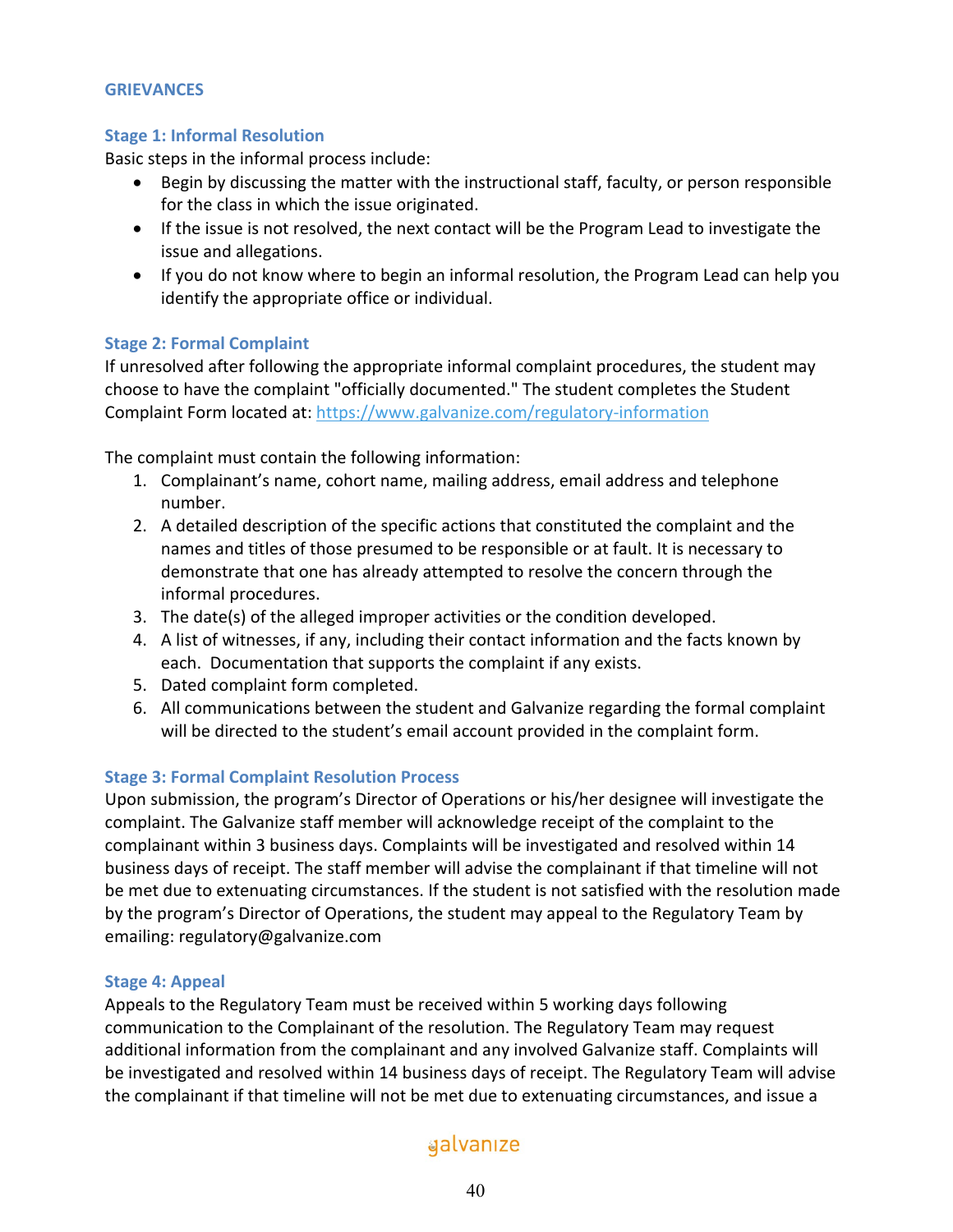## GRIEVANCES

### Stage 1: Informal Resolution

Basic steps in the informal process include:

- Begin by discussing the matter with the instructional staff, faculty, or person responsible for the class in which the issue originated.
- If the issue is not resolved, the next contact will be the Program Lead to investigate the issue and allegations.
- If you do not know where to begin an informal resolution, the Program Lead can help you identify the appropriate office or individual.

### Stage 2: Formal Complaint

If unresolved after following the appropriate informal complaint procedures, the student may choose to have the complaint "officially documented." The student completes the Student Complaint Form located at: https://www.galvanize.com/regulatory-information

The complaint must contain the following information:

1. Complainant's name, cohort name, mailing address, email address and telephone number.
2. A detailed description of the specific actions that constituted the complaint and the names and titles of those presumed to be responsible or at fault. It is necessary to demonstrate that one has already attempted to resolve the concern through the informal procedures.
3. The date(s) of the alleged improper activities or the condition developed.
4. A list of witnesses, if any, including their contact information and the facts known by each. Documentation that supports the complaint if any exists.
5. Dated complaint form completed.
6. All communications between the student and Galvanize regarding the formal complaint will be directed to the student's email account provided in the complaint form.

### Stage 3: Formal Complaint Resolution Process

Upon submission, the program's Director of Operations or his/her designee will investigate the complaint. The Galvanize staff member will acknowledge receipt of the complaint to the complainant within 3 business days. Complaints will be investigated and resolved within 14 business days of receipt. The staff member will advise the complainant if that timeline will not be met due to extenuating circumstances. If the student is not satisfied with the resolution made by the program's Director of Operations, the student may appeal to the Regulatory Team by emailing: regulatory@galvanize.com

### Stage 4: Appeal

Appeals to the Regulatory Team must be received within 5 working days following communication to the Complainant of the resolution. The Regulatory Team may request additional information from the complainant and any involved Galvanize staff. Complaints will be investigated and resolved within 14 business days of receipt. The Regulatory Team will advise the complainant if that timeline will not be met due to extenuating circumstances, and issue a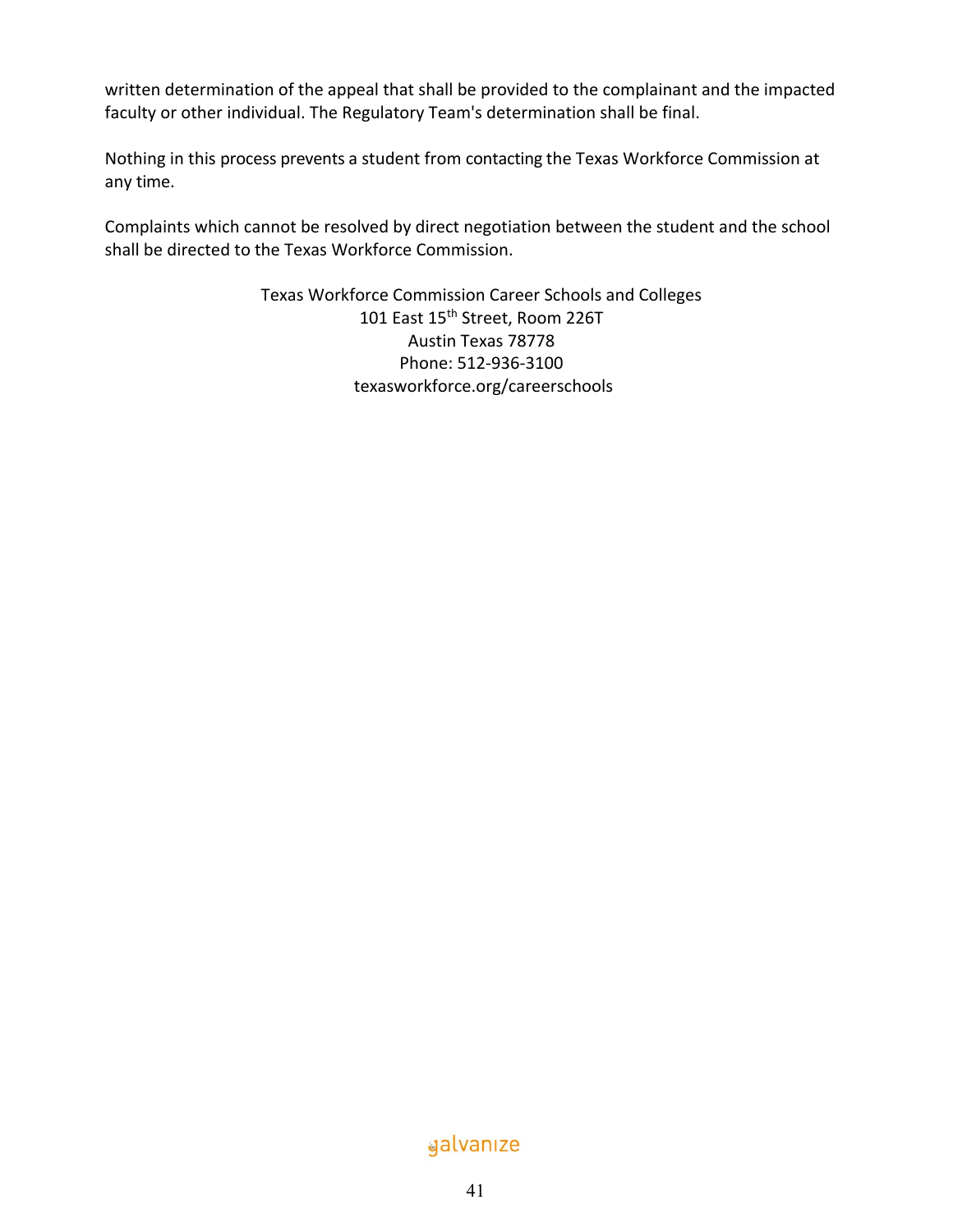written determination of the appeal that shall be provided to the complainant and the impacted faculty or other individual. The Regulatory Team's determination shall be final.

Nothing in this process prevents a student from contacting the Texas Workforce Commission at any time.

Complaints which cannot be resolved by direct negotiation between the student and the school shall be directed to the Texas Workforce Commission.

Texas Workforce Commission Career Schools and Colleges
101 East 15th Street, Room 226T
Austin Texas 78778
Phone: 512-936-3100
texasworkforce.org/careerschools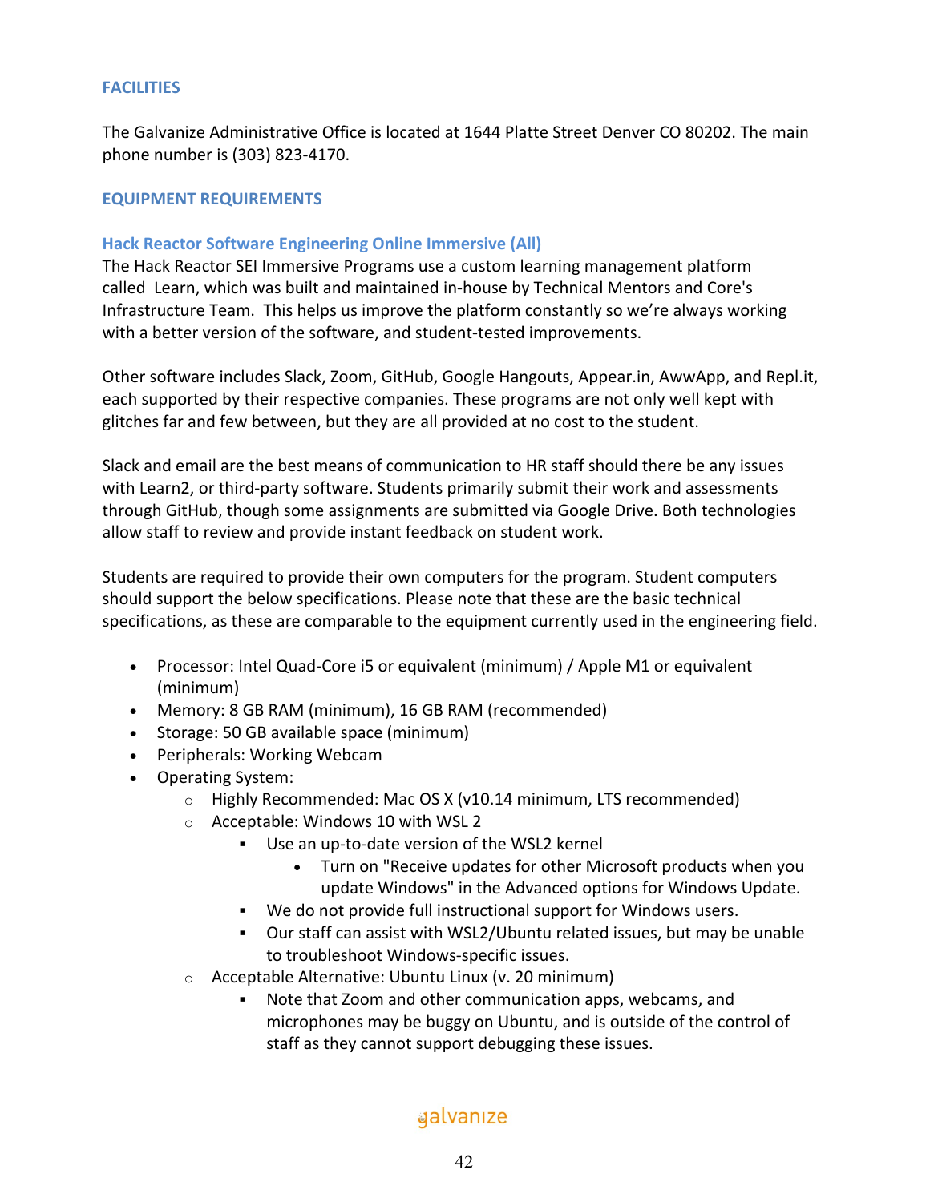## FACILITIES

The Galvanize Administrative Office is located at 1644 Platte Street Denver CO 80202. The main phone number is (303) 823-4170.

## EQUIPMENT REQUIREMENTS

### Hack Reactor Software Engineering Online Immersive (All)

The Hack Reactor SEI Immersive Programs use a custom learning management platform called Learn, which was built and maintained in-house by Technical Mentors and Core's Infrastructure Team. This helps us improve the platform constantly so we're always working with a better version of the software, and student-tested improvements.

Other software includes Slack, Zoom, GitHub, Google Hangouts, Appear.in, AwwApp, and Repl.it, each supported by their respective companies. These programs are not only well kept with glitches far and few between, but they are all provided at no cost to the student.

Slack and email are the best means of communication to HR staff should there be any issues with Learn2, or third-party software. Students primarily submit their work and assessments through GitHub, though some assignments are submitted via Google Drive. Both technologies allow staff to review and provide instant feedback on student work.

Students are required to provide their own computers for the program. Student computers should support the below specifications. Please note that these are the basic technical specifications, as these are comparable to the equipment currently used in the engineering field.

- Processor: Intel Quad-Core i5 or equivalent (minimum) / Apple M1 or equivalent (minimum)
- Memory: 8 GB RAM (minimum), 16 GB RAM (recommended)
- Storage: 50 GB available space (minimum)
- Peripherals: Working Webcam
- Operating System:
  - Highly Recommended: Mac OS X (v10.14 minimum, LTS recommended)
  - Acceptable: Windows 10 with WSL 2
    - Use an up-to-date version of the WSL2 kernel
      - Turn on "Receive updates for other Microsoft products when you update Windows" in the Advanced options for Windows Update.
    - We do not provide full instructional support for Windows users.
    - Our staff can assist with WSL2/Ubuntu related issues, but may be unable to troubleshoot Windows-specific issues.
  - Acceptable Alternative: Ubuntu Linux (v. 20 minimum)
    - Note that Zoom and other communication apps, webcams, and microphones may be buggy on Ubuntu, and is outside of the control of staff as they cannot support debugging these issues.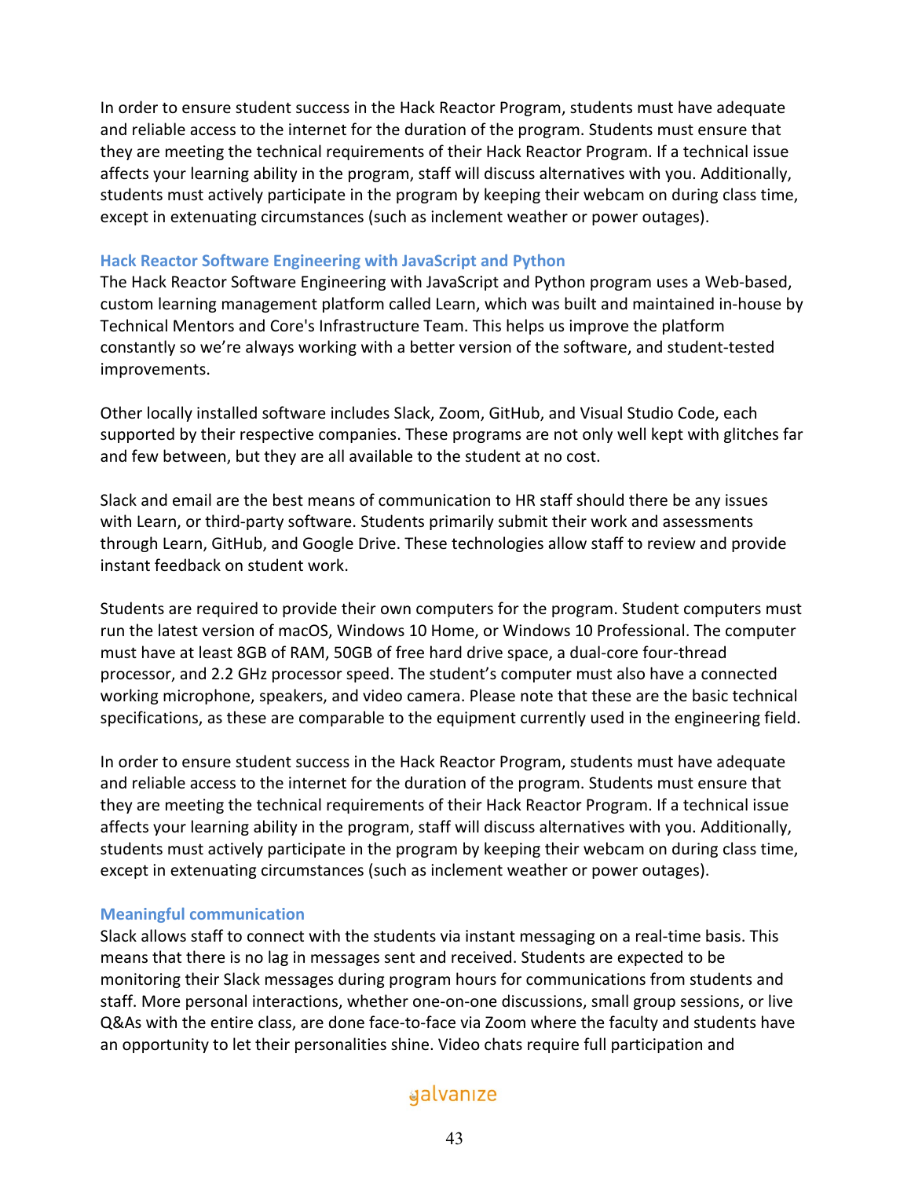In order to ensure student success in the Hack Reactor Program, students must have adequate and reliable access to the internet for the duration of the program. Students must ensure that they are meeting the technical requirements of their Hack Reactor Program. If a technical issue affects your learning ability in the program, staff will discuss alternatives with you. Additionally, students must actively participate in the program by keeping their webcam on during class time, except in extenuating circumstances (such as inclement weather or power outages).

### Hack Reactor Software Engineering with JavaScript and Python

The Hack Reactor Software Engineering with JavaScript and Python program uses a Web-based, custom learning management platform called Learn, which was built and maintained in-house by Technical Mentors and Core's Infrastructure Team. This helps us improve the platform constantly so we're always working with a better version of the software, and student-tested improvements.

Other locally installed software includes Slack, Zoom, GitHub, and Visual Studio Code, each supported by their respective companies. These programs are not only well kept with glitches far and few between, but they are all available to the student at no cost.

Slack and email are the best means of communication to HR staff should there be any issues with Learn, or third-party software. Students primarily submit their work and assessments through Learn, GitHub, and Google Drive. These technologies allow staff to review and provide instant feedback on student work.

Students are required to provide their own computers for the program. Student computers must run the latest version of macOS, Windows 10 Home, or Windows 10 Professional. The computer must have at least 8GB of RAM, 50GB of free hard drive space, a dual-core four-thread processor, and 2.2 GHz processor speed. The student's computer must also have a connected working microphone, speakers, and video camera. Please note that these are the basic technical specifications, as these are comparable to the equipment currently used in the engineering field.

In order to ensure student success in the Hack Reactor Program, students must have adequate and reliable access to the internet for the duration of the program. Students must ensure that they are meeting the technical requirements of their Hack Reactor Program. If a technical issue affects your learning ability in the program, staff will discuss alternatives with you. Additionally, students must actively participate in the program by keeping their webcam on during class time, except in extenuating circumstances (such as inclement weather or power outages).

### Meaningful communication

Slack allows staff to connect with the students via instant messaging on a real-time basis. This means that there is no lag in messages sent and received. Students are expected to be monitoring their Slack messages during program hours for communications from students and staff. More personal interactions, whether one-on-one discussions, small group sessions, or live Q&As with the entire class, are done face-to-face via Zoom where the faculty and students have an opportunity to let their personalities shine. Video chats require full participation and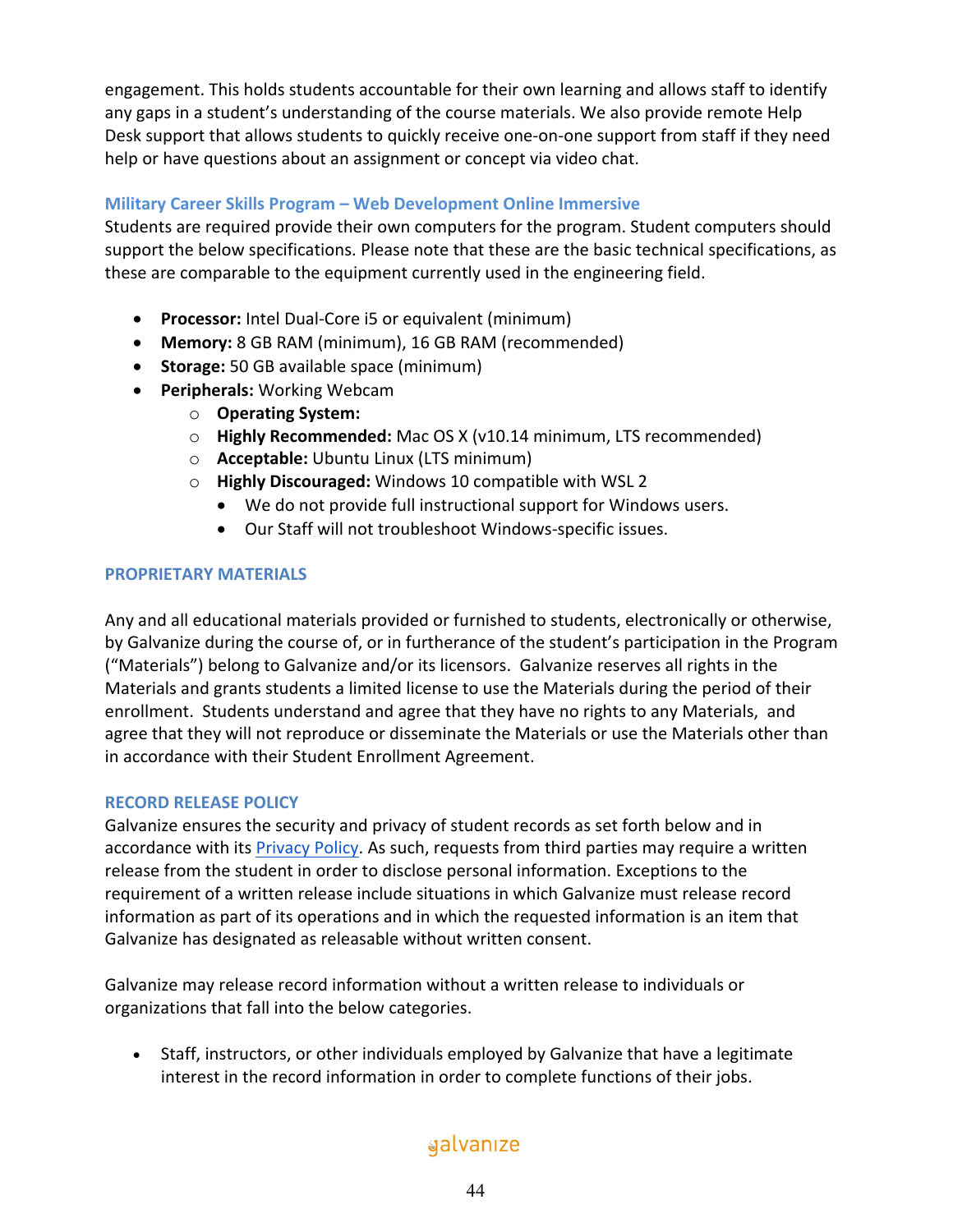engagement. This holds students accountable for their own learning and allows staff to identify any gaps in a student's understanding of the course materials. We also provide remote Help Desk support that allows students to quickly receive one-on-one support from staff if they need help or have questions about an assignment or concept via video chat.

### Military Career Skills Program – Web Development Online Immersive

Students are required provide their own computers for the program. Student computers should support the below specifications. Please note that these are the basic technical specifications, as these are comparable to the equipment currently used in the engineering field.

- **Processor:** Intel Dual-Core i5 or equivalent (minimum)
- **Memory:** 8 GB RAM (minimum), 16 GB RAM (recommended)
- **Storage:** 50 GB available space (minimum)
- **Peripherals:** Working Webcam
    - **Operating System:**
    - **Highly Recommended:** Mac OS X (v10.14 minimum, LTS recommended)
    - **Acceptable:** Ubuntu Linux (LTS minimum)
    - **Highly Discouraged:** Windows 10 compatible with WSL 2
        - We do not provide full instructional support for Windows users.
        - Our Staff will not troubleshoot Windows-specific issues.

## PROPRIETARY MATERIALS

Any and all educational materials provided or furnished to students, electronically or otherwise, by Galvanize during the course of, or in furtherance of the student's participation in the Program ("Materials") belong to Galvanize and/or its licensors. Galvanize reserves all rights in the Materials and grants students a limited license to use the Materials during the period of their enrollment. Students understand and agree that they have no rights to any Materials, and agree that they will not reproduce or disseminate the Materials or use the Materials other than in accordance with their Student Enrollment Agreement.

## RECORD RELEASE POLICY

Galvanize ensures the security and privacy of student records as set forth below and in accordance with its Privacy Policy. As such, requests from third parties may require a written release from the student in order to disclose personal information. Exceptions to the requirement of a written release include situations in which Galvanize must release record information as part of its operations and in which the requested information is an item that Galvanize has designated as releasable without written consent.

Galvanize may release record information without a written release to individuals or organizations that fall into the below categories.

- Staff, instructors, or other individuals employed by Galvanize that have a legitimate interest in the record information in order to complete functions of their jobs.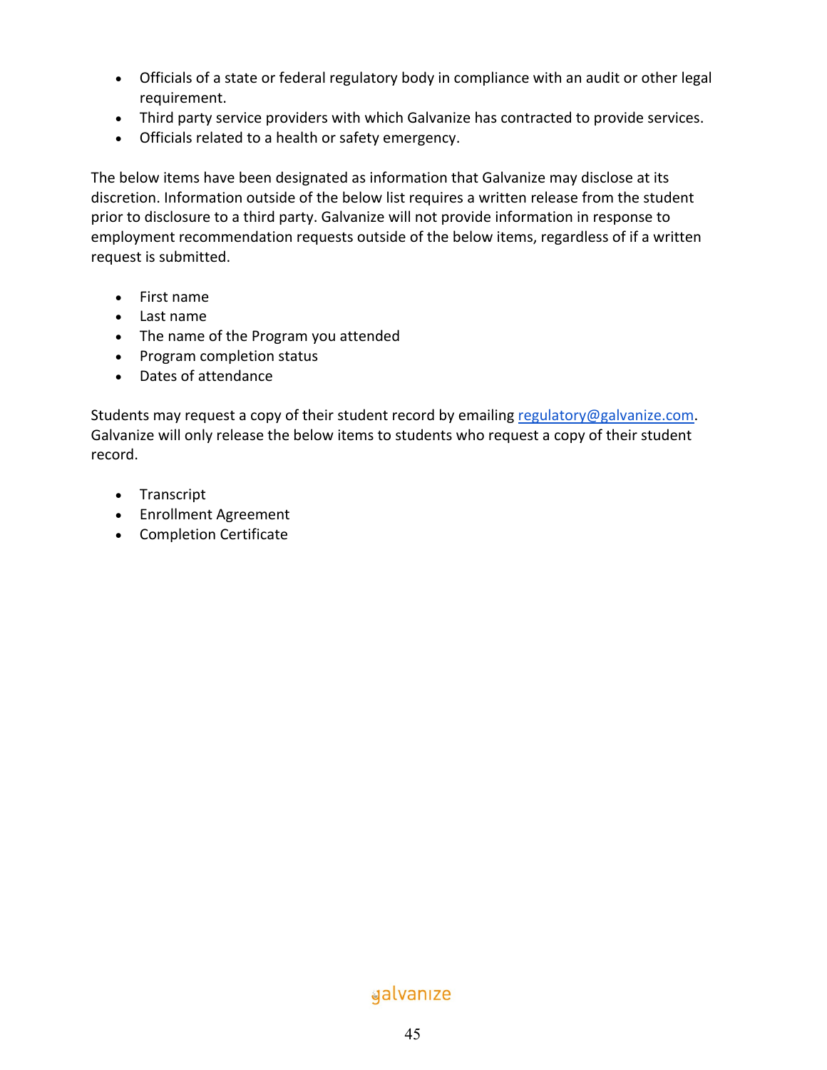- Officials of a state or federal regulatory body in compliance with an audit or other legal requirement.
- Third party service providers with which Galvanize has contracted to provide services.
- Officials related to a health or safety emergency.

The below items have been designated as information that Galvanize may disclose at its discretion. Information outside of the below list requires a written release from the student prior to disclosure to a third party. Galvanize will not provide information in response to employment recommendation requests outside of the below items, regardless of if a written request is submitted.

- First name
- Last name
- The name of the Program you attended
- Program completion status
- Dates of attendance

Students may request a copy of their student record by emailing [regulatory@galvanize.com](mailto:regulatory@galvanize.com). Galvanize will only release the below items to students who request a copy of their student record.

- Transcript
- Enrollment Agreement
- Completion Certificate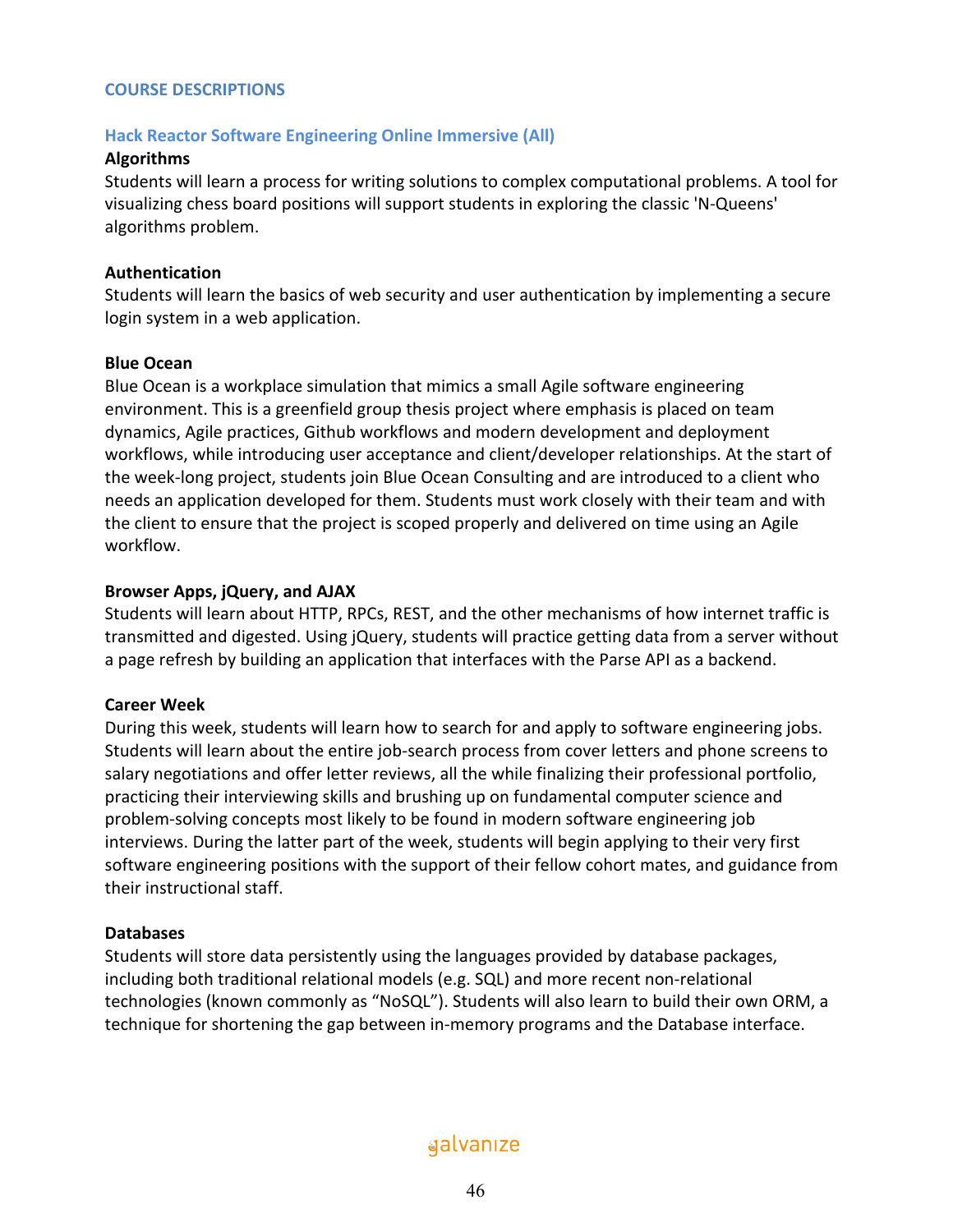## COURSE DESCRIPTIONS

### Hack Reactor Software Engineering Online Immersive (All)

**Algorithms**
Students will learn a process for writing solutions to complex computational problems. A tool for visualizing chess board positions will support students in exploring the classic 'N-Queens' algorithms problem.

**Authentication**
Students will learn the basics of web security and user authentication by implementing a secure login system in a web application.

**Blue Ocean**
Blue Ocean is a workplace simulation that mimics a small Agile software engineering environment. This is a greenfield group thesis project where emphasis is placed on team dynamics, Agile practices, Github workflows and modern development and deployment workflows, while introducing user acceptance and client/developer relationships. At the start of the week-long project, students join Blue Ocean Consulting and are introduced to a client who needs an application developed for them. Students must work closely with their team and with the client to ensure that the project is scoped properly and delivered on time using an Agile workflow.

**Browser Apps, jQuery, and AJAX**
Students will learn about HTTP, RPCs, REST, and the other mechanisms of how internet traffic is transmitted and digested. Using jQuery, students will practice getting data from a server without a page refresh by building an application that interfaces with the Parse API as a backend.

**Career Week**
During this week, students will learn how to search for and apply to software engineering jobs. Students will learn about the entire job-search process from cover letters and phone screens to salary negotiations and offer letter reviews, all the while finalizing their professional portfolio, practicing their interviewing skills and brushing up on fundamental computer science and problem-solving concepts most likely to be found in modern software engineering job interviews. During the latter part of the week, students will begin applying to their very first software engineering positions with the support of their fellow cohort mates, and guidance from their instructional staff.

**Databases**
Students will store data persistently using the languages provided by database packages, including both traditional relational models (e.g. SQL) and more recent non-relational technologies (known commonly as "NoSQL"). Students will also learn to build their own ORM, a technique for shortening the gap between in-memory programs and the Database interface.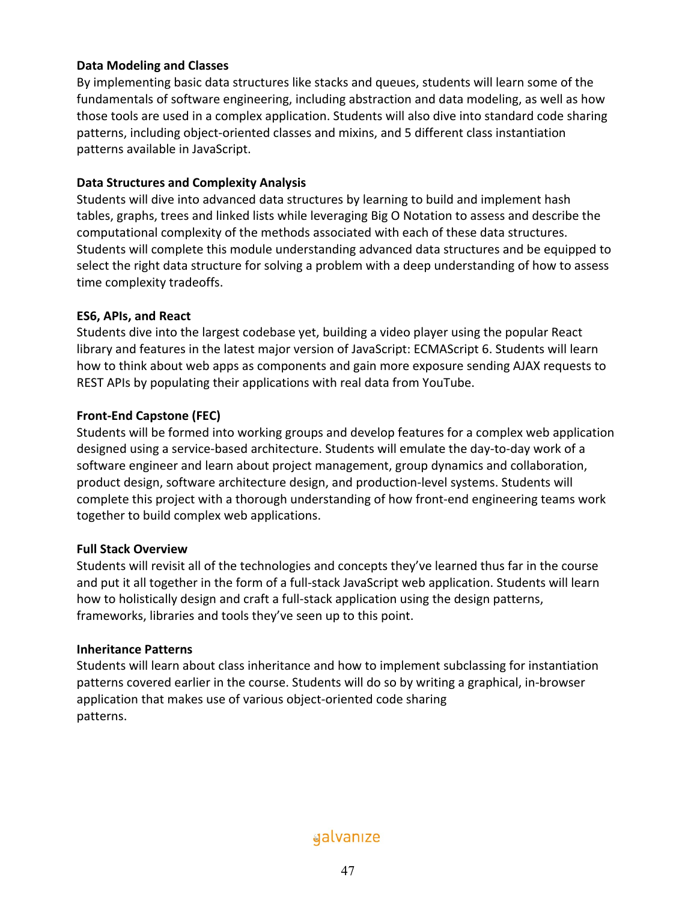**Data Modeling and Classes**
By implementing basic data structures like stacks and queues, students will learn some of the fundamentals of software engineering, including abstraction and data modeling, as well as how those tools are used in a complex application. Students will also dive into standard code sharing patterns, including object-oriented classes and mixins, and 5 different class instantiation patterns available in JavaScript.

**Data Structures and Complexity Analysis**
Students will dive into advanced data structures by learning to build and implement hash tables, graphs, trees and linked lists while leveraging Big O Notation to assess and describe the computational complexity of the methods associated with each of these data structures. Students will complete this module understanding advanced data structures and be equipped to select the right data structure for solving a problem with a deep understanding of how to assess time complexity tradeoffs.

**ES6, APIs, and React**
Students dive into the largest codebase yet, building a video player using the popular React library and features in the latest major version of JavaScript: ECMAScript 6. Students will learn how to think about web apps as components and gain more exposure sending AJAX requests to REST APIs by populating their applications with real data from YouTube.

**Front-End Capstone (FEC)**
Students will be formed into working groups and develop features for a complex web application designed using a service-based architecture. Students will emulate the day-to-day work of a software engineer and learn about project management, group dynamics and collaboration, product design, software architecture design, and production-level systems. Students will complete this project with a thorough understanding of how front-end engineering teams work together to build complex web applications.

**Full Stack Overview**
Students will revisit all of the technologies and concepts they've learned thus far in the course and put it all together in the form of a full-stack JavaScript web application. Students will learn how to holistically design and craft a full-stack application using the design patterns, frameworks, libraries and tools they've seen up to this point.

**Inheritance Patterns**
Students will learn about class inheritance and how to implement subclassing for instantiation patterns covered earlier in the course. Students will do so by writing a graphical, in-browser application that makes use of various object-oriented code sharing patterns.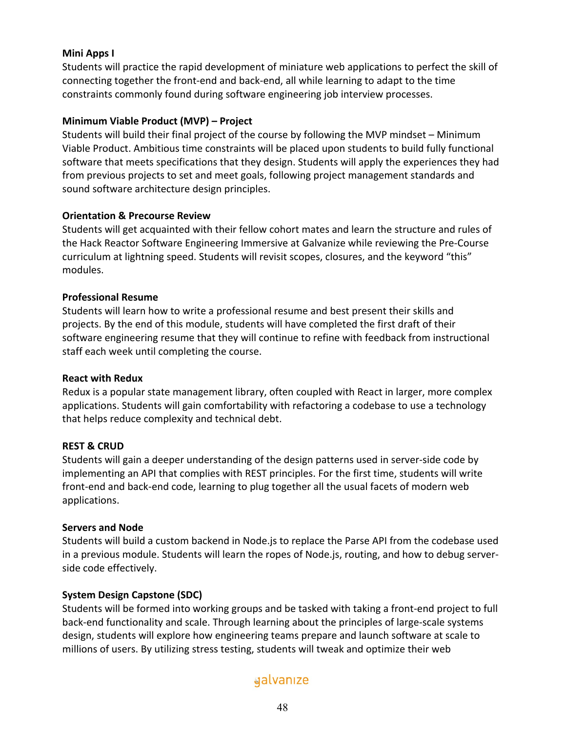**Mini Apps I**
Students will practice the rapid development of miniature web applications to perfect the skill of connecting together the front-end and back-end, all while learning to adapt to the time constraints commonly found during software engineering job interview processes.

**Minimum Viable Product (MVP) – Project**
Students will build their final project of the course by following the MVP mindset – Minimum Viable Product. Ambitious time constraints will be placed upon students to build fully functional software that meets specifications that they design. Students will apply the experiences they had from previous projects to set and meet goals, following project management standards and sound software architecture design principles.

**Orientation & Precourse Review**
Students will get acquainted with their fellow cohort mates and learn the structure and rules of the Hack Reactor Software Engineering Immersive at Galvanize while reviewing the Pre-Course curriculum at lightning speed. Students will revisit scopes, closures, and the keyword "this" modules.

**Professional Resume**
Students will learn how to write a professional resume and best present their skills and projects. By the end of this module, students will have completed the first draft of their software engineering resume that they will continue to refine with feedback from instructional staff each week until completing the course.

**React with Redux**
Redux is a popular state management library, often coupled with React in larger, more complex applications. Students will gain comfortability with refactoring a codebase to use a technology that helps reduce complexity and technical debt.

**REST & CRUD**
Students will gain a deeper understanding of the design patterns used in server-side code by implementing an API that complies with REST principles. For the first time, students will write front-end and back-end code, learning to plug together all the usual facets of modern web applications.

**Servers and Node**
Students will build a custom backend in Node.js to replace the Parse API from the codebase used in a previous module. Students will learn the ropes of Node.js, routing, and how to debug server-side code effectively.

**System Design Capstone (SDC)**
Students will be formed into working groups and be tasked with taking a front-end project to full back-end functionality and scale. Through learning about the principles of large-scale systems design, students will explore how engineering teams prepare and launch software at scale to millions of users. By utilizing stress testing, students will tweak and optimize their web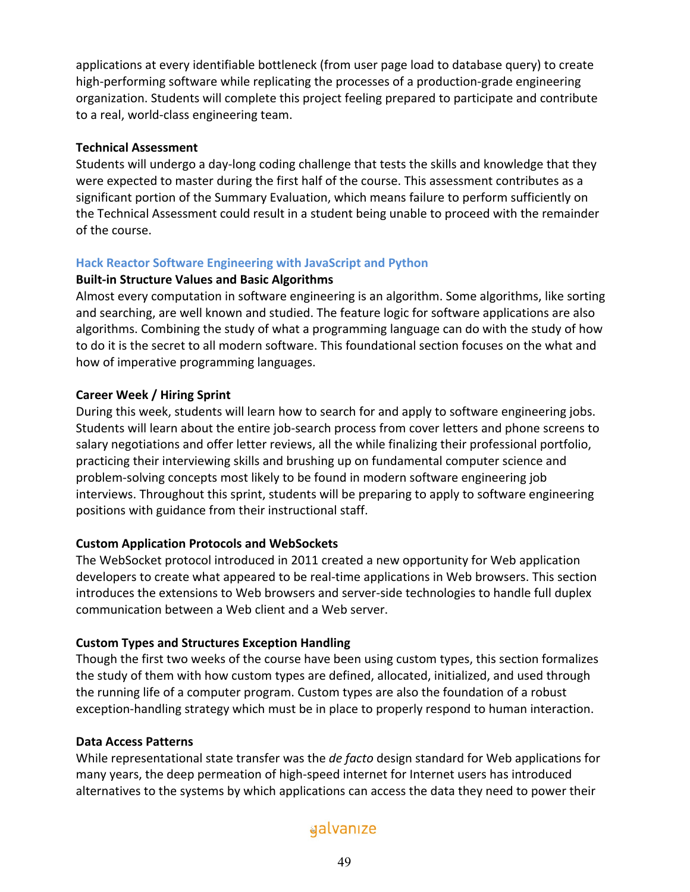applications at every identifiable bottleneck (from user page load to database query) to create high-performing software while replicating the processes of a production-grade engineering organization. Students will complete this project feeling prepared to participate and contribute to a real, world-class engineering team.

**Technical Assessment**
Students will undergo a day-long coding challenge that tests the skills and knowledge that they were expected to master during the first half of the course. This assessment contributes as a significant portion of the Summary Evaluation, which means failure to perform sufficiently on the Technical Assessment could result in a student being unable to proceed with the remainder of the course.

### Hack Reactor Software Engineering with JavaScript and Python

**Built-in Structure Values and Basic Algorithms**
Almost every computation in software engineering is an algorithm. Some algorithms, like sorting and searching, are well known and studied. The feature logic for software applications are also algorithms. Combining the study of what a programming language can do with the study of how to do it is the secret to all modern software. This foundational section focuses on the what and how of imperative programming languages.

**Career Week / Hiring Sprint**
During this week, students will learn how to search for and apply to software engineering jobs. Students will learn about the entire job-search process from cover letters and phone screens to salary negotiations and offer letter reviews, all the while finalizing their professional portfolio, practicing their interviewing skills and brushing up on fundamental computer science and problem-solving concepts most likely to be found in modern software engineering job interviews. Throughout this sprint, students will be preparing to apply to software engineering positions with guidance from their instructional staff.

**Custom Application Protocols and WebSockets**
The WebSocket protocol introduced in 2011 created a new opportunity for Web application developers to create what appeared to be real-time applications in Web browsers. This section introduces the extensions to Web browsers and server-side technologies to handle full duplex communication between a Web client and a Web server.

**Custom Types and Structures Exception Handling**
Though the first two weeks of the course have been using custom types, this section formalizes the study of them with how custom types are defined, allocated, initialized, and used through the running life of a computer program. Custom types are also the foundation of a robust exception-handling strategy which must be in place to properly respond to human interaction.

**Data Access Patterns**
While representational state transfer was the *de facto* design standard for Web applications for many years, the deep permeation of high-speed internet for Internet users has introduced alternatives to the systems by which applications can access the data they need to power their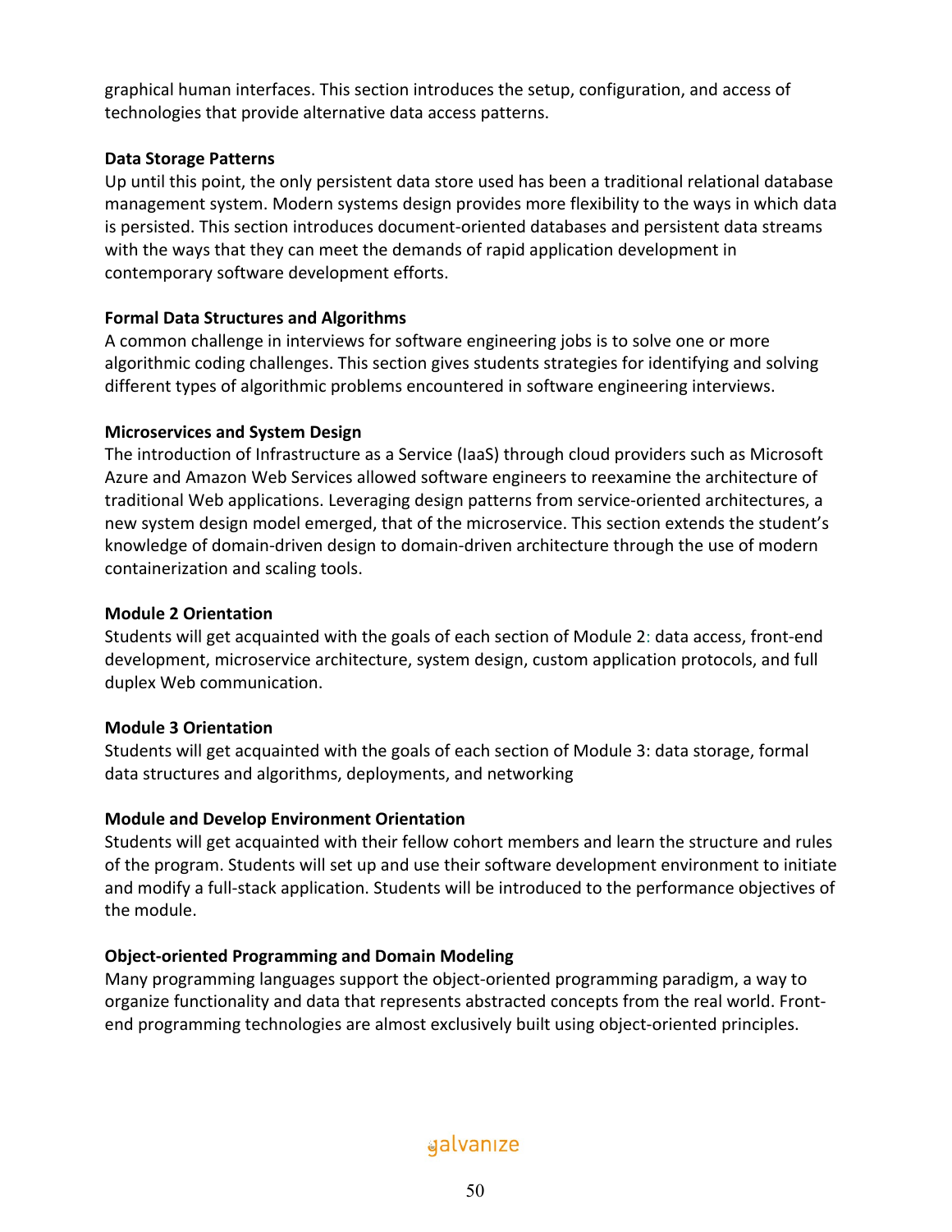graphical human interfaces. This section introduces the setup, configuration, and access of technologies that provide alternative data access patterns.

**Data Storage Patterns**

Up until this point, the only persistent data store used has been a traditional relational database management system. Modern systems design provides more flexibility to the ways in which data is persisted. This section introduces document-oriented databases and persistent data streams with the ways that they can meet the demands of rapid application development in contemporary software development efforts.

**Formal Data Structures and Algorithms**

A common challenge in interviews for software engineering jobs is to solve one or more algorithmic coding challenges. This section gives students strategies for identifying and solving different types of algorithmic problems encountered in software engineering interviews.

**Microservices and System Design**

The introduction of Infrastructure as a Service (IaaS) through cloud providers such as Microsoft Azure and Amazon Web Services allowed software engineers to reexamine the architecture of traditional Web applications. Leveraging design patterns from service-oriented architectures, a new system design model emerged, that of the microservice. This section extends the student's knowledge of domain-driven design to domain-driven architecture through the use of modern containerization and scaling tools.

**Module 2 Orientation**

Students will get acquainted with the goals of each section of Module 2: data access, front-end development, microservice architecture, system design, custom application protocols, and full duplex Web communication.

**Module 3 Orientation**

Students will get acquainted with the goals of each section of Module 3: data storage, formal data structures and algorithms, deployments, and networking

**Module and Develop Environment Orientation**

Students will get acquainted with their fellow cohort members and learn the structure and rules of the program. Students will set up and use their software development environment to initiate and modify a full-stack application. Students will be introduced to the performance objectives of the module.

**Object-oriented Programming and Domain Modeling**

Many programming languages support the object-oriented programming paradigm, a way to organize functionality and data that represents abstracted concepts from the real world. Front-end programming technologies are almost exclusively built using object-oriented principles.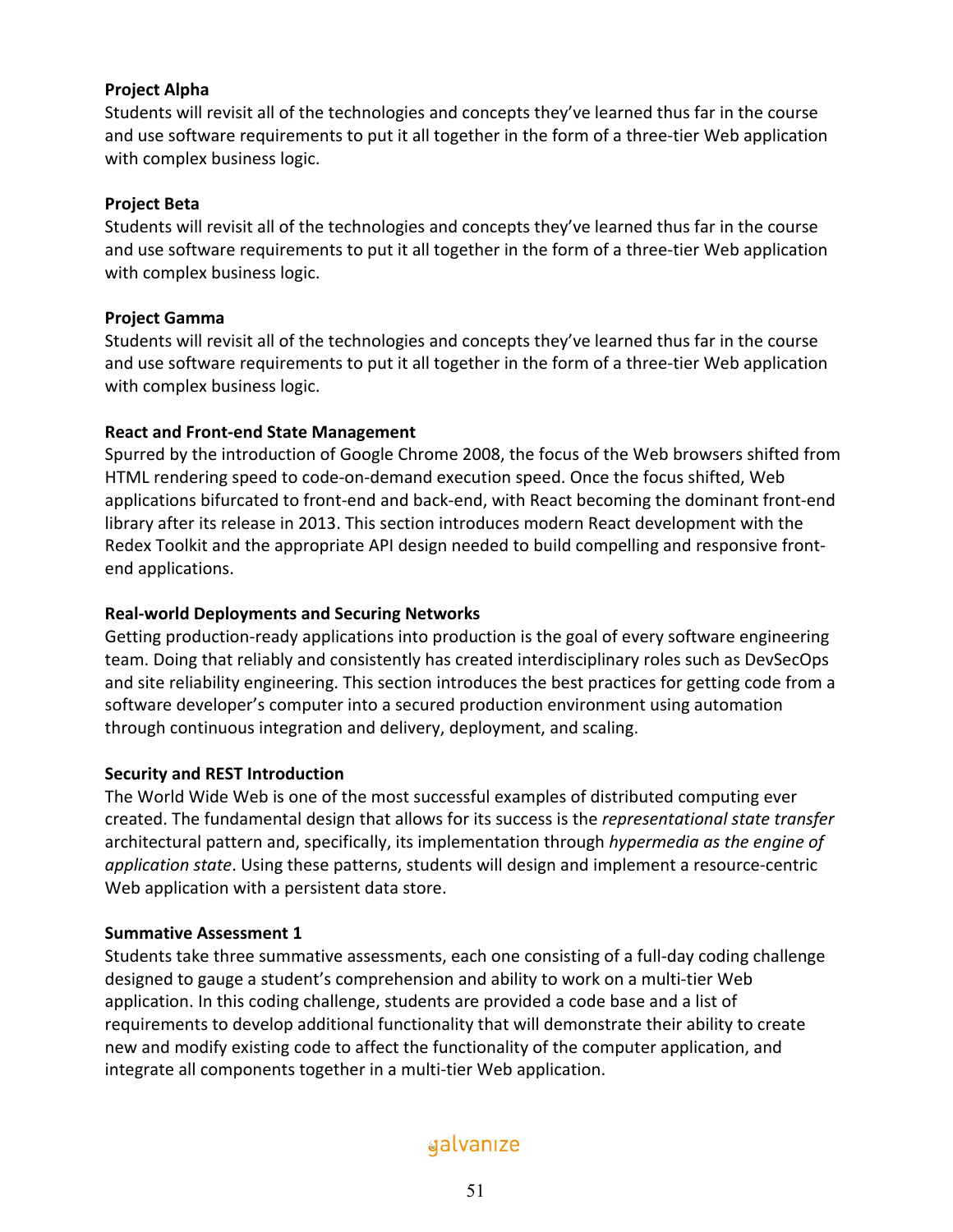**Project Alpha**
Students will revisit all of the technologies and concepts they've learned thus far in the course and use software requirements to put it all together in the form of a three-tier Web application with complex business logic.

**Project Beta**
Students will revisit all of the technologies and concepts they've learned thus far in the course and use software requirements to put it all together in the form of a three-tier Web application with complex business logic.

**Project Gamma**
Students will revisit all of the technologies and concepts they've learned thus far in the course and use software requirements to put it all together in the form of a three-tier Web application with complex business logic.

**React and Front-end State Management**
Spurred by the introduction of Google Chrome 2008, the focus of the Web browsers shifted from HTML rendering speed to code-on-demand execution speed. Once the focus shifted, Web applications bifurcated to front-end and back-end, with React becoming the dominant front-end library after its release in 2013. This section introduces modern React development with the Redex Toolkit and the appropriate API design needed to build compelling and responsive front-end applications.

**Real-world Deployments and Securing Networks**
Getting production-ready applications into production is the goal of every software engineering team. Doing that reliably and consistently has created interdisciplinary roles such as DevSecOps and site reliability engineering. This section introduces the best practices for getting code from a software developer's computer into a secured production environment using automation through continuous integration and delivery, deployment, and scaling.

**Security and REST Introduction**
The World Wide Web is one of the most successful examples of distributed computing ever created. The fundamental design that allows for its success is the *representational state transfer* architectural pattern and, specifically, its implementation through *hypermedia as the engine of application state*. Using these patterns, students will design and implement a resource-centric Web application with a persistent data store.

**Summative Assessment 1**
Students take three summative assessments, each one consisting of a full-day coding challenge designed to gauge a student's comprehension and ability to work on a multi-tier Web application. In this coding challenge, students are provided a code base and a list of requirements to develop additional functionality that will demonstrate their ability to create new and modify existing code to affect the functionality of the computer application, and integrate all components together in a multi-tier Web application.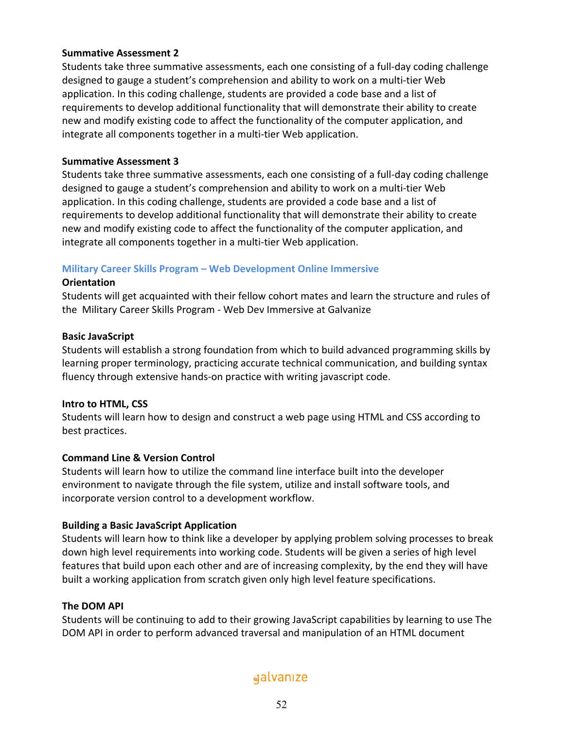**Summative Assessment 2**
Students take three summative assessments, each one consisting of a full-day coding challenge designed to gauge a student's comprehension and ability to work on a multi-tier Web application. In this coding challenge, students are provided a code base and a list of requirements to develop additional functionality that will demonstrate their ability to create new and modify existing code to affect the functionality of the computer application, and integrate all components together in a multi-tier Web application.

**Summative Assessment 3**
Students take three summative assessments, each one consisting of a full-day coding challenge designed to gauge a student's comprehension and ability to work on a multi-tier Web application. In this coding challenge, students are provided a code base and a list of requirements to develop additional functionality that will demonstrate their ability to create new and modify existing code to affect the functionality of the computer application, and integrate all components together in a multi-tier Web application.

### Military Career Skills Program – Web Development Online Immersive

**Orientation**
Students will get acquainted with their fellow cohort mates and learn the structure and rules of the Military Career Skills Program - Web Dev Immersive at Galvanize

**Basic JavaScript**
Students will establish a strong foundation from which to build advanced programming skills by learning proper terminology, practicing accurate technical communication, and building syntax fluency through extensive hands-on practice with writing javascript code.

**Intro to HTML, CSS**
Students will learn how to design and construct a web page using HTML and CSS according to best practices.

**Command Line & Version Control**
Students will learn how to utilize the command line interface built into the developer environment to navigate through the file system, utilize and install software tools, and incorporate version control to a development workflow.

**Building a Basic JavaScript Application**
Students will learn how to think like a developer by applying problem solving processes to break down high level requirements into working code. Students will be given a series of high level features that build upon each other and are of increasing complexity, by the end they will have built a working application from scratch given only high level feature specifications.

**The DOM API**
Students will be continuing to add to their growing JavaScript capabilities by learning to use The DOM API in order to perform advanced traversal and manipulation of an HTML document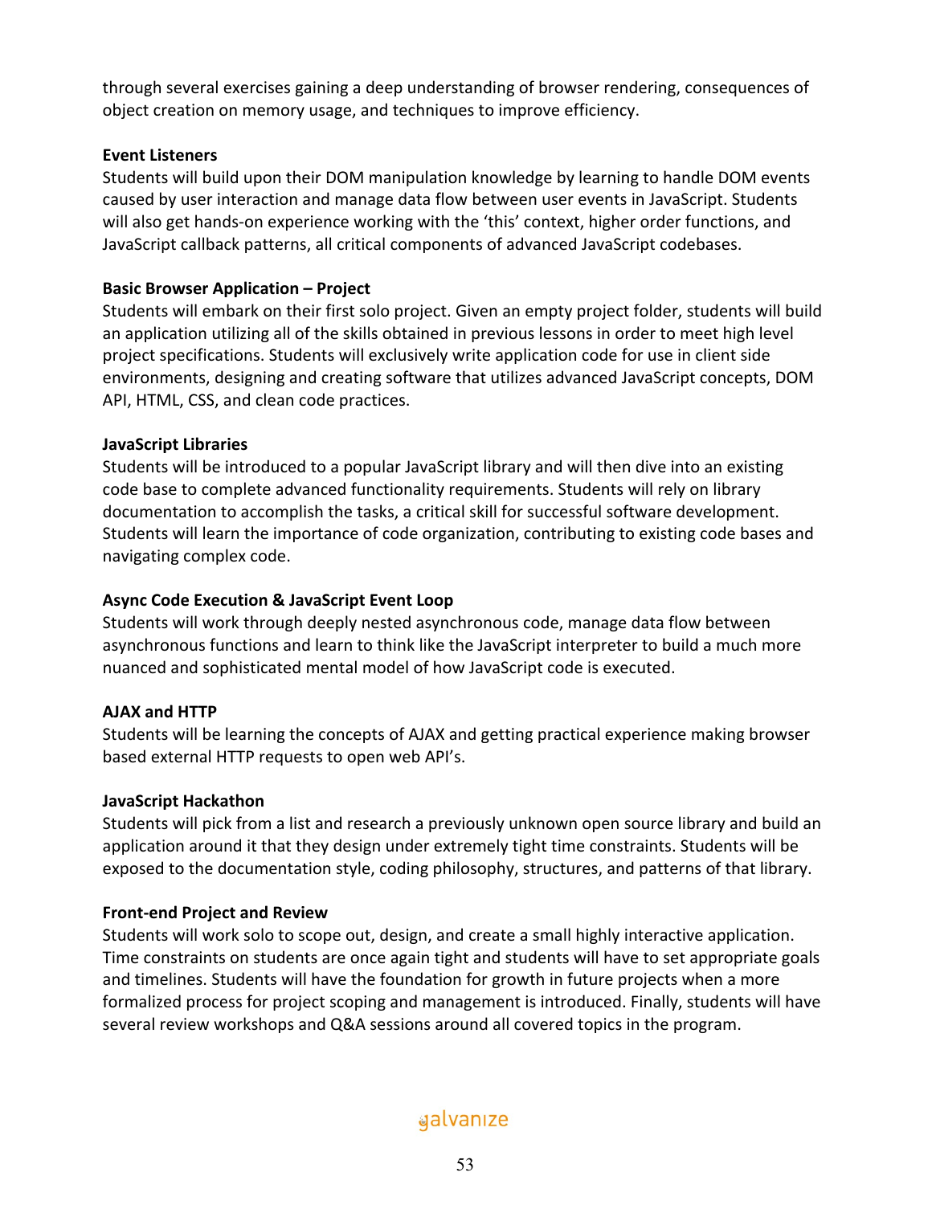through several exercises gaining a deep understanding of browser rendering, consequences of object creation on memory usage, and techniques to improve efficiency.

**Event Listeners**

Students will build upon their DOM manipulation knowledge by learning to handle DOM events caused by user interaction and manage data flow between user events in JavaScript. Students will also get hands-on experience working with the 'this' context, higher order functions, and JavaScript callback patterns, all critical components of advanced JavaScript codebases.

**Basic Browser Application – Project**

Students will embark on their first solo project. Given an empty project folder, students will build an application utilizing all of the skills obtained in previous lessons in order to meet high level project specifications. Students will exclusively write application code for use in client side environments, designing and creating software that utilizes advanced JavaScript concepts, DOM API, HTML, CSS, and clean code practices.

**JavaScript Libraries**

Students will be introduced to a popular JavaScript library and will then dive into an existing code base to complete advanced functionality requirements. Students will rely on library documentation to accomplish the tasks, a critical skill for successful software development. Students will learn the importance of code organization, contributing to existing code bases and navigating complex code.

**Async Code Execution & JavaScript Event Loop**

Students will work through deeply nested asynchronous code, manage data flow between asynchronous functions and learn to think like the JavaScript interpreter to build a much more nuanced and sophisticated mental model of how JavaScript code is executed.

**AJAX and HTTP**

Students will be learning the concepts of AJAX and getting practical experience making browser based external HTTP requests to open web API's.

**JavaScript Hackathon**

Students will pick from a list and research a previously unknown open source library and build an application around it that they design under extremely tight time constraints. Students will be exposed to the documentation style, coding philosophy, structures, and patterns of that library.

**Front-end Project and Review**

Students will work solo to scope out, design, and create a small highly interactive application. Time constraints on students are once again tight and students will have to set appropriate goals and timelines. Students will have the foundation for growth in future projects when a more formalized process for project scoping and management is introduced. Finally, students will have several review workshops and Q&A sessions around all covered topics in the program.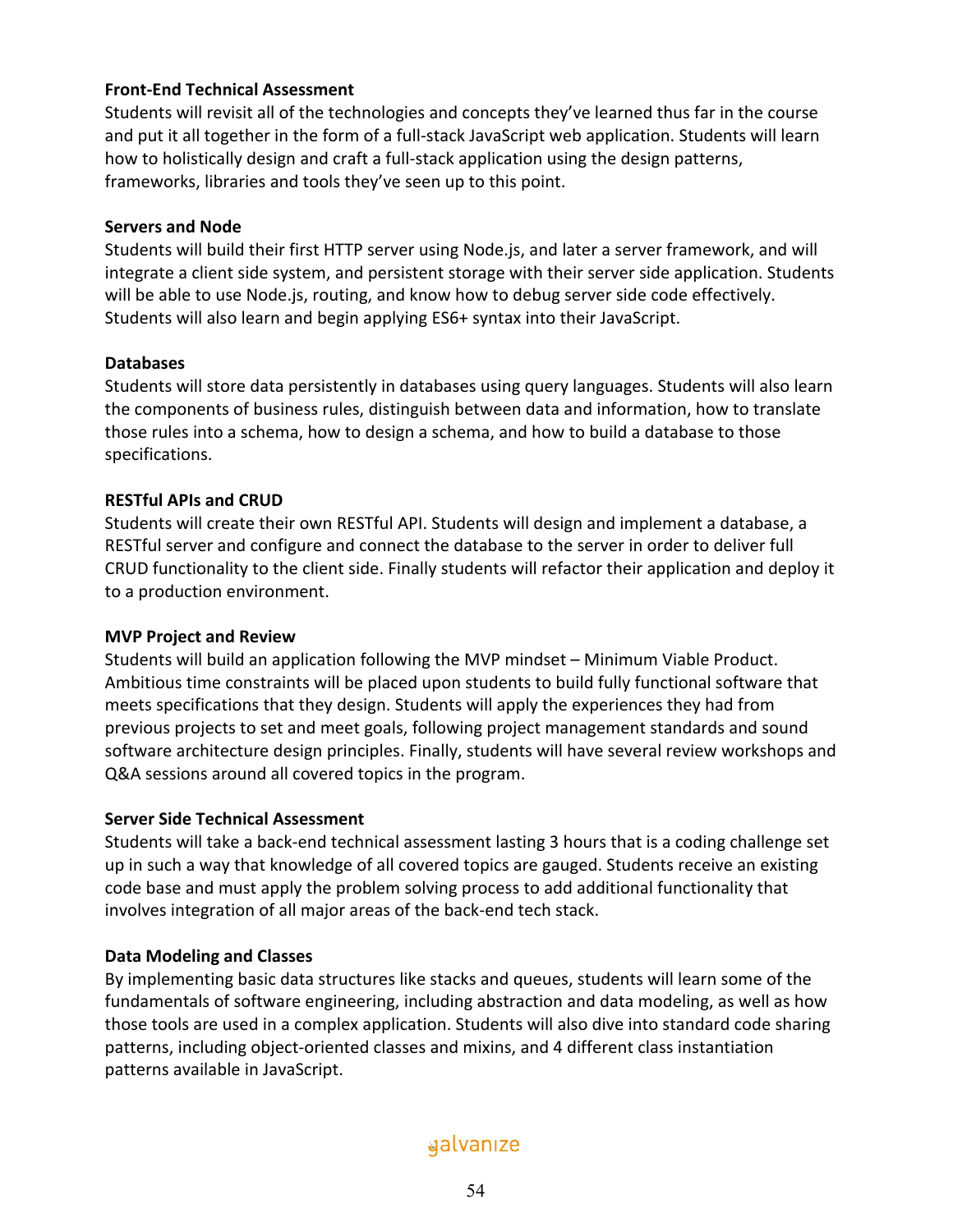**Front-End Technical Assessment**
Students will revisit all of the technologies and concepts they've learned thus far in the course and put it all together in the form of a full-stack JavaScript web application. Students will learn how to holistically design and craft a full-stack application using the design patterns, frameworks, libraries and tools they've seen up to this point.

**Servers and Node**
Students will build their first HTTP server using Node.js, and later a server framework, and will integrate a client side system, and persistent storage with their server side application. Students will be able to use Node.js, routing, and know how to debug server side code effectively. Students will also learn and begin applying ES6+ syntax into their JavaScript.

**Databases**
Students will store data persistently in databases using query languages. Students will also learn the components of business rules, distinguish between data and information, how to translate those rules into a schema, how to design a schema, and how to build a database to those specifications.

**RESTful APIs and CRUD**
Students will create their own RESTful API. Students will design and implement a database, a RESTful server and configure and connect the database to the server in order to deliver full CRUD functionality to the client side. Finally students will refactor their application and deploy it to a production environment.

**MVP Project and Review**
Students will build an application following the MVP mindset – Minimum Viable Product. Ambitious time constraints will be placed upon students to build fully functional software that meets specifications that they design. Students will apply the experiences they had from previous projects to set and meet goals, following project management standards and sound software architecture design principles. Finally, students will have several review workshops and Q&A sessions around all covered topics in the program.

**Server Side Technical Assessment**
Students will take a back-end technical assessment lasting 3 hours that is a coding challenge set up in such a way that knowledge of all covered topics are gauged. Students receive an existing code base and must apply the problem solving process to add additional functionality that involves integration of all major areas of the back-end tech stack.

**Data Modeling and Classes**
By implementing basic data structures like stacks and queues, students will learn some of the fundamentals of software engineering, including abstraction and data modeling, as well as how those tools are used in a complex application. Students will also dive into standard code sharing patterns, including object-oriented classes and mixins, and 4 different class instantiation patterns available in JavaScript.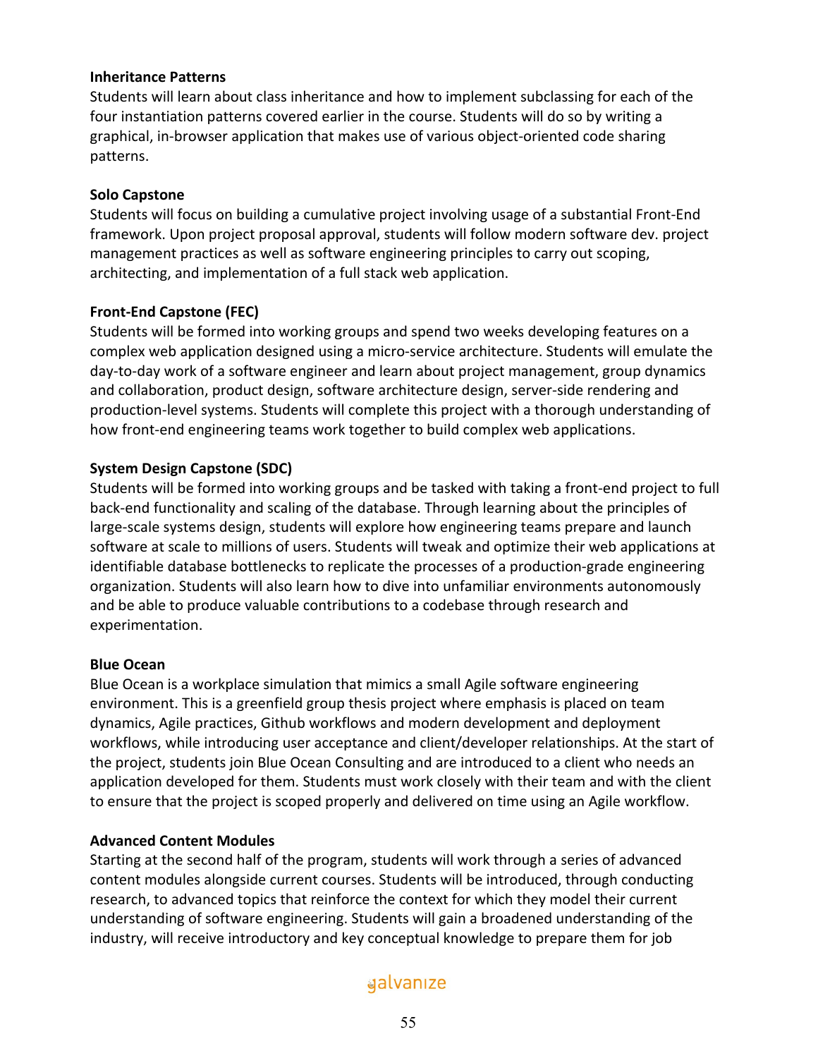**Inheritance Patterns**

Students will learn about class inheritance and how to implement subclassing for each of the four instantiation patterns covered earlier in the course. Students will do so by writing a graphical, in-browser application that makes use of various object-oriented code sharing patterns.

**Solo Capstone**

Students will focus on building a cumulative project involving usage of a substantial Front-End framework. Upon project proposal approval, students will follow modern software dev. project management practices as well as software engineering principles to carry out scoping, architecting, and implementation of a full stack web application.

**Front-End Capstone (FEC)**

Students will be formed into working groups and spend two weeks developing features on a complex web application designed using a micro-service architecture. Students will emulate the day-to-day work of a software engineer and learn about project management, group dynamics and collaboration, product design, software architecture design, server-side rendering and production-level systems. Students will complete this project with a thorough understanding of how front-end engineering teams work together to build complex web applications.

**System Design Capstone (SDC)**

Students will be formed into working groups and be tasked with taking a front-end project to full back-end functionality and scaling of the database. Through learning about the principles of large-scale systems design, students will explore how engineering teams prepare and launch software at scale to millions of users. Students will tweak and optimize their web applications at identifiable database bottlenecks to replicate the processes of a production-grade engineering organization. Students will also learn how to dive into unfamiliar environments autonomously and be able to produce valuable contributions to a codebase through research and experimentation.

**Blue Ocean**

Blue Ocean is a workplace simulation that mimics a small Agile software engineering environment. This is a greenfield group thesis project where emphasis is placed on team dynamics, Agile practices, Github workflows and modern development and deployment workflows, while introducing user acceptance and client/developer relationships. At the start of the project, students join Blue Ocean Consulting and are introduced to a client who needs an application developed for them. Students must work closely with their team and with the client to ensure that the project is scoped properly and delivered on time using an Agile workflow.

**Advanced Content Modules**

Starting at the second half of the program, students will work through a series of advanced content modules alongside current courses. Students will be introduced, through conducting research, to advanced topics that reinforce the context for which they model their current understanding of software engineering. Students will gain a broadened understanding of the industry, will receive introductory and key conceptual knowledge to prepare them for job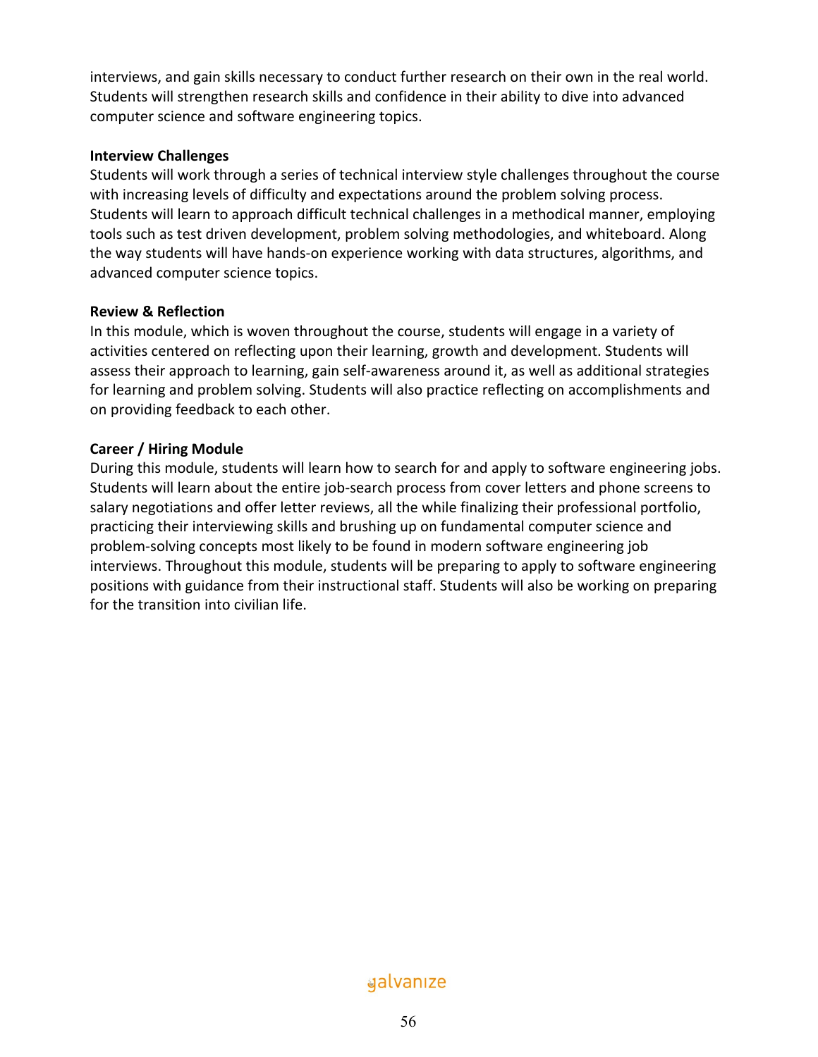interviews, and gain skills necessary to conduct further research on their own in the real world. Students will strengthen research skills and confidence in their ability to dive into advanced computer science and software engineering topics.

**Interview Challenges**
Students will work through a series of technical interview style challenges throughout the course with increasing levels of difficulty and expectations around the problem solving process. Students will learn to approach difficult technical challenges in a methodical manner, employing tools such as test driven development, problem solving methodologies, and whiteboard. Along the way students will have hands-on experience working with data structures, algorithms, and advanced computer science topics.

**Review & Reflection**
In this module, which is woven throughout the course, students will engage in a variety of activities centered on reflecting upon their learning, growth and development. Students will assess their approach to learning, gain self-awareness around it, as well as additional strategies for learning and problem solving. Students will also practice reflecting on accomplishments and on providing feedback to each other.

**Career / Hiring Module**
During this module, students will learn how to search for and apply to software engineering jobs. Students will learn about the entire job-search process from cover letters and phone screens to salary negotiations and offer letter reviews, all the while finalizing their professional portfolio, practicing their interviewing skills and brushing up on fundamental computer science and problem-solving concepts most likely to be found in modern software engineering job interviews. Throughout this module, students will be preparing to apply to software engineering positions with guidance from their instructional staff. Students will also be working on preparing for the transition into civilian life.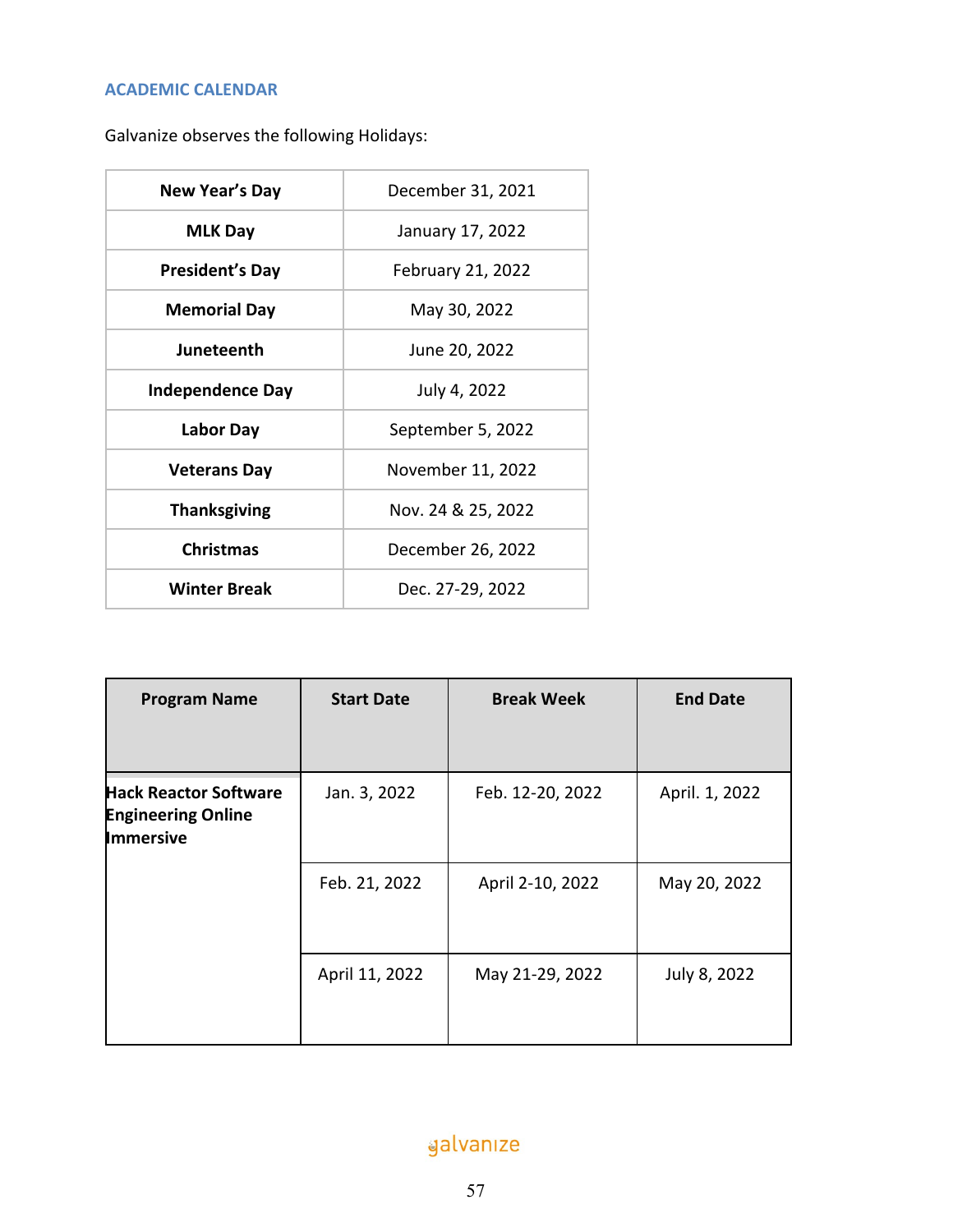## ACADEMIC CALENDAR

Galvanize observes the following Holidays:

| | |
|---|---|
| **New Year's Day** | December 31, 2021 |
| **MLK Day** | January 17, 2022 |
| **President's Day** | February 21, 2022 |
| **Memorial Day** | May 30, 2022 |
| **Juneteenth** | June 20, 2022 |
| **Independence Day** | July 4, 2022 |
| **Labor Day** | September 5, 2022 |
| **Veterans Day** | November 11, 2022 |
| **Thanksgiving** | Nov. 24 & 25, 2022 |
| **Christmas** | December 26, 2022 |
| **Winter Break** | Dec. 27-29, 2022 |

| Program Name | Start Date | Break Week | End Date |
|---|---|---|---|
| **Hack Reactor Software Engineering Online Immersive** | Jan. 3, 2022 | Feb. 12-20, 2022 | April. 1, 2022 |
| | Feb. 21, 2022 | April 2-10, 2022 | May 20, 2022 |
| | April 11, 2022 | May 21-29, 2022 | July 8, 2022 |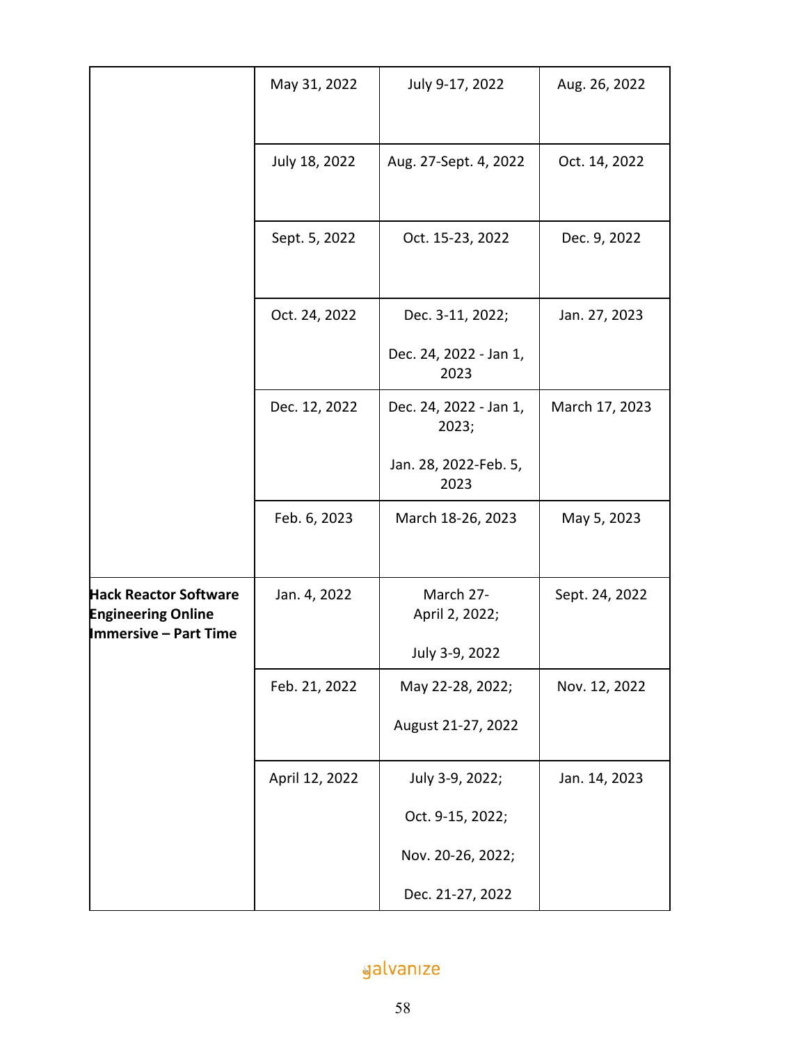| | | | |
|---|---|---|---|
| | May 31, 2022 | July 9-17, 2022 | Aug. 26, 2022 |
| | July 18, 2022 | Aug. 27-Sept. 4, 2022 | Oct. 14, 2022 |
| | Sept. 5, 2022 | Oct. 15-23, 2022 | Dec. 9, 2022 |
| | Oct. 24, 2022 | Dec. 3-11, 2022; Dec. 24, 2022 - Jan 1, 2023 | Jan. 27, 2023 |
| | Dec. 12, 2022 | Dec. 24, 2022 - Jan 1, 2023; Jan. 28, 2022-Feb. 5, 2023 | March 17, 2023 |
| | Feb. 6, 2023 | March 18-26, 2023 | May 5, 2023 |
| **Hack Reactor Software Engineering Online Immersive – Part Time** | Jan. 4, 2022 | March 27-April 2, 2022; July 3-9, 2022 | Sept. 24, 2022 |
| | Feb. 21, 2022 | May 22-28, 2022; August 21-27, 2022 | Nov. 12, 2022 |
| | April 12, 2022 | July 3-9, 2022; Oct. 9-15, 2022; Nov. 20-26, 2022; Dec. 21-27, 2022 | Jan. 14, 2023 |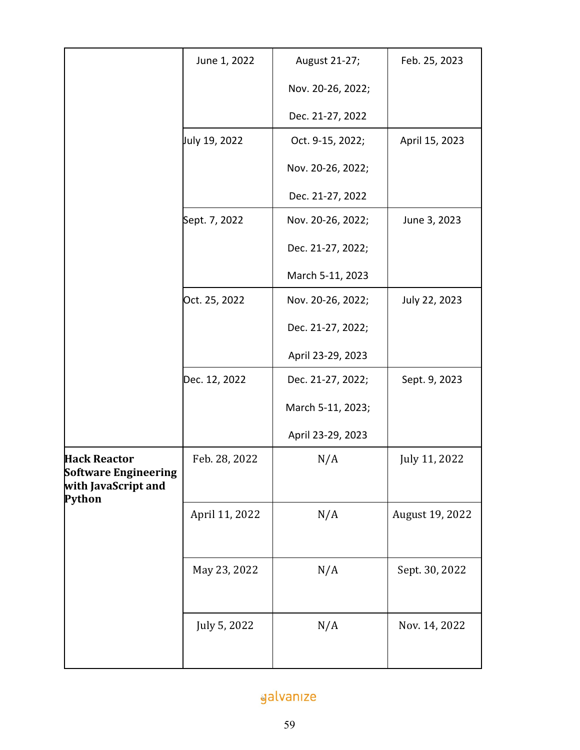| | | | |
|---|---|---|---|
| | June 1, 2022 | August 21-27;<br>Nov. 20-26, 2022;<br>Dec. 21-27, 2022 | Feb. 25, 2023 |
| | July 19, 2022 | Oct. 9-15, 2022;<br>Nov. 20-26, 2022;<br>Dec. 21-27, 2022 | April 15, 2023 |
| | Sept. 7, 2022 | Nov. 20-26, 2022;<br>Dec. 21-27, 2022;<br>March 5-11, 2023 | June 3, 2023 |
| | Oct. 25, 2022 | Nov. 20-26, 2022;<br>Dec. 21-27, 2022;<br>April 23-29, 2023 | July 22, 2023 |
| | Dec. 12, 2022 | Dec. 21-27, 2022;<br>March 5-11, 2023;<br>April 23-29, 2023 | Sept. 9, 2023 |
| **Hack Reactor Software Engineering with JavaScript and Python** | Feb. 28, 2022 | N/A | July 11, 2022 |
| | April 11, 2022 | N/A | August 19, 2022 |
| | May 23, 2022 | N/A | Sept. 30, 2022 |
| | July 5, 2022 | N/A | Nov. 14, 2022 |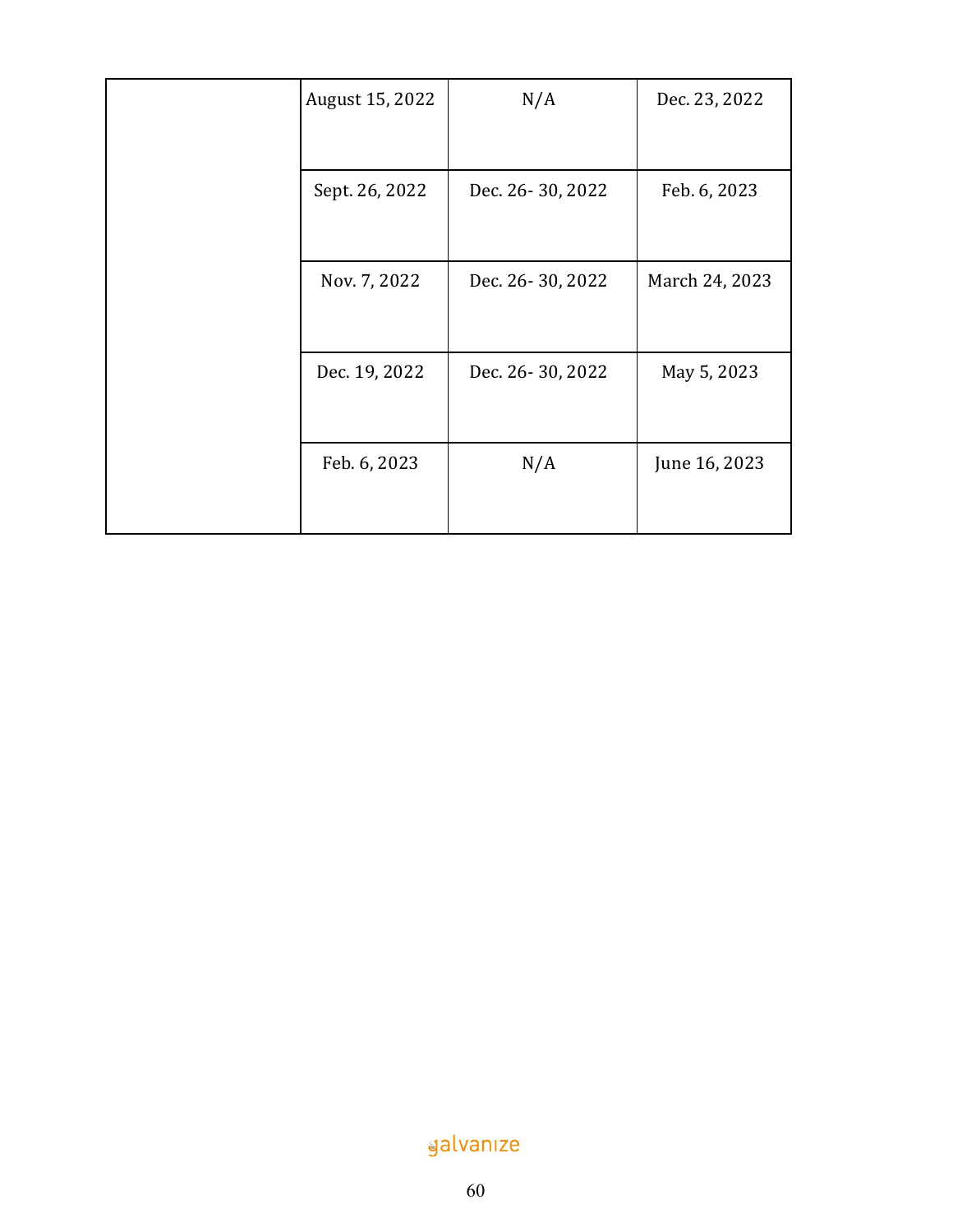| | | | |
|---|---|---|---|
| | August 15, 2022 | N/A | Dec. 23, 2022 |
| | Sept. 26, 2022 | Dec. 26- 30, 2022 | Feb. 6, 2023 |
| | Nov. 7, 2022 | Dec. 26- 30, 2022 | March 24, 2023 |
| | Dec. 19, 2022 | Dec. 26- 30, 2022 | May 5, 2023 |
| | Feb. 6, 2023 | N/A | June 16, 2023 |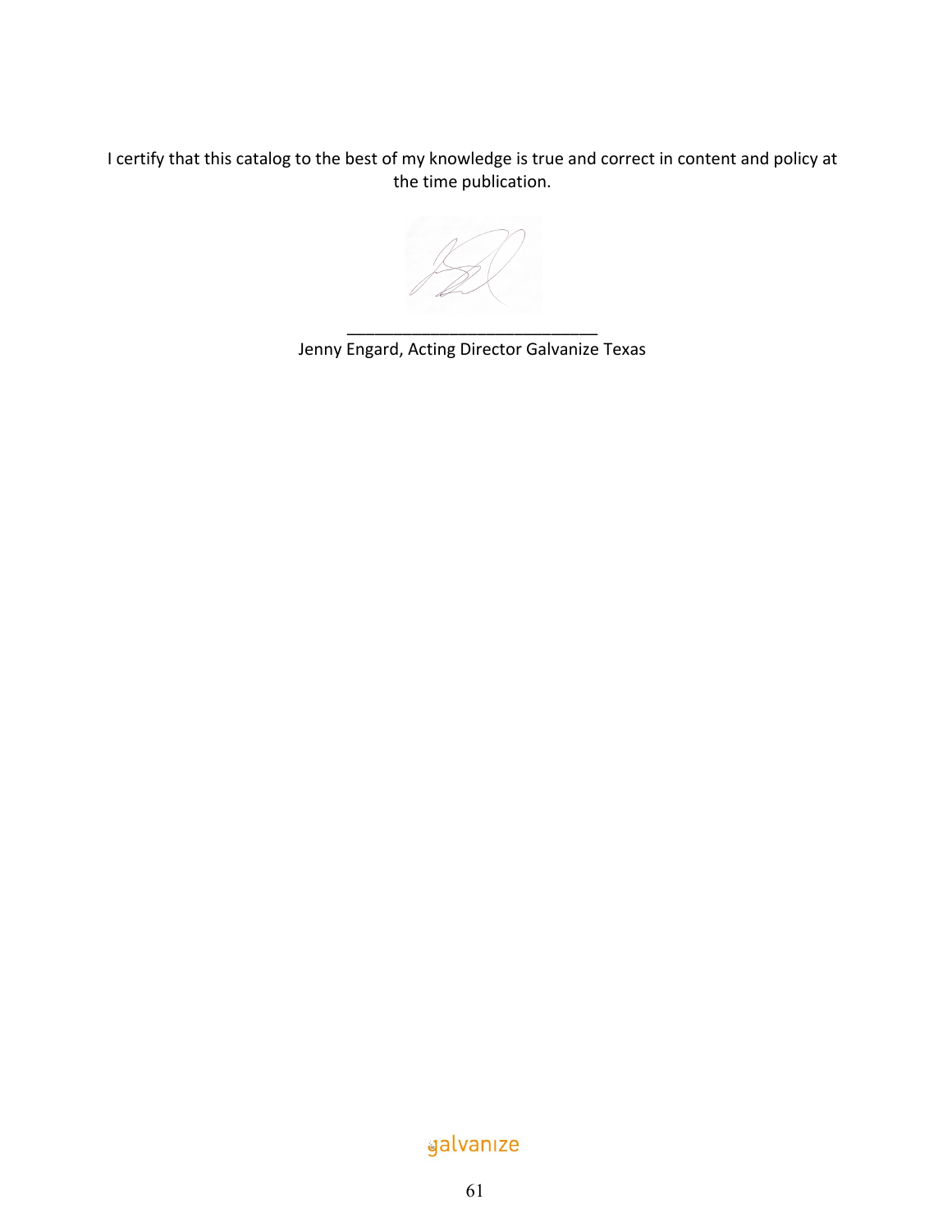I certify that this catalog to the best of my knowledge is true and correct in content and policy at the time publication.

___________________________
Jenny Engard, Acting Director Galvanize Texas